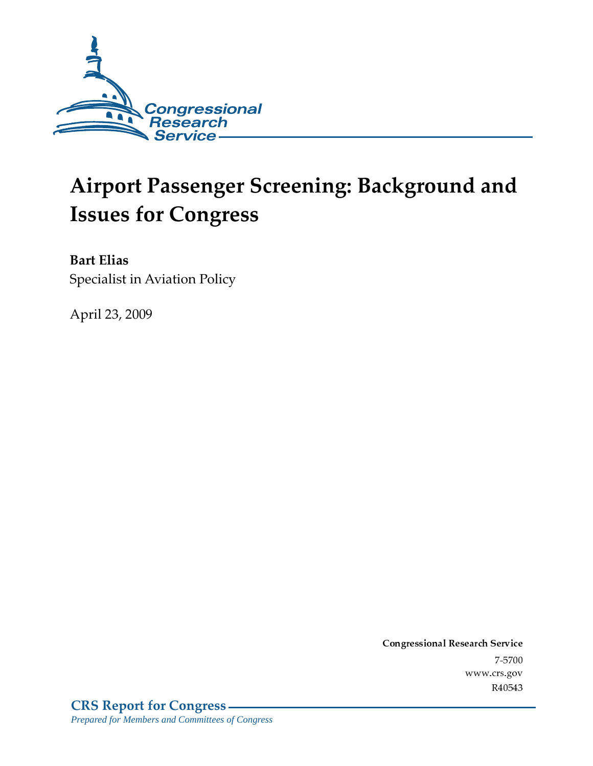Congressional Research Service

# Airport Passenger Screening: Background and Issues for Congress

**Bart Elias**
Specialist in Aviation Policy

April 23, 2009

**Congressional Research Service**

7-5700

www.crs.gov

R40543

**CRS Report for Congress**

*Prepared for Members and Committees of Congress*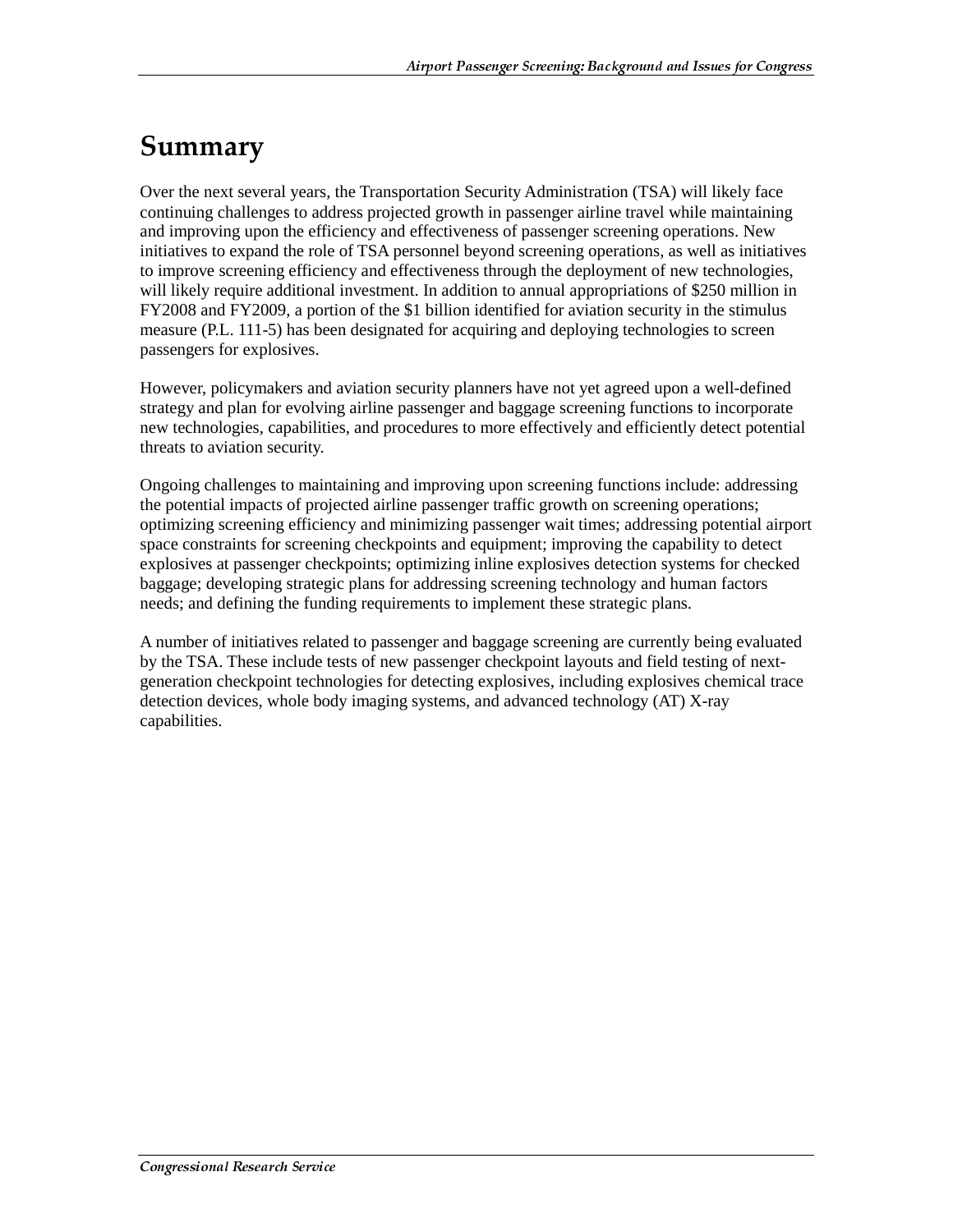# Summary

Over the next several years, the Transportation Security Administration (TSA) will likely face continuing challenges to address projected growth in passenger airline travel while maintaining and improving upon the efficiency and effectiveness of passenger screening operations. New initiatives to expand the role of TSA personnel beyond screening operations, as well as initiatives to improve screening efficiency and effectiveness through the deployment of new technologies, will likely require additional investment. In addition to annual appropriations of $250 million in FY2008 and FY2009, a portion of the $1 billion identified for aviation security in the stimulus measure (P.L. 111-5) has been designated for acquiring and deploying technologies to screen passengers for explosives.

However, policymakers and aviation security planners have not yet agreed upon a well-defined strategy and plan for evolving airline passenger and baggage screening functions to incorporate new technologies, capabilities, and procedures to more effectively and efficiently detect potential threats to aviation security.

Ongoing challenges to maintaining and improving upon screening functions include: addressing the potential impacts of projected airline passenger traffic growth on screening operations; optimizing screening efficiency and minimizing passenger wait times; addressing potential airport space constraints for screening checkpoints and equipment; improving the capability to detect explosives at passenger checkpoints; optimizing inline explosives detection systems for checked baggage; developing strategic plans for addressing screening technology and human factors needs; and defining the funding requirements to implement these strategic plans.

A number of initiatives related to passenger and baggage screening are currently being evaluated by the TSA. These include tests of new passenger checkpoint layouts and field testing of next-generation checkpoint technologies for detecting explosives, including explosives chemical trace detection devices, whole body imaging systems, and advanced technology (AT) X-ray capabilities.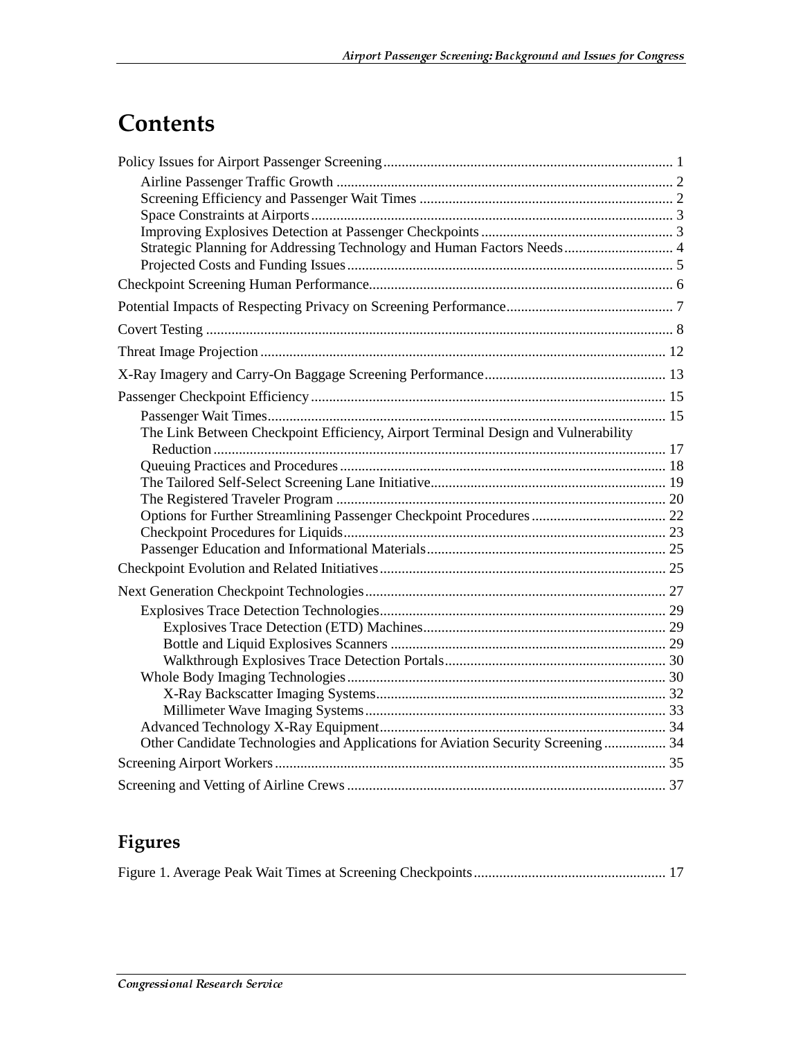# Contents

Policy Issues for Airport Passenger Screening ................................................................................ 1

- Airline Passenger Traffic Growth ............................................................................................ 2
- Screening Efficiency and Passenger Wait Times ...................................................................... 2
- Space Constraints at Airports ................................................................................................... 3
- Improving Explosives Detection at Passenger Checkpoints ..................................................... 3
- Strategic Planning for Addressing Technology and Human Factors Needs .............................. 4
- Projected Costs and Funding Issues .......................................................................................... 5

Checkpoint Screening Human Performance ................................................................................... 6

Potential Impacts of Respecting Privacy on Screening Performance .............................................. 7

Covert Testing ................................................................................................................................ 8

Threat Image Projection ................................................................................................................ 12

X-Ray Imagery and Carry-On Baggage Screening Performance .................................................. 13

Passenger Checkpoint Efficiency .................................................................................................. 15

- Passenger Wait Times ............................................................................................................. 15
- The Link Between Checkpoint Efficiency, Airport Terminal Design and Vulnerability Reduction ............................................................................................................................. 17
- Queuing Practices and Procedures .......................................................................................... 18
- The Tailored Self-Select Screening Lane Initiative ................................................................. 19
- The Registered Traveler Program ........................................................................................... 20
- Options for Further Streamlining Passenger Checkpoint Procedures ..................................... 22
- Checkpoint Procedures for Liquids ......................................................................................... 23
- Passenger Education and Informational Materials .................................................................. 25

Checkpoint Evolution and Related Initiatives ............................................................................... 25

Next Generation Checkpoint Technologies .................................................................................. 27

- Explosives Trace Detection Technologies ............................................................................... 29
  - Explosives Trace Detection (ETD) Machines ................................................................... 29
  - Bottle and Liquid Explosives Scanners ............................................................................ 29
  - Walkthrough Explosives Trace Detection Portals ............................................................. 30
- Whole Body Imaging Technologies ........................................................................................ 30
  - X-Ray Backscatter Imaging Systems ................................................................................ 32
  - Millimeter Wave Imaging Systems ................................................................................... 33
- Advanced Technology X-Ray Equipment ............................................................................... 34
- Other Candidate Technologies and Applications for Aviation Security Screening ................. 34

Screening Airport Workers ............................................................................................................ 35

Screening and Vetting of Airline Crews ........................................................................................ 37

## Figures

Figure 1. Average Peak Wait Times at Screening Checkpoints ..................................................... 17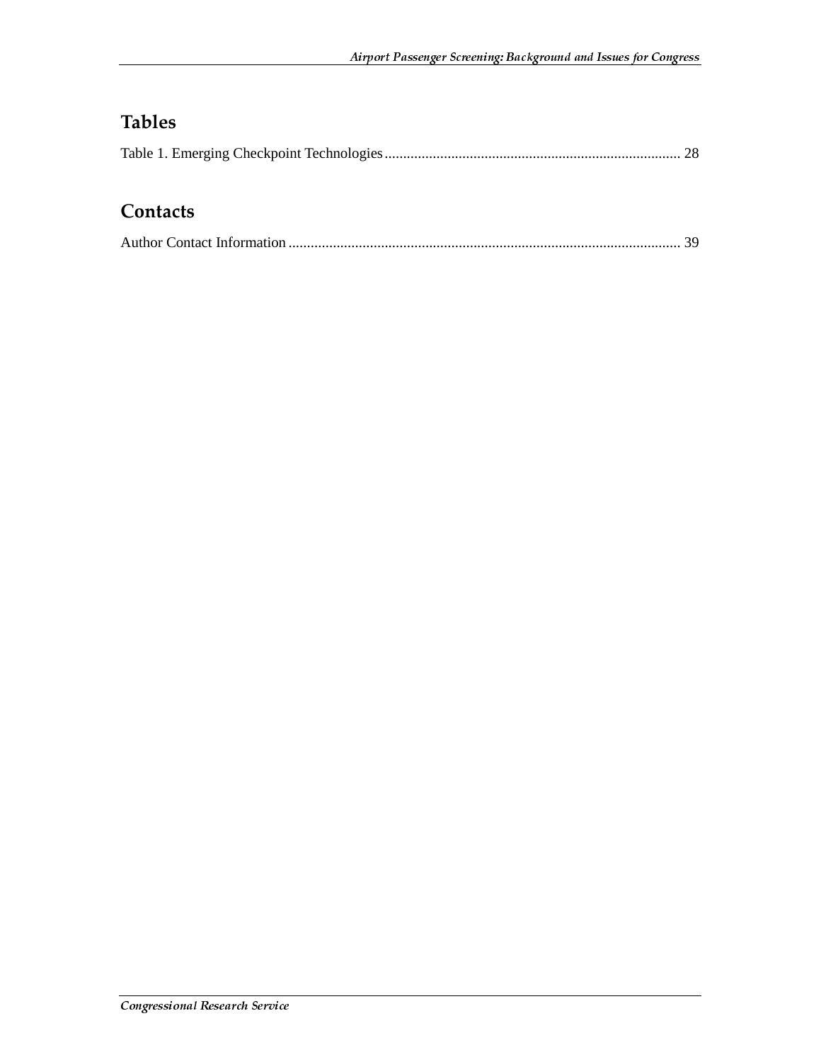## Tables

Table 1. Emerging Checkpoint Technologies ................................................................................ 28

## Contacts

Author Contact Information .......................................................................................................... 39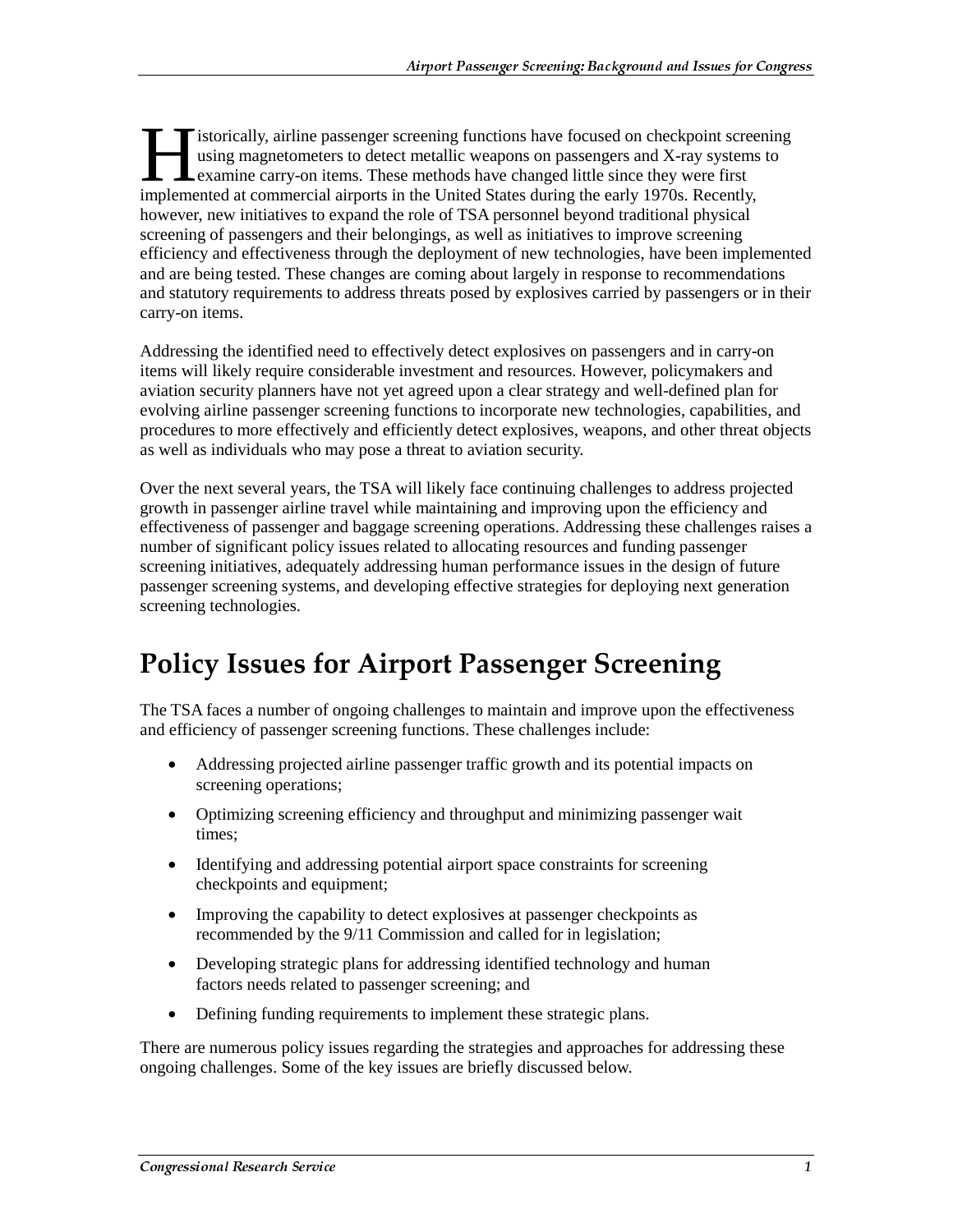Historically, airline passenger screening functions have focused on checkpoint screening using magnetometers to detect metallic weapons on passengers and X-ray systems to examine carry-on items. These methods have changed little since they were first implemented at commercial airports in the United States during the early 1970s. Recently, however, new initiatives to expand the role of TSA personnel beyond traditional physical screening of passengers and their belongings, as well as initiatives to improve screening efficiency and effectiveness through the deployment of new technologies, have been implemented and are being tested. These changes are coming about largely in response to recommendations and statutory requirements to address threats posed by explosives carried by passengers or in their carry-on items.

Addressing the identified need to effectively detect explosives on passengers and in carry-on items will likely require considerable investment and resources. However, policymakers and aviation security planners have not yet agreed upon a clear strategy and well-defined plan for evolving airline passenger screening functions to incorporate new technologies, capabilities, and procedures to more effectively and efficiently detect explosives, weapons, and other threat objects as well as individuals who may pose a threat to aviation security.

Over the next several years, the TSA will likely face continuing challenges to address projected growth in passenger airline travel while maintaining and improving upon the efficiency and effectiveness of passenger and baggage screening operations. Addressing these challenges raises a number of significant policy issues related to allocating resources and funding passenger screening initiatives, adequately addressing human performance issues in the design of future passenger screening systems, and developing effective strategies for deploying next generation screening technologies.

# Policy Issues for Airport Passenger Screening

The TSA faces a number of ongoing challenges to maintain and improve upon the effectiveness and efficiency of passenger screening functions. These challenges include:

- Addressing projected airline passenger traffic growth and its potential impacts on screening operations;
- Optimizing screening efficiency and throughput and minimizing passenger wait times;
- Identifying and addressing potential airport space constraints for screening checkpoints and equipment;
- Improving the capability to detect explosives at passenger checkpoints as recommended by the 9/11 Commission and called for in legislation;
- Developing strategic plans for addressing identified technology and human factors needs related to passenger screening; and
- Defining funding requirements to implement these strategic plans.

There are numerous policy issues regarding the strategies and approaches for addressing these ongoing challenges. Some of the key issues are briefly discussed below.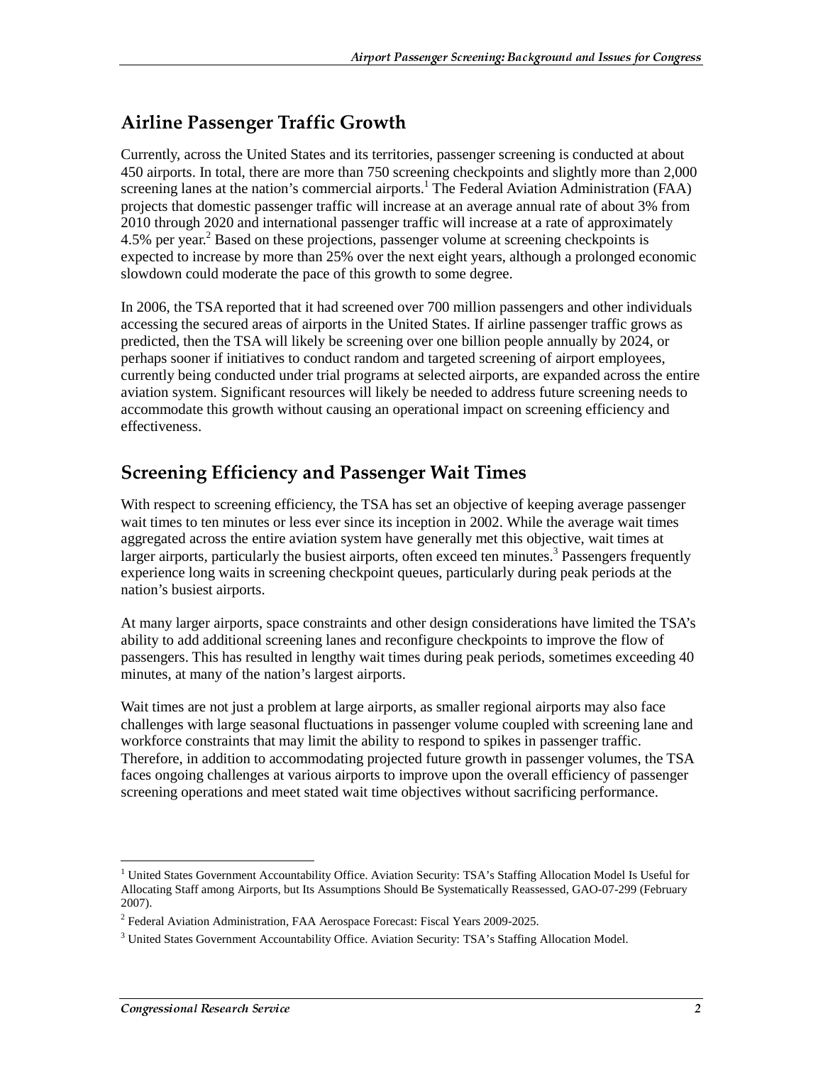## Airline Passenger Traffic Growth

Currently, across the United States and its territories, passenger screening is conducted at about 450 airports. In total, there are more than 750 screening checkpoints and slightly more than 2,000 screening lanes at the nation's commercial airports.[1] The Federal Aviation Administration (FAA) projects that domestic passenger traffic will increase at an average annual rate of about 3% from 2010 through 2020 and international passenger traffic will increase at a rate of approximately 4.5% per year.[2] Based on these projections, passenger volume at screening checkpoints is expected to increase by more than 25% over the next eight years, although a prolonged economic slowdown could moderate the pace of this growth to some degree.

In 2006, the TSA reported that it had screened over 700 million passengers and other individuals accessing the secured areas of airports in the United States. If airline passenger traffic grows as predicted, then the TSA will likely be screening over one billion people annually by 2024, or perhaps sooner if initiatives to conduct random and targeted screening of airport employees, currently being conducted under trial programs at selected airports, are expanded across the entire aviation system. Significant resources will likely be needed to address future screening needs to accommodate this growth without causing an operational impact on screening efficiency and effectiveness.

## Screening Efficiency and Passenger Wait Times

With respect to screening efficiency, the TSA has set an objective of keeping average passenger wait times to ten minutes or less ever since its inception in 2002. While the average wait times aggregated across the entire aviation system have generally met this objective, wait times at larger airports, particularly the busiest airports, often exceed ten minutes.[3] Passengers frequently experience long waits in screening checkpoint queues, particularly during peak periods at the nation's busiest airports.

At many larger airports, space constraints and other design considerations have limited the TSA's ability to add additional screening lanes and reconfigure checkpoints to improve the flow of passengers. This has resulted in lengthy wait times during peak periods, sometimes exceeding 40 minutes, at many of the nation's largest airports.

Wait times are not just a problem at large airports, as smaller regional airports may also face challenges with large seasonal fluctuations in passenger volume coupled with screening lane and workforce constraints that may limit the ability to respond to spikes in passenger traffic. Therefore, in addition to accommodating projected future growth in passenger volumes, the TSA faces ongoing challenges at various airports to improve upon the overall efficiency of passenger screening operations and meet stated wait time objectives without sacrificing performance.

---

[1] United States Government Accountability Office. Aviation Security: TSA's Staffing Allocation Model Is Useful for Allocating Staff among Airports, but Its Assumptions Should Be Systematically Reassessed, GAO-07-299 (February 2007).

[2] Federal Aviation Administration, FAA Aerospace Forecast: Fiscal Years 2009-2025.

[3] United States Government Accountability Office. Aviation Security: TSA's Staffing Allocation Model.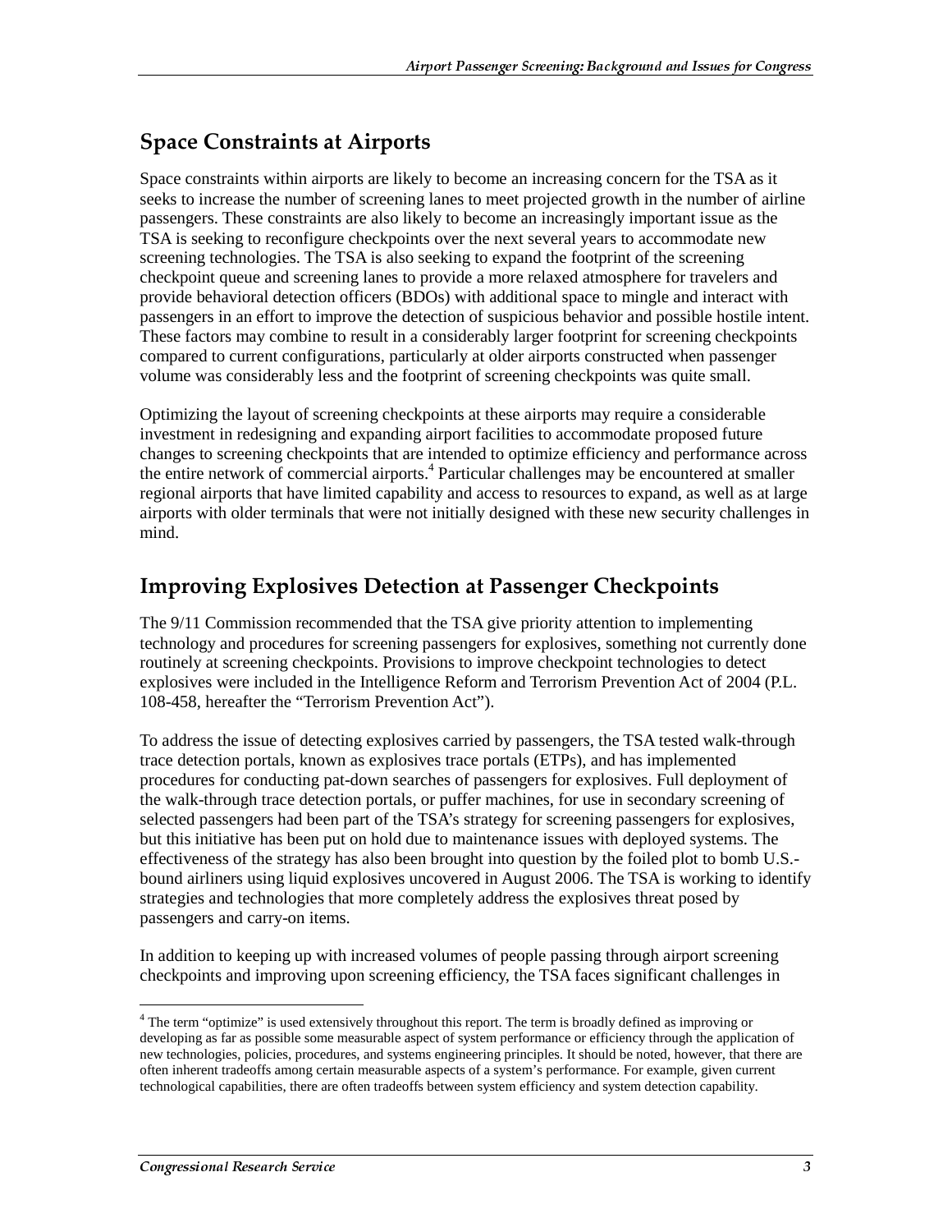## Space Constraints at Airports

Space constraints within airports are likely to become an increasing concern for the TSA as it seeks to increase the number of screening lanes to meet projected growth in the number of airline passengers. These constraints are also likely to become an increasingly important issue as the TSA is seeking to reconfigure checkpoints over the next several years to accommodate new screening technologies. The TSA is also seeking to expand the footprint of the screening checkpoint queue and screening lanes to provide a more relaxed atmosphere for travelers and provide behavioral detection officers (BDOs) with additional space to mingle and interact with passengers in an effort to improve the detection of suspicious behavior and possible hostile intent. These factors may combine to result in a considerably larger footprint for screening checkpoints compared to current configurations, particularly at older airports constructed when passenger volume was considerably less and the footprint of screening checkpoints was quite small.

Optimizing the layout of screening checkpoints at these airports may require a considerable investment in redesigning and expanding airport facilities to accommodate proposed future changes to screening checkpoints that are intended to optimize efficiency and performance across the entire network of commercial airports.[4] Particular challenges may be encountered at smaller regional airports that have limited capability and access to resources to expand, as well as at large airports with older terminals that were not initially designed with these new security challenges in mind.

## Improving Explosives Detection at Passenger Checkpoints

The 9/11 Commission recommended that the TSA give priority attention to implementing technology and procedures for screening passengers for explosives, something not currently done routinely at screening checkpoints. Provisions to improve checkpoint technologies to detect explosives were included in the Intelligence Reform and Terrorism Prevention Act of 2004 (P.L. 108-458, hereafter the "Terrorism Prevention Act").

To address the issue of detecting explosives carried by passengers, the TSA tested walk-through trace detection portals, known as explosives trace portals (ETPs), and has implemented procedures for conducting pat-down searches of passengers for explosives. Full deployment of the walk-through trace detection portals, or puffer machines, for use in secondary screening of selected passengers had been part of the TSA's strategy for screening passengers for explosives, but this initiative has been put on hold due to maintenance issues with deployed systems. The effectiveness of the strategy has also been brought into question by the foiled plot to bomb U.S.-bound airliners using liquid explosives uncovered in August 2006. The TSA is working to identify strategies and technologies that more completely address the explosives threat posed by passengers and carry-on items.

In addition to keeping up with increased volumes of people passing through airport screening checkpoints and improving upon screening efficiency, the TSA faces significant challenges in

[4] The term "optimize" is used extensively throughout this report. The term is broadly defined as improving or developing as far as possible some measurable aspect of system performance or efficiency through the application of new technologies, policies, procedures, and systems engineering principles. It should be noted, however, that there are often inherent tradeoffs among certain measurable aspects of a system's performance. For example, given current technological capabilities, there are often tradeoffs between system efficiency and system detection capability.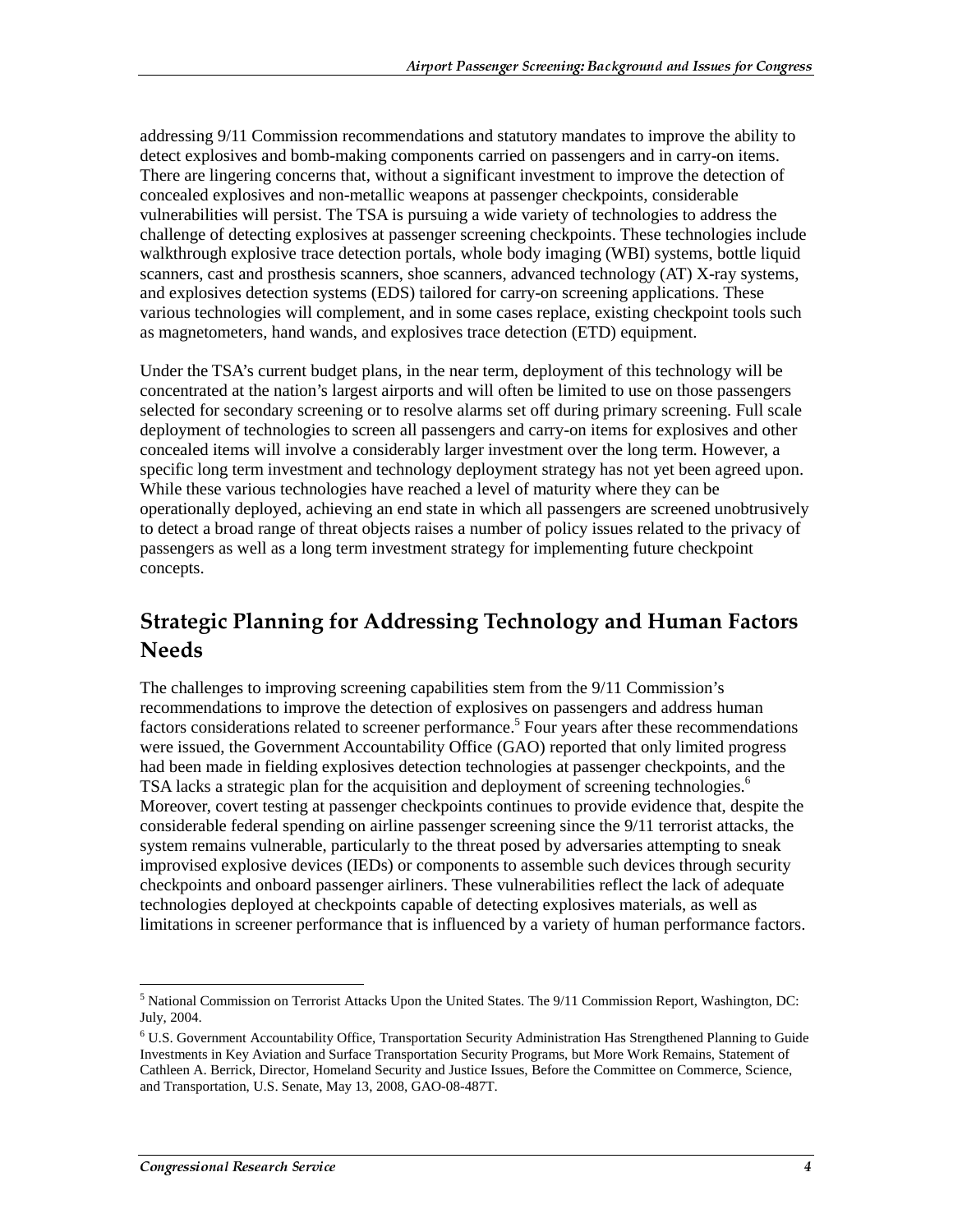addressing 9/11 Commission recommendations and statutory mandates to improve the ability to detect explosives and bomb-making components carried on passengers and in carry-on items. There are lingering concerns that, without a significant investment to improve the detection of concealed explosives and non-metallic weapons at passenger checkpoints, considerable vulnerabilities will persist. The TSA is pursuing a wide variety of technologies to address the challenge of detecting explosives at passenger screening checkpoints. These technologies include walkthrough explosive trace detection portals, whole body imaging (WBI) systems, bottle liquid scanners, cast and prosthesis scanners, shoe scanners, advanced technology (AT) X-ray systems, and explosives detection systems (EDS) tailored for carry-on screening applications. These various technologies will complement, and in some cases replace, existing checkpoint tools such as magnetometers, hand wands, and explosives trace detection (ETD) equipment.

Under the TSA's current budget plans, in the near term, deployment of this technology will be concentrated at the nation's largest airports and will often be limited to use on those passengers selected for secondary screening or to resolve alarms set off during primary screening. Full scale deployment of technologies to screen all passengers and carry-on items for explosives and other concealed items will involve a considerably larger investment over the long term. However, a specific long term investment and technology deployment strategy has not yet been agreed upon. While these various technologies have reached a level of maturity where they can be operationally deployed, achieving an end state in which all passengers are screened unobtrusively to detect a broad range of threat objects raises a number of policy issues related to the privacy of passengers as well as a long term investment strategy for implementing future checkpoint concepts.

## Strategic Planning for Addressing Technology and Human Factors Needs

The challenges to improving screening capabilities stem from the 9/11 Commission's recommendations to improve the detection of explosives on passengers and address human factors considerations related to screener performance.[5] Four years after these recommendations were issued, the Government Accountability Office (GAO) reported that only limited progress had been made in fielding explosives detection technologies at passenger checkpoints, and the TSA lacks a strategic plan for the acquisition and deployment of screening technologies.[6] Moreover, covert testing at passenger checkpoints continues to provide evidence that, despite the considerable federal spending on airline passenger screening since the 9/11 terrorist attacks, the system remains vulnerable, particularly to the threat posed by adversaries attempting to sneak improvised explosive devices (IEDs) or components to assemble such devices through security checkpoints and onboard passenger airliners. These vulnerabilities reflect the lack of adequate technologies deployed at checkpoints capable of detecting explosives materials, as well as limitations in screener performance that is influenced by a variety of human performance factors.

[5] National Commission on Terrorist Attacks Upon the United States. The 9/11 Commission Report, Washington, DC: July, 2004.

[6] U.S. Government Accountability Office, Transportation Security Administration Has Strengthened Planning to Guide Investments in Key Aviation and Surface Transportation Security Programs, but More Work Remains, Statement of Cathleen A. Berrick, Director, Homeland Security and Justice Issues, Before the Committee on Commerce, Science, and Transportation, U.S. Senate, May 13, 2008, GAO-08-487T.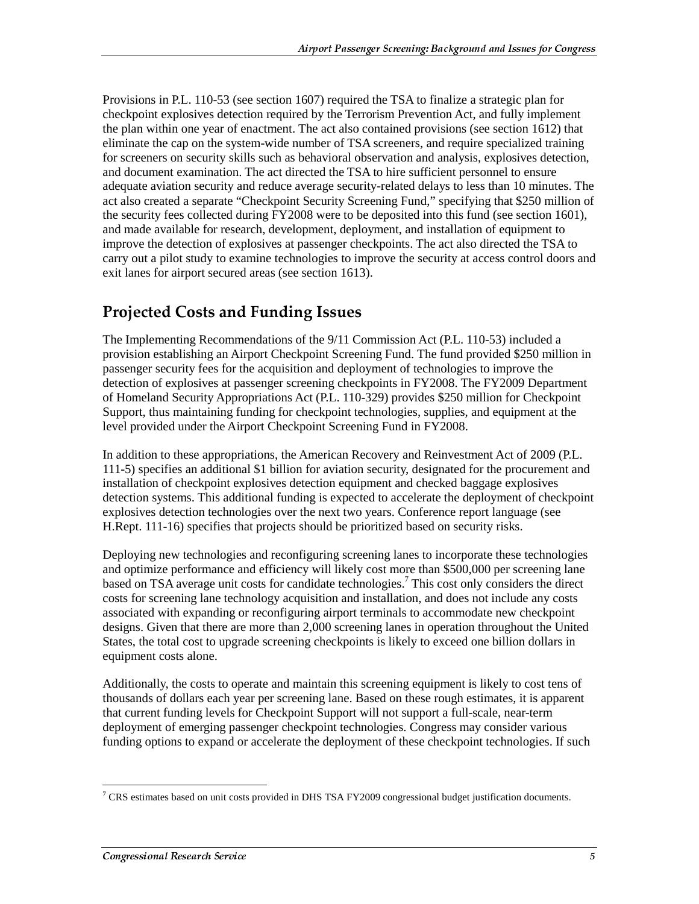Provisions in P.L. 110-53 (see section 1607) required the TSA to finalize a strategic plan for checkpoint explosives detection required by the Terrorism Prevention Act, and fully implement the plan within one year of enactment. The act also contained provisions (see section 1612) that eliminate the cap on the system-wide number of TSA screeners, and require specialized training for screeners on security skills such as behavioral observation and analysis, explosives detection, and document examination. The act directed the TSA to hire sufficient personnel to ensure adequate aviation security and reduce average security-related delays to less than 10 minutes. The act also created a separate "Checkpoint Security Screening Fund," specifying that $250 million of the security fees collected during FY2008 were to be deposited into this fund (see section 1601), and made available for research, development, deployment, and installation of equipment to improve the detection of explosives at passenger checkpoints. The act also directed the TSA to carry out a pilot study to examine technologies to improve the security at access control doors and exit lanes for airport secured areas (see section 1613).

## Projected Costs and Funding Issues

The Implementing Recommendations of the 9/11 Commission Act (P.L. 110-53) included a provision establishing an Airport Checkpoint Screening Fund. The fund provided $250 million in passenger security fees for the acquisition and deployment of technologies to improve the detection of explosives at passenger screening checkpoints in FY2008. The FY2009 Department of Homeland Security Appropriations Act (P.L. 110-329) provides $250 million for Checkpoint Support, thus maintaining funding for checkpoint technologies, supplies, and equipment at the level provided under the Airport Checkpoint Screening Fund in FY2008.

In addition to these appropriations, the American Recovery and Reinvestment Act of 2009 (P.L. 111-5) specifies an additional $1 billion for aviation security, designated for the procurement and installation of checkpoint explosives detection equipment and checked baggage explosives detection systems. This additional funding is expected to accelerate the deployment of checkpoint explosives detection technologies over the next two years. Conference report language (see H.Rept. 111-16) specifies that projects should be prioritized based on security risks.

Deploying new technologies and reconfiguring screening lanes to incorporate these technologies and optimize performance and efficiency will likely cost more than $500,000 per screening lane based on TSA average unit costs for candidate technologies.[7] This cost only considers the direct costs for screening lane technology acquisition and installation, and does not include any costs associated with expanding or reconfiguring airport terminals to accommodate new checkpoint designs. Given that there are more than 2,000 screening lanes in operation throughout the United States, the total cost to upgrade screening checkpoints is likely to exceed one billion dollars in equipment costs alone.

Additionally, the costs to operate and maintain this screening equipment is likely to cost tens of thousands of dollars each year per screening lane. Based on these rough estimates, it is apparent that current funding levels for Checkpoint Support will not support a full-scale, near-term deployment of emerging passenger checkpoint technologies. Congress may consider various funding options to expand or accelerate the deployment of these checkpoint technologies. If such

[7] CRS estimates based on unit costs provided in DHS TSA FY2009 congressional budget justification documents.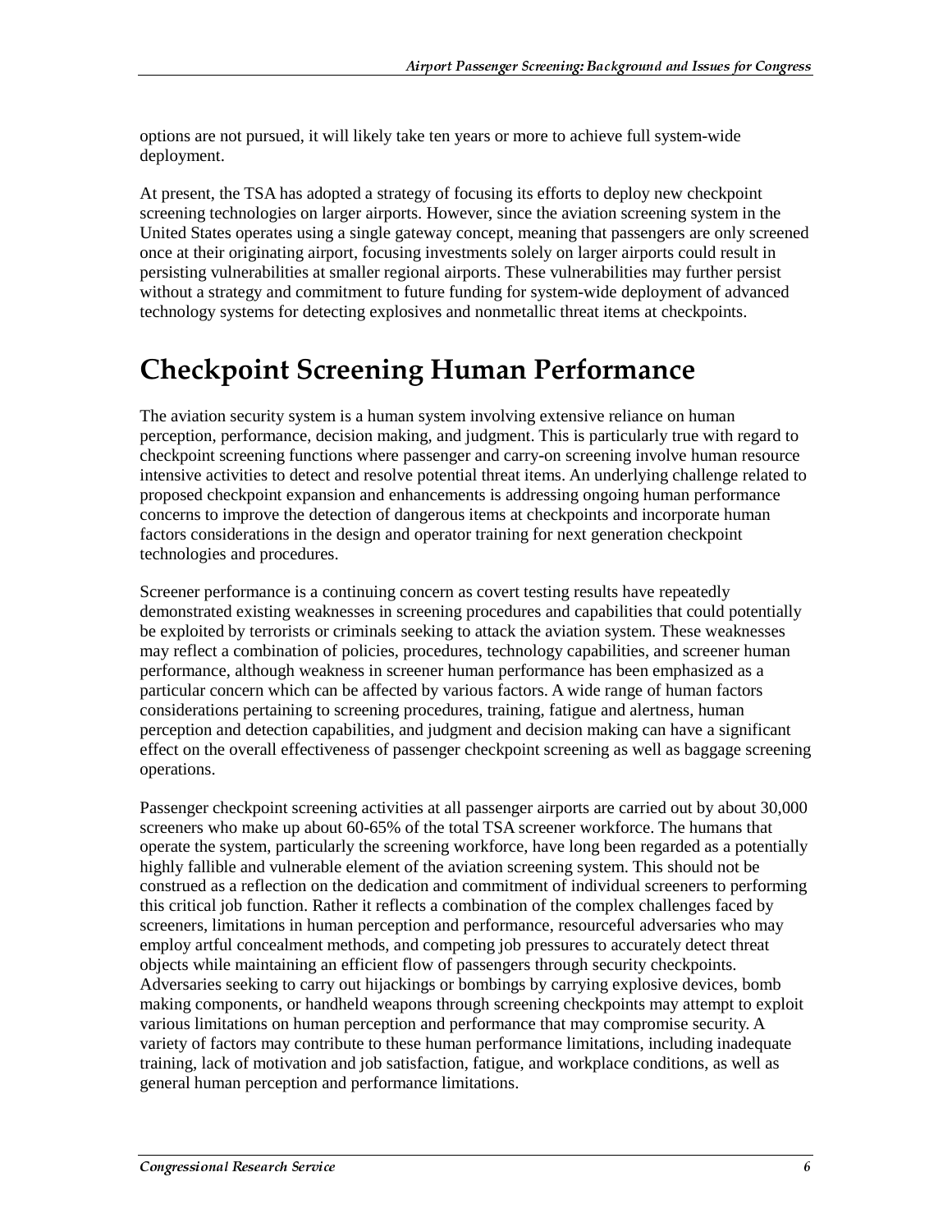options are not pursued, it will likely take ten years or more to achieve full system-wide deployment.

At present, the TSA has adopted a strategy of focusing its efforts to deploy new checkpoint screening technologies on larger airports. However, since the aviation screening system in the United States operates using a single gateway concept, meaning that passengers are only screened once at their originating airport, focusing investments solely on larger airports could result in persisting vulnerabilities at smaller regional airports. These vulnerabilities may further persist without a strategy and commitment to future funding for system-wide deployment of advanced technology systems for detecting explosives and nonmetallic threat items at checkpoints.

# Checkpoint Screening Human Performance

The aviation security system is a human system involving extensive reliance on human perception, performance, decision making, and judgment. This is particularly true with regard to checkpoint screening functions where passenger and carry-on screening involve human resource intensive activities to detect and resolve potential threat items. An underlying challenge related to proposed checkpoint expansion and enhancements is addressing ongoing human performance concerns to improve the detection of dangerous items at checkpoints and incorporate human factors considerations in the design and operator training for next generation checkpoint technologies and procedures.

Screener performance is a continuing concern as covert testing results have repeatedly demonstrated existing weaknesses in screening procedures and capabilities that could potentially be exploited by terrorists or criminals seeking to attack the aviation system. These weaknesses may reflect a combination of policies, procedures, technology capabilities, and screener human performance, although weakness in screener human performance has been emphasized as a particular concern which can be affected by various factors. A wide range of human factors considerations pertaining to screening procedures, training, fatigue and alertness, human perception and detection capabilities, and judgment and decision making can have a significant effect on the overall effectiveness of passenger checkpoint screening as well as baggage screening operations.

Passenger checkpoint screening activities at all passenger airports are carried out by about 30,000 screeners who make up about 60-65% of the total TSA screener workforce. The humans that operate the system, particularly the screening workforce, have long been regarded as a potentially highly fallible and vulnerable element of the aviation screening system. This should not be construed as a reflection on the dedication and commitment of individual screeners to performing this critical job function. Rather it reflects a combination of the complex challenges faced by screeners, limitations in human perception and performance, resourceful adversaries who may employ artful concealment methods, and competing job pressures to accurately detect threat objects while maintaining an efficient flow of passengers through security checkpoints. Adversaries seeking to carry out hijackings or bombings by carrying explosive devices, bomb making components, or handheld weapons through screening checkpoints may attempt to exploit various limitations on human perception and performance that may compromise security. A variety of factors may contribute to these human performance limitations, including inadequate training, lack of motivation and job satisfaction, fatigue, and workplace conditions, as well as general human perception and performance limitations.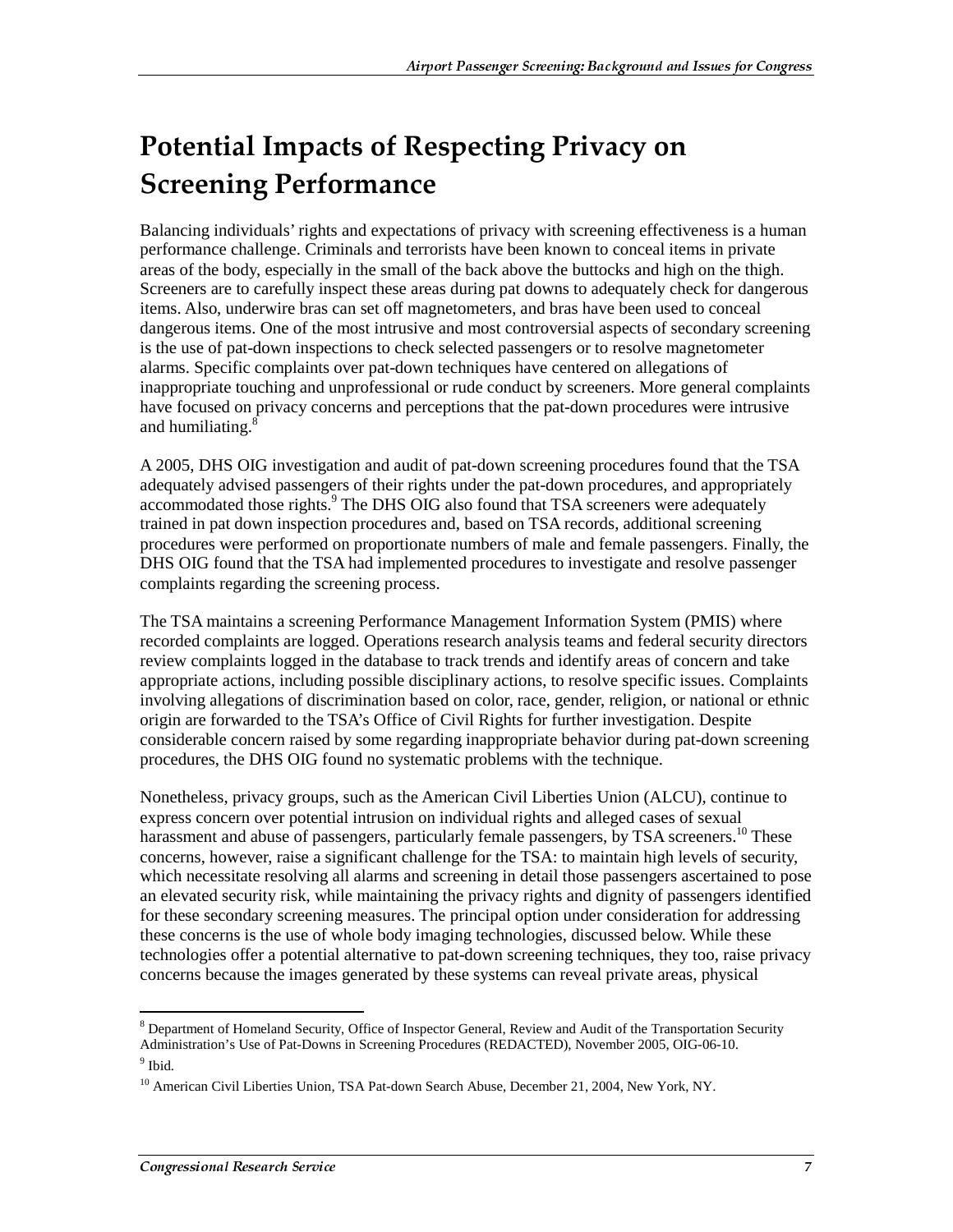# Potential Impacts of Respecting Privacy on Screening Performance

Balancing individuals' rights and expectations of privacy with screening effectiveness is a human performance challenge. Criminals and terrorists have been known to conceal items in private areas of the body, especially in the small of the back above the buttocks and high on the thigh. Screeners are to carefully inspect these areas during pat downs to adequately check for dangerous items. Also, underwire bras can set off magnetometers, and bras have been used to conceal dangerous items. One of the most intrusive and most controversial aspects of secondary screening is the use of pat-down inspections to check selected passengers or to resolve magnetometer alarms. Specific complaints over pat-down techniques have centered on allegations of inappropriate touching and unprofessional or rude conduct by screeners. More general complaints have focused on privacy concerns and perceptions that the pat-down procedures were intrusive and humiliating.[8]

A 2005, DHS OIG investigation and audit of pat-down screening procedures found that the TSA adequately advised passengers of their rights under the pat-down procedures, and appropriately accommodated those rights.[9] The DHS OIG also found that TSA screeners were adequately trained in pat down inspection procedures and, based on TSA records, additional screening procedures were performed on proportionate numbers of male and female passengers. Finally, the DHS OIG found that the TSA had implemented procedures to investigate and resolve passenger complaints regarding the screening process.

The TSA maintains a screening Performance Management Information System (PMIS) where recorded complaints are logged. Operations research analysis teams and federal security directors review complaints logged in the database to track trends and identify areas of concern and take appropriate actions, including possible disciplinary actions, to resolve specific issues. Complaints involving allegations of discrimination based on color, race, gender, religion, or national or ethnic origin are forwarded to the TSA's Office of Civil Rights for further investigation. Despite considerable concern raised by some regarding inappropriate behavior during pat-down screening procedures, the DHS OIG found no systematic problems with the technique.

Nonetheless, privacy groups, such as the American Civil Liberties Union (ALCU), continue to express concern over potential intrusion on individual rights and alleged cases of sexual harassment and abuse of passengers, particularly female passengers, by TSA screeners.[10] These concerns, however, raise a significant challenge for the TSA: to maintain high levels of security, which necessitate resolving all alarms and screening in detail those passengers ascertained to pose an elevated security risk, while maintaining the privacy rights and dignity of passengers identified for these secondary screening measures. The principal option under consideration for addressing these concerns is the use of whole body imaging technologies, discussed below. While these technologies offer a potential alternative to pat-down screening techniques, they too, raise privacy concerns because the images generated by these systems can reveal private areas, physical

---

[8] Department of Homeland Security, Office of Inspector General, Review and Audit of the Transportation Security Administration's Use of Pat-Downs in Screening Procedures (REDACTED), November 2005, OIG-06-10.

[9] Ibid.

[10] American Civil Liberties Union, TSA Pat-down Search Abuse, December 21, 2004, New York, NY.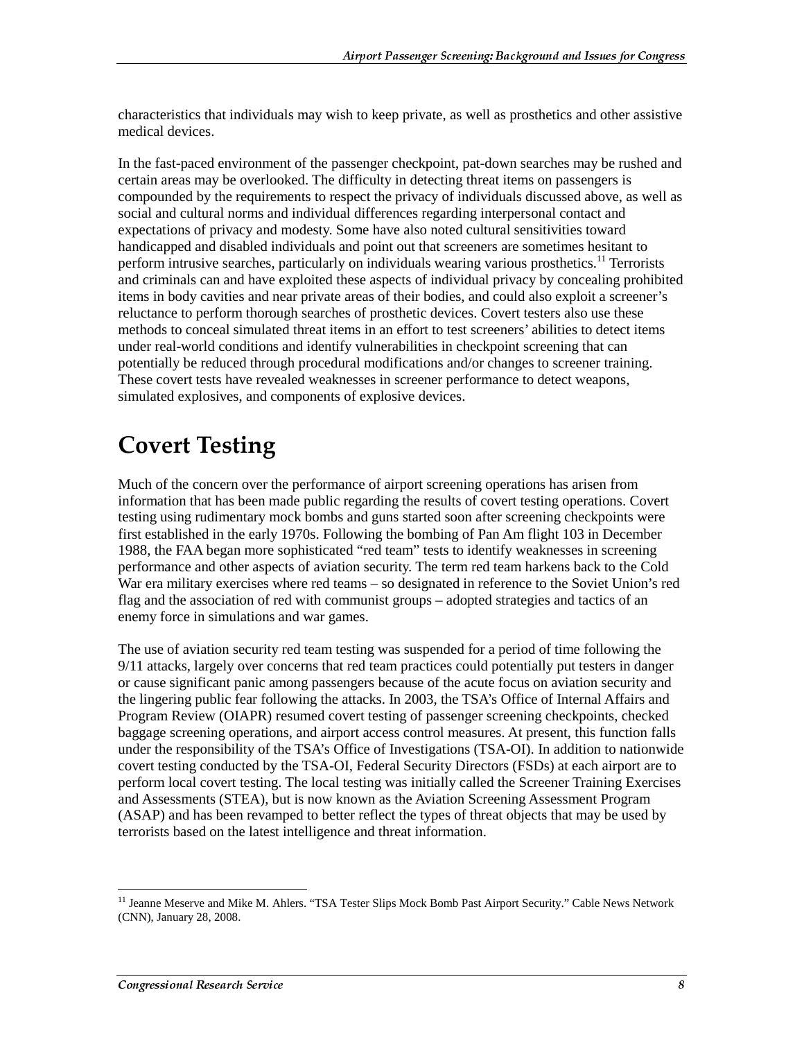characteristics that individuals may wish to keep private, as well as prosthetics and other assistive medical devices.

In the fast-paced environment of the passenger checkpoint, pat-down searches may be rushed and certain areas may be overlooked. The difficulty in detecting threat items on passengers is compounded by the requirements to respect the privacy of individuals discussed above, as well as social and cultural norms and individual differences regarding interpersonal contact and expectations of privacy and modesty. Some have also noted cultural sensitivities toward handicapped and disabled individuals and point out that screeners are sometimes hesitant to perform intrusive searches, particularly on individuals wearing various prosthetics.[11] Terrorists and criminals can and have exploited these aspects of individual privacy by concealing prohibited items in body cavities and near private areas of their bodies, and could also exploit a screener's reluctance to perform thorough searches of prosthetic devices. Covert testers also use these methods to conceal simulated threat items in an effort to test screeners' abilities to detect items under real-world conditions and identify vulnerabilities in checkpoint screening that can potentially be reduced through procedural modifications and/or changes to screener training. These covert tests have revealed weaknesses in screener performance to detect weapons, simulated explosives, and components of explosive devices.

# Covert Testing

Much of the concern over the performance of airport screening operations has arisen from information that has been made public regarding the results of covert testing operations. Covert testing using rudimentary mock bombs and guns started soon after screening checkpoints were first established in the early 1970s. Following the bombing of Pan Am flight 103 in December 1988, the FAA began more sophisticated "red team" tests to identify weaknesses in screening performance and other aspects of aviation security. The term red team harkens back to the Cold War era military exercises where red teams – so designated in reference to the Soviet Union's red flag and the association of red with communist groups – adopted strategies and tactics of an enemy force in simulations and war games.

The use of aviation security red team testing was suspended for a period of time following the 9/11 attacks, largely over concerns that red team practices could potentially put testers in danger or cause significant panic among passengers because of the acute focus on aviation security and the lingering public fear following the attacks. In 2003, the TSA's Office of Internal Affairs and Program Review (OIAPR) resumed covert testing of passenger screening checkpoints, checked baggage screening operations, and airport access control measures. At present, this function falls under the responsibility of the TSA's Office of Investigations (TSA-OI). In addition to nationwide covert testing conducted by the TSA-OI, Federal Security Directors (FSDs) at each airport are to perform local covert testing. The local testing was initially called the Screener Training Exercises and Assessments (STEA), but is now known as the Aviation Screening Assessment Program (ASAP) and has been revamped to better reflect the types of threat objects that may be used by terrorists based on the latest intelligence and threat information.

[11] Jeanne Meserve and Mike M. Ahlers. "TSA Tester Slips Mock Bomb Past Airport Security." Cable News Network (CNN), January 28, 2008.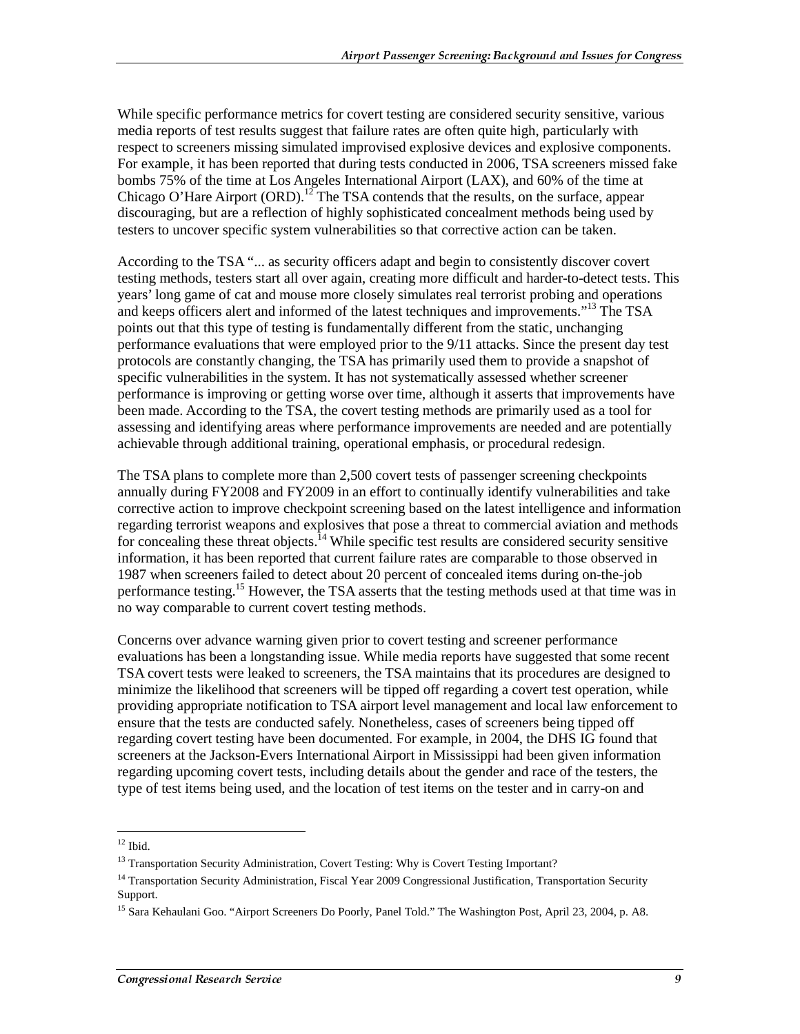While specific performance metrics for covert testing are considered security sensitive, various media reports of test results suggest that failure rates are often quite high, particularly with respect to screeners missing simulated improvised explosive devices and explosive components. For example, it has been reported that during tests conducted in 2006, TSA screeners missed fake bombs 75% of the time at Los Angeles International Airport (LAX), and 60% of the time at Chicago O'Hare Airport (ORD).[12] The TSA contends that the results, on the surface, appear discouraging, but are a reflection of highly sophisticated concealment methods being used by testers to uncover specific system vulnerabilities so that corrective action can be taken.

According to the TSA "... as security officers adapt and begin to consistently discover covert testing methods, testers start all over again, creating more difficult and harder-to-detect tests. This years' long game of cat and mouse more closely simulates real terrorist probing and operations and keeps officers alert and informed of the latest techniques and improvements."[13] The TSA points out that this type of testing is fundamentally different from the static, unchanging performance evaluations that were employed prior to the 9/11 attacks. Since the present day test protocols are constantly changing, the TSA has primarily used them to provide a snapshot of specific vulnerabilities in the system. It has not systematically assessed whether screener performance is improving or getting worse over time, although it asserts that improvements have been made. According to the TSA, the covert testing methods are primarily used as a tool for assessing and identifying areas where performance improvements are needed and are potentially achievable through additional training, operational emphasis, or procedural redesign.

The TSA plans to complete more than 2,500 covert tests of passenger screening checkpoints annually during FY2008 and FY2009 in an effort to continually identify vulnerabilities and take corrective action to improve checkpoint screening based on the latest intelligence and information regarding terrorist weapons and explosives that pose a threat to commercial aviation and methods for concealing these threat objects.[14] While specific test results are considered security sensitive information, it has been reported that current failure rates are comparable to those observed in 1987 when screeners failed to detect about 20 percent of concealed items during on-the-job performance testing.[15] However, the TSA asserts that the testing methods used at that time was in no way comparable to current covert testing methods.

Concerns over advance warning given prior to covert testing and screener performance evaluations has been a longstanding issue. While media reports have suggested that some recent TSA covert tests were leaked to screeners, the TSA maintains that its procedures are designed to minimize the likelihood that screeners will be tipped off regarding a covert test operation, while providing appropriate notification to TSA airport level management and local law enforcement to ensure that the tests are conducted safely. Nonetheless, cases of screeners being tipped off regarding covert testing have been documented. For example, in 2004, the DHS IG found that screeners at the Jackson-Evers International Airport in Mississippi had been given information regarding upcoming covert tests, including details about the gender and race of the testers, the type of test items being used, and the location of test items on the tester and in carry-on and

---

[12] Ibid.

[13] Transportation Security Administration, Covert Testing: Why is Covert Testing Important?

[14] Transportation Security Administration, Fiscal Year 2009 Congressional Justification, Transportation Security Support.

[15] Sara Kehaulani Goo. "Airport Screeners Do Poorly, Panel Told." The Washington Post, April 23, 2004, p. A8.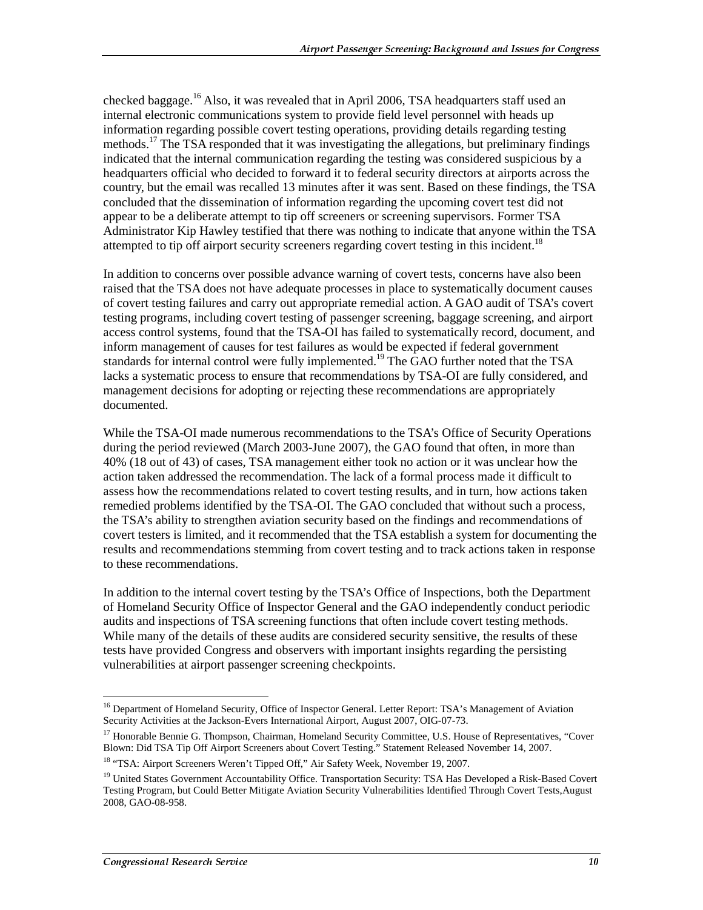checked baggage.[16] Also, it was revealed that in April 2006, TSA headquarters staff used an internal electronic communications system to provide field level personnel with heads up information regarding possible covert testing operations, providing details regarding testing methods.[17] The TSA responded that it was investigating the allegations, but preliminary findings indicated that the internal communication regarding the testing was considered suspicious by a headquarters official who decided to forward it to federal security directors at airports across the country, but the email was recalled 13 minutes after it was sent. Based on these findings, the TSA concluded that the dissemination of information regarding the upcoming covert test did not appear to be a deliberate attempt to tip off screeners or screening supervisors. Former TSA Administrator Kip Hawley testified that there was nothing to indicate that anyone within the TSA attempted to tip off airport security screeners regarding covert testing in this incident.[18]

In addition to concerns over possible advance warning of covert tests, concerns have also been raised that the TSA does not have adequate processes in place to systematically document causes of covert testing failures and carry out appropriate remedial action. A GAO audit of TSA's covert testing programs, including covert testing of passenger screening, baggage screening, and airport access control systems, found that the TSA-OI has failed to systematically record, document, and inform management of causes for test failures as would be expected if federal government standards for internal control were fully implemented.[19] The GAO further noted that the TSA lacks a systematic process to ensure that recommendations by TSA-OI are fully considered, and management decisions for adopting or rejecting these recommendations are appropriately documented.

While the TSA-OI made numerous recommendations to the TSA's Office of Security Operations during the period reviewed (March 2003-June 2007), the GAO found that often, in more than 40% (18 out of 43) of cases, TSA management either took no action or it was unclear how the action taken addressed the recommendation. The lack of a formal process made it difficult to assess how the recommendations related to covert testing results, and in turn, how actions taken remedied problems identified by the TSA-OI. The GAO concluded that without such a process, the TSA's ability to strengthen aviation security based on the findings and recommendations of covert testers is limited, and it recommended that the TSA establish a system for documenting the results and recommendations stemming from covert testing and to track actions taken in response to these recommendations.

In addition to the internal covert testing by the TSA's Office of Inspections, both the Department of Homeland Security Office of Inspector General and the GAO independently conduct periodic audits and inspections of TSA screening functions that often include covert testing methods. While many of the details of these audits are considered security sensitive, the results of these tests have provided Congress and observers with important insights regarding the persisting vulnerabilities at airport passenger screening checkpoints.

---

[16] Department of Homeland Security, Office of Inspector General. Letter Report: TSA's Management of Aviation Security Activities at the Jackson-Evers International Airport, August 2007, OIG-07-73.

[17] Honorable Bennie G. Thompson, Chairman, Homeland Security Committee, U.S. House of Representatives, "Cover Blown: Did TSA Tip Off Airport Screeners about Covert Testing." Statement Released November 14, 2007.

[18] "TSA: Airport Screeners Weren't Tipped Off," Air Safety Week, November 19, 2007.

[19] United States Government Accountability Office. Transportation Security: TSA Has Developed a Risk-Based Covert Testing Program, but Could Better Mitigate Aviation Security Vulnerabilities Identified Through Covert Tests,August 2008, GAO-08-958.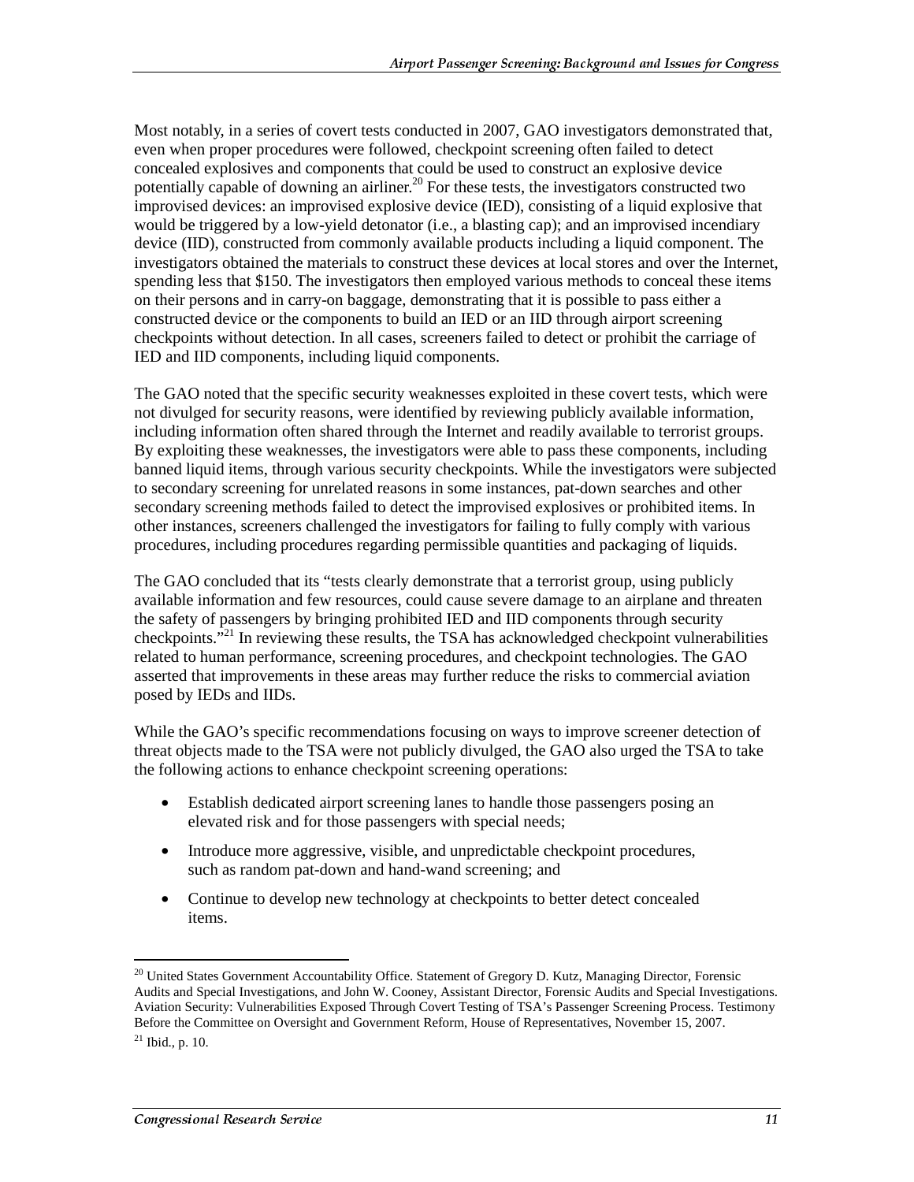Most notably, in a series of covert tests conducted in 2007, GAO investigators demonstrated that, even when proper procedures were followed, checkpoint screening often failed to detect concealed explosives and components that could be used to construct an explosive device potentially capable of downing an airliner.[20] For these tests, the investigators constructed two improvised devices: an improvised explosive device (IED), consisting of a liquid explosive that would be triggered by a low-yield detonator (i.e., a blasting cap); and an improvised incendiary device (IID), constructed from commonly available products including a liquid component. The investigators obtained the materials to construct these devices at local stores and over the Internet, spending less that $150. The investigators then employed various methods to conceal these items on their persons and in carry-on baggage, demonstrating that it is possible to pass either a constructed device or the components to build an IED or an IID through airport screening checkpoints without detection. In all cases, screeners failed to detect or prohibit the carriage of IED and IID components, including liquid components.

The GAO noted that the specific security weaknesses exploited in these covert tests, which were not divulged for security reasons, were identified by reviewing publicly available information, including information often shared through the Internet and readily available to terrorist groups. By exploiting these weaknesses, the investigators were able to pass these components, including banned liquid items, through various security checkpoints. While the investigators were subjected to secondary screening for unrelated reasons in some instances, pat-down searches and other secondary screening methods failed to detect the improvised explosives or prohibited items. In other instances, screeners challenged the investigators for failing to fully comply with various procedures, including procedures regarding permissible quantities and packaging of liquids.

The GAO concluded that its "tests clearly demonstrate that a terrorist group, using publicly available information and few resources, could cause severe damage to an airplane and threaten the safety of passengers by bringing prohibited IED and IID components through security checkpoints."[21] In reviewing these results, the TSA has acknowledged checkpoint vulnerabilities related to human performance, screening procedures, and checkpoint technologies. The GAO asserted that improvements in these areas may further reduce the risks to commercial aviation posed by IEDs and IIDs.

While the GAO's specific recommendations focusing on ways to improve screener detection of threat objects made to the TSA were not publicly divulged, the GAO also urged the TSA to take the following actions to enhance checkpoint screening operations:

- Establish dedicated airport screening lanes to handle those passengers posing an elevated risk and for those passengers with special needs;
- Introduce more aggressive, visible, and unpredictable checkpoint procedures, such as random pat-down and hand-wand screening; and
- Continue to develop new technology at checkpoints to better detect concealed items.

---

[20] United States Government Accountability Office. Statement of Gregory D. Kutz, Managing Director, Forensic Audits and Special Investigations, and John W. Cooney, Assistant Director, Forensic Audits and Special Investigations. Aviation Security: Vulnerabilities Exposed Through Covert Testing of TSA's Passenger Screening Process. Testimony Before the Committee on Oversight and Government Reform, House of Representatives, November 15, 2007.

[21] Ibid., p. 10.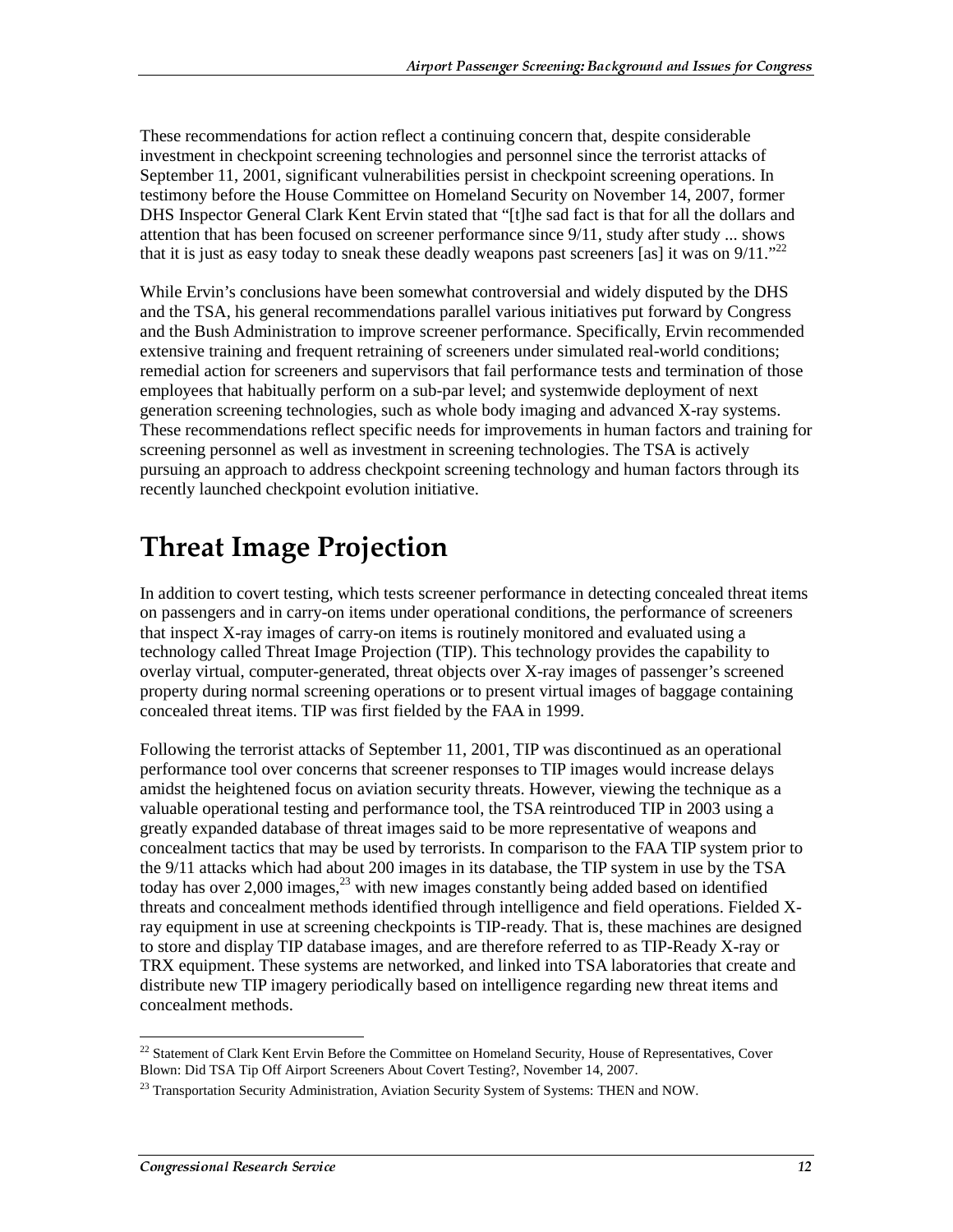These recommendations for action reflect a continuing concern that, despite considerable investment in checkpoint screening technologies and personnel since the terrorist attacks of September 11, 2001, significant vulnerabilities persist in checkpoint screening operations. In testimony before the House Committee on Homeland Security on November 14, 2007, former DHS Inspector General Clark Kent Ervin stated that "[t]he sad fact is that for all the dollars and attention that has been focused on screener performance since 9/11, study after study ... shows that it is just as easy today to sneak these deadly weapons past screeners [as] it was on 9/11."[22]

While Ervin's conclusions have been somewhat controversial and widely disputed by the DHS and the TSA, his general recommendations parallel various initiatives put forward by Congress and the Bush Administration to improve screener performance. Specifically, Ervin recommended extensive training and frequent retraining of screeners under simulated real-world conditions; remedial action for screeners and supervisors that fail performance tests and termination of those employees that habitually perform on a sub-par level; and systemwide deployment of next generation screening technologies, such as whole body imaging and advanced X-ray systems. These recommendations reflect specific needs for improvements in human factors and training for screening personnel as well as investment in screening technologies. The TSA is actively pursuing an approach to address checkpoint screening technology and human factors through its recently launched checkpoint evolution initiative.

# Threat Image Projection

In addition to covert testing, which tests screener performance in detecting concealed threat items on passengers and in carry-on items under operational conditions, the performance of screeners that inspect X-ray images of carry-on items is routinely monitored and evaluated using a technology called Threat Image Projection (TIP). This technology provides the capability to overlay virtual, computer-generated, threat objects over X-ray images of passenger's screened property during normal screening operations or to present virtual images of baggage containing concealed threat items. TIP was first fielded by the FAA in 1999.

Following the terrorist attacks of September 11, 2001, TIP was discontinued as an operational performance tool over concerns that screener responses to TIP images would increase delays amidst the heightened focus on aviation security threats. However, viewing the technique as a valuable operational testing and performance tool, the TSA reintroduced TIP in 2003 using a greatly expanded database of threat images said to be more representative of weapons and concealment tactics that may be used by terrorists. In comparison to the FAA TIP system prior to the 9/11 attacks which had about 200 images in its database, the TIP system in use by the TSA today has over 2,000 images,[23] with new images constantly being added based on identified threats and concealment methods identified through intelligence and field operations. Fielded X-ray equipment in use at screening checkpoints is TIP-ready. That is, these machines are designed to store and display TIP database images, and are therefore referred to as TIP-Ready X-ray or TRX equipment. These systems are networked, and linked into TSA laboratories that create and distribute new TIP imagery periodically based on intelligence regarding new threat items and concealment methods.

---

[22] Statement of Clark Kent Ervin Before the Committee on Homeland Security, House of Representatives, Cover Blown: Did TSA Tip Off Airport Screeners About Covert Testing?, November 14, 2007.

[23] Transportation Security Administration, Aviation Security System of Systems: THEN and NOW.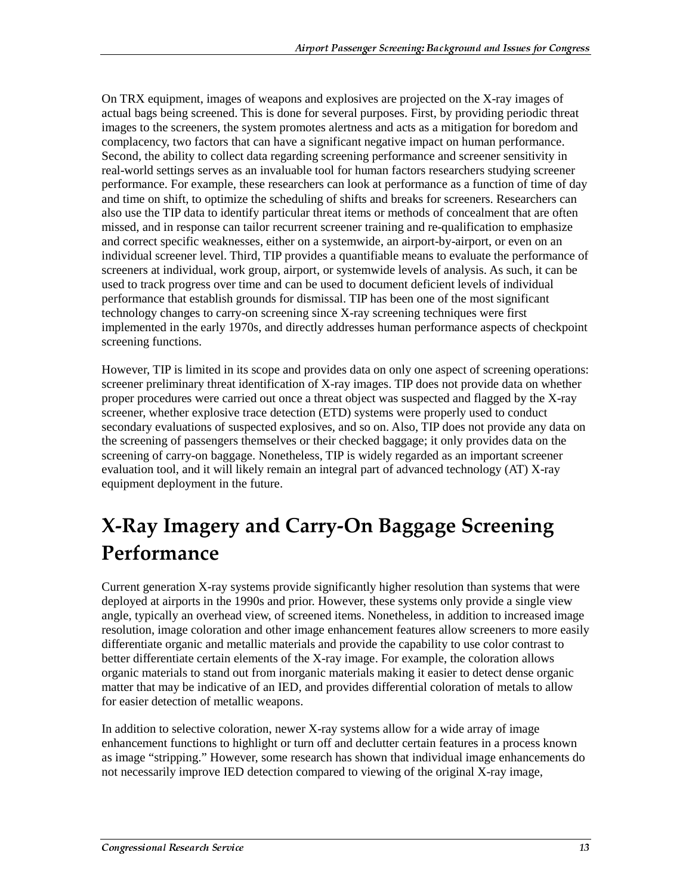On TRX equipment, images of weapons and explosives are projected on the X-ray images of actual bags being screened. This is done for several purposes. First, by providing periodic threat images to the screeners, the system promotes alertness and acts as a mitigation for boredom and complacency, two factors that can have a significant negative impact on human performance. Second, the ability to collect data regarding screening performance and screener sensitivity in real-world settings serves as an invaluable tool for human factors researchers studying screener performance. For example, these researchers can look at performance as a function of time of day and time on shift, to optimize the scheduling of shifts and breaks for screeners. Researchers can also use the TIP data to identify particular threat items or methods of concealment that are often missed, and in response can tailor recurrent screener training and re-qualification to emphasize and correct specific weaknesses, either on a systemwide, an airport-by-airport, or even on an individual screener level. Third, TIP provides a quantifiable means to evaluate the performance of screeners at individual, work group, airport, or systemwide levels of analysis. As such, it can be used to track progress over time and can be used to document deficient levels of individual performance that establish grounds for dismissal. TIP has been one of the most significant technology changes to carry-on screening since X-ray screening techniques were first implemented in the early 1970s, and directly addresses human performance aspects of checkpoint screening functions.

However, TIP is limited in its scope and provides data on only one aspect of screening operations: screener preliminary threat identification of X-ray images. TIP does not provide data on whether proper procedures were carried out once a threat object was suspected and flagged by the X-ray screener, whether explosive trace detection (ETD) systems were properly used to conduct secondary evaluations of suspected explosives, and so on. Also, TIP does not provide any data on the screening of passengers themselves or their checked baggage; it only provides data on the screening of carry-on baggage. Nonetheless, TIP is widely regarded as an important screener evaluation tool, and it will likely remain an integral part of advanced technology (AT) X-ray equipment deployment in the future.

## X-Ray Imagery and Carry-On Baggage Screening Performance

Current generation X-ray systems provide significantly higher resolution than systems that were deployed at airports in the 1990s and prior. However, these systems only provide a single view angle, typically an overhead view, of screened items. Nonetheless, in addition to increased image resolution, image coloration and other image enhancement features allow screeners to more easily differentiate organic and metallic materials and provide the capability to use color contrast to better differentiate certain elements of the X-ray image. For example, the coloration allows organic materials to stand out from inorganic materials making it easier to detect dense organic matter that may be indicative of an IED, and provides differential coloration of metals to allow for easier detection of metallic weapons.

In addition to selective coloration, newer X-ray systems allow for a wide array of image enhancement functions to highlight or turn off and declutter certain features in a process known as image "stripping." However, some research has shown that individual image enhancements do not necessarily improve IED detection compared to viewing of the original X-ray image,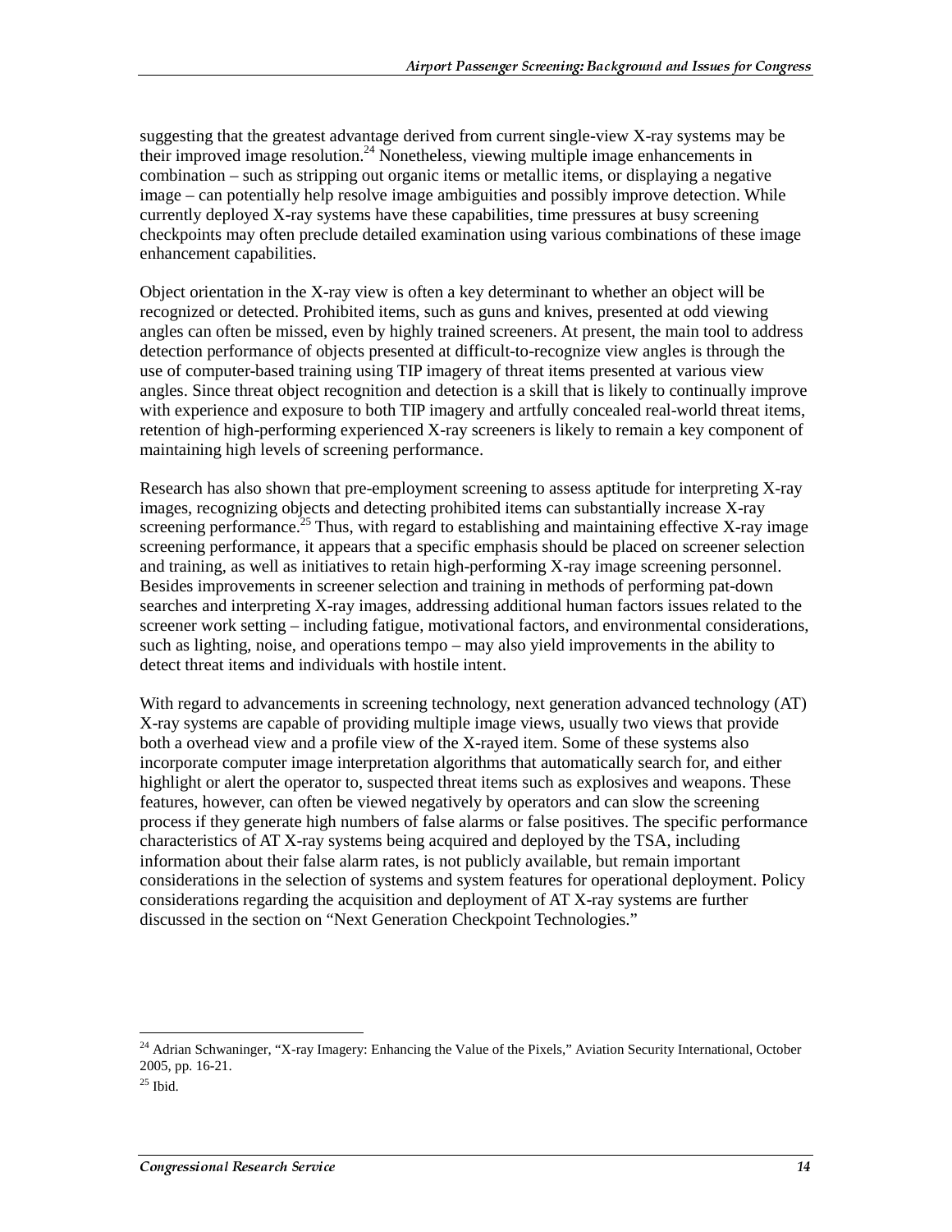suggesting that the greatest advantage derived from current single-view X-ray systems may be their improved image resolution.[24] Nonetheless, viewing multiple image enhancements in combination – such as stripping out organic items or metallic items, or displaying a negative image – can potentially help resolve image ambiguities and possibly improve detection. While currently deployed X-ray systems have these capabilities, time pressures at busy screening checkpoints may often preclude detailed examination using various combinations of these image enhancement capabilities.

Object orientation in the X-ray view is often a key determinant to whether an object will be recognized or detected. Prohibited items, such as guns and knives, presented at odd viewing angles can often be missed, even by highly trained screeners. At present, the main tool to address detection performance of objects presented at difficult-to-recognize view angles is through the use of computer-based training using TIP imagery of threat items presented at various view angles. Since threat object recognition and detection is a skill that is likely to continually improve with experience and exposure to both TIP imagery and artfully concealed real-world threat items, retention of high-performing experienced X-ray screeners is likely to remain a key component of maintaining high levels of screening performance.

Research has also shown that pre-employment screening to assess aptitude for interpreting X-ray images, recognizing objects and detecting prohibited items can substantially increase X-ray screening performance.[25] Thus, with regard to establishing and maintaining effective X-ray image screening performance, it appears that a specific emphasis should be placed on screener selection and training, as well as initiatives to retain high-performing X-ray image screening personnel. Besides improvements in screener selection and training in methods of performing pat-down searches and interpreting X-ray images, addressing additional human factors issues related to the screener work setting – including fatigue, motivational factors, and environmental considerations, such as lighting, noise, and operations tempo – may also yield improvements in the ability to detect threat items and individuals with hostile intent.

With regard to advancements in screening technology, next generation advanced technology (AT) X-ray systems are capable of providing multiple image views, usually two views that provide both a overhead view and a profile view of the X-rayed item. Some of these systems also incorporate computer image interpretation algorithms that automatically search for, and either highlight or alert the operator to, suspected threat items such as explosives and weapons. These features, however, can often be viewed negatively by operators and can slow the screening process if they generate high numbers of false alarms or false positives. The specific performance characteristics of AT X-ray systems being acquired and deployed by the TSA, including information about their false alarm rates, is not publicly available, but remain important considerations in the selection of systems and system features for operational deployment. Policy considerations regarding the acquisition and deployment of AT X-ray systems are further discussed in the section on "Next Generation Checkpoint Technologies."

---

[24] Adrian Schwaninger, "X-ray Imagery: Enhancing the Value of the Pixels," Aviation Security International, October 2005, pp. 16-21.

[25] Ibid.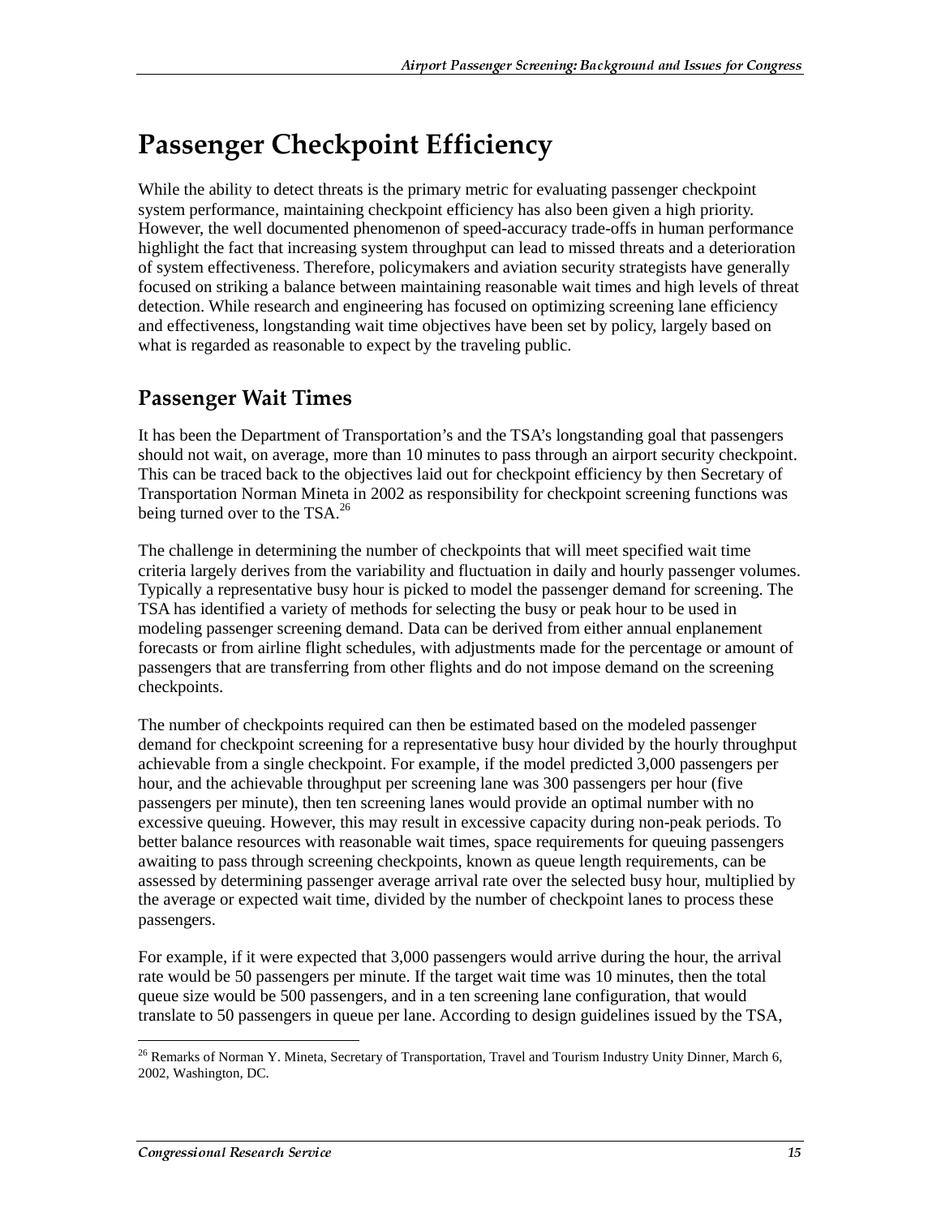# Passenger Checkpoint Efficiency

While the ability to detect threats is the primary metric for evaluating passenger checkpoint system performance, maintaining checkpoint efficiency has also been given a high priority. However, the well documented phenomenon of speed-accuracy trade-offs in human performance highlight the fact that increasing system throughput can lead to missed threats and a deterioration of system effectiveness. Therefore, policymakers and aviation security strategists have generally focused on striking a balance between maintaining reasonable wait times and high levels of threat detection. While research and engineering has focused on optimizing screening lane efficiency and effectiveness, longstanding wait time objectives have been set by policy, largely based on what is regarded as reasonable to expect by the traveling public.

## Passenger Wait Times

It has been the Department of Transportation's and the TSA's longstanding goal that passengers should not wait, on average, more than 10 minutes to pass through an airport security checkpoint. This can be traced back to the objectives laid out for checkpoint efficiency by then Secretary of Transportation Norman Mineta in 2002 as responsibility for checkpoint screening functions was being turned over to the TSA.[26]

The challenge in determining the number of checkpoints that will meet specified wait time criteria largely derives from the variability and fluctuation in daily and hourly passenger volumes. Typically a representative busy hour is picked to model the passenger demand for screening. The TSA has identified a variety of methods for selecting the busy or peak hour to be used in modeling passenger screening demand. Data can be derived from either annual enplanement forecasts or from airline flight schedules, with adjustments made for the percentage or amount of passengers that are transferring from other flights and do not impose demand on the screening checkpoints.

The number of checkpoints required can then be estimated based on the modeled passenger demand for checkpoint screening for a representative busy hour divided by the hourly throughput achievable from a single checkpoint. For example, if the model predicted 3,000 passengers per hour, and the achievable throughput per screening lane was 300 passengers per hour (five passengers per minute), then ten screening lanes would provide an optimal number with no excessive queuing. However, this may result in excessive capacity during non-peak periods. To better balance resources with reasonable wait times, space requirements for queuing passengers awaiting to pass through screening checkpoints, known as queue length requirements, can be assessed by determining passenger average arrival rate over the selected busy hour, multiplied by the average or expected wait time, divided by the number of checkpoint lanes to process these passengers.

For example, if it were expected that 3,000 passengers would arrive during the hour, the arrival rate would be 50 passengers per minute. If the target wait time was 10 minutes, then the total queue size would be 500 passengers, and in a ten screening lane configuration, that would translate to 50 passengers in queue per lane. According to design guidelines issued by the TSA,

---

[26] Remarks of Norman Y. Mineta, Secretary of Transportation, Travel and Tourism Industry Unity Dinner, March 6, 2002, Washington, DC.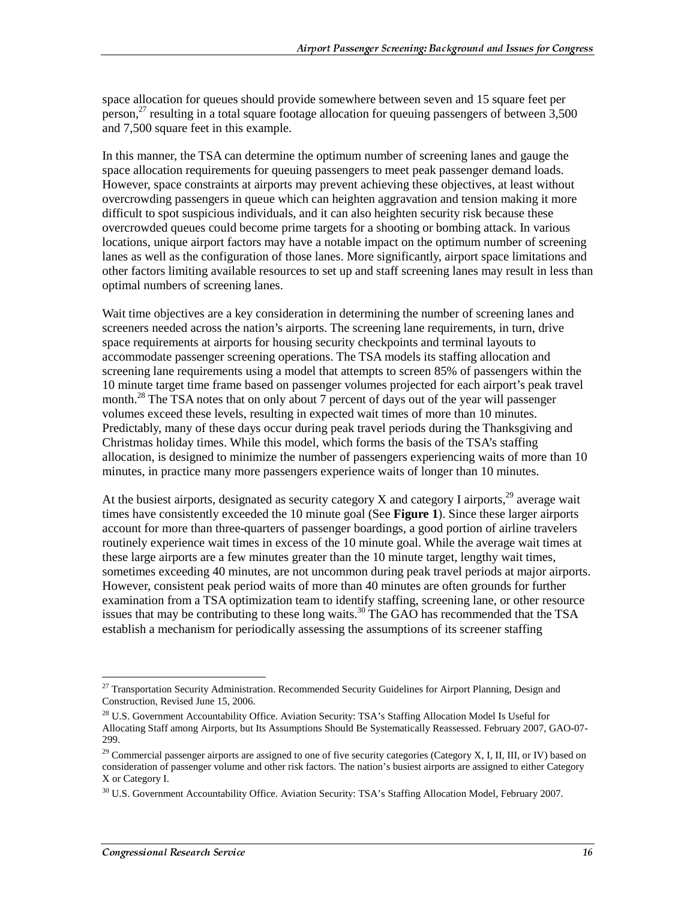space allocation for queues should provide somewhere between seven and 15 square feet per person,[27] resulting in a total square footage allocation for queuing passengers of between 3,500 and 7,500 square feet in this example.

In this manner, the TSA can determine the optimum number of screening lanes and gauge the space allocation requirements for queuing passengers to meet peak passenger demand loads. However, space constraints at airports may prevent achieving these objectives, at least without overcrowding passengers in queue which can heighten aggravation and tension making it more difficult to spot suspicious individuals, and it can also heighten security risk because these overcrowded queues could become prime targets for a shooting or bombing attack. In various locations, unique airport factors may have a notable impact on the optimum number of screening lanes as well as the configuration of those lanes. More significantly, airport space limitations and other factors limiting available resources to set up and staff screening lanes may result in less than optimal numbers of screening lanes.

Wait time objectives are a key consideration in determining the number of screening lanes and screeners needed across the nation's airports. The screening lane requirements, in turn, drive space requirements at airports for housing security checkpoints and terminal layouts to accommodate passenger screening operations. The TSA models its staffing allocation and screening lane requirements using a model that attempts to screen 85% of passengers within the 10 minute target time frame based on passenger volumes projected for each airport's peak travel month.[28] The TSA notes that on only about 7 percent of days out of the year will passenger volumes exceed these levels, resulting in expected wait times of more than 10 minutes. Predictably, many of these days occur during peak travel periods during the Thanksgiving and Christmas holiday times. While this model, which forms the basis of the TSA's staffing allocation, is designed to minimize the number of passengers experiencing waits of more than 10 minutes, in practice many more passengers experience waits of longer than 10 minutes.

At the busiest airports, designated as security category X and category I airports,[29] average wait times have consistently exceeded the 10 minute goal (See **Figure 1**). Since these larger airports account for more than three-quarters of passenger boardings, a good portion of airline travelers routinely experience wait times in excess of the 10 minute goal. While the average wait times at these large airports are a few minutes greater than the 10 minute target, lengthy wait times, sometimes exceeding 40 minutes, are not uncommon during peak travel periods at major airports. However, consistent peak period waits of more than 40 minutes are often grounds for further examination from a TSA optimization team to identify staffing, screening lane, or other resource issues that may be contributing to these long waits.[30] The GAO has recommended that the TSA establish a mechanism for periodically assessing the assumptions of its screener staffing

---

[27] Transportation Security Administration. Recommended Security Guidelines for Airport Planning, Design and Construction, Revised June 15, 2006.

[28] U.S. Government Accountability Office. Aviation Security: TSA's Staffing Allocation Model Is Useful for Allocating Staff among Airports, but Its Assumptions Should Be Systematically Reassessed. February 2007, GAO-07-299.

[29] Commercial passenger airports are assigned to one of five security categories (Category X, I, II, III, or IV) based on consideration of passenger volume and other risk factors. The nation's busiest airports are assigned to either Category X or Category I.

[30] U.S. Government Accountability Office. Aviation Security: TSA's Staffing Allocation Model, February 2007.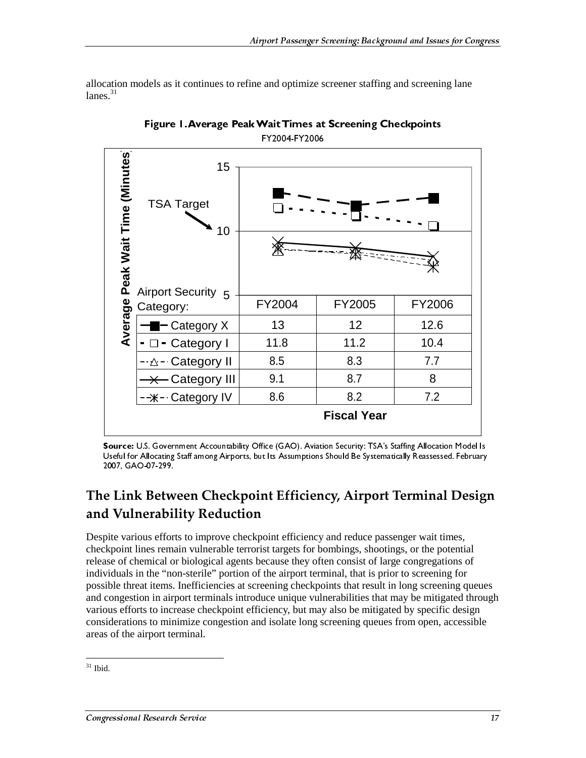allocation models as it continues to refine and optimize screener staffing and screening lane lanes.[31]

**Figure 1. Average Peak Wait Times at Screening Checkpoints**

FY2004-FY2006

| Airport Security Category: | FY2004 | FY2005 | FY2006 |
| --- | --- | --- | --- |
| Category X | 13 | 12 | 12.6 |
| Category I | 11.8 | 11.2 | 10.4 |
| Category II | 8.5 | 8.3 | 7.7 |
| Category III | 9.1 | 8.7 | 8 |
| Category IV | 8.6 | 8.2 | 7.2 |

Average Peak Wait Time (Minutes); Fiscal Year; TSA Target: 10

**Source:** U.S. Government Accountability Office (GAO). Aviation Security: TSA's Staffing Allocation Model Is Useful for Allocating Staff among Airports, but Its Assumptions Should Be Systematically Reassessed. February 2007, GAO-07-299.

## The Link Between Checkpoint Efficiency, Airport Terminal Design and Vulnerability Reduction

Despite various efforts to improve checkpoint efficiency and reduce passenger wait times, checkpoint lines remain vulnerable terrorist targets for bombings, shootings, or the potential release of chemical or biological agents because they often consist of large congregations of individuals in the "non-sterile" portion of the airport terminal, that is prior to screening for possible threat items. Inefficiencies at screening checkpoints that result in long screening queues and congestion in airport terminals introduce unique vulnerabilities that may be mitigated through various efforts to increase checkpoint efficiency, but may also be mitigated by specific design considerations to minimize congestion and isolate long screening queues from open, accessible areas of the airport terminal.

[31] Ibid.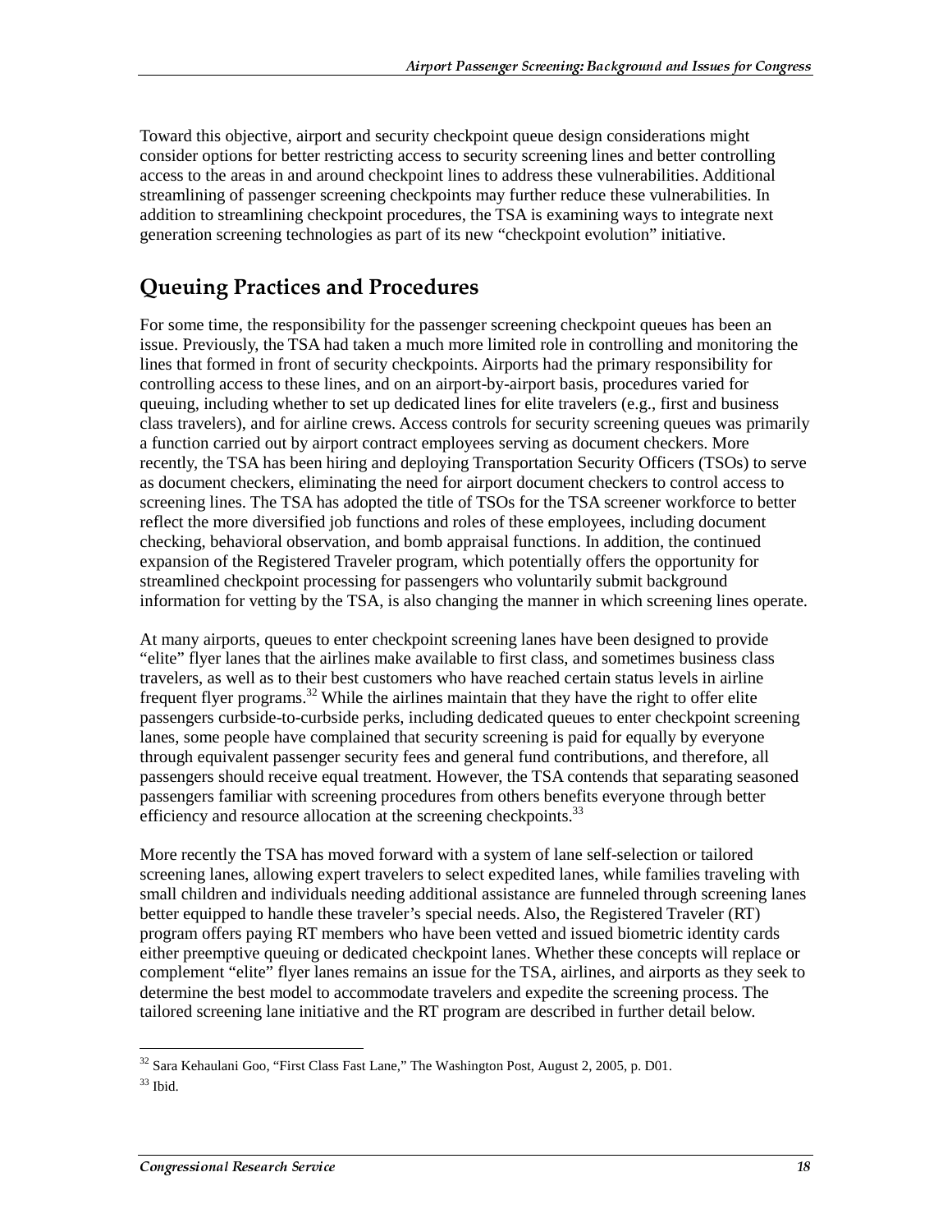Toward this objective, airport and security checkpoint queue design considerations might consider options for better restricting access to security screening lines and better controlling access to the areas in and around checkpoint lines to address these vulnerabilities. Additional streamlining of passenger screening checkpoints may further reduce these vulnerabilities. In addition to streamlining checkpoint procedures, the TSA is examining ways to integrate next generation screening technologies as part of its new "checkpoint evolution" initiative.

## Queuing Practices and Procedures

For some time, the responsibility for the passenger screening checkpoint queues has been an issue. Previously, the TSA had taken a much more limited role in controlling and monitoring the lines that formed in front of security checkpoints. Airports had the primary responsibility for controlling access to these lines, and on an airport-by-airport basis, procedures varied for queuing, including whether to set up dedicated lines for elite travelers (e.g., first and business class travelers), and for airline crews. Access controls for security screening queues was primarily a function carried out by airport contract employees serving as document checkers. More recently, the TSA has been hiring and deploying Transportation Security Officers (TSOs) to serve as document checkers, eliminating the need for airport document checkers to control access to screening lines. The TSA has adopted the title of TSOs for the TSA screener workforce to better reflect the more diversified job functions and roles of these employees, including document checking, behavioral observation, and bomb appraisal functions. In addition, the continued expansion of the Registered Traveler program, which potentially offers the opportunity for streamlined checkpoint processing for passengers who voluntarily submit background information for vetting by the TSA, is also changing the manner in which screening lines operate.

At many airports, queues to enter checkpoint screening lanes have been designed to provide "elite" flyer lanes that the airlines make available to first class, and sometimes business class travelers, as well as to their best customers who have reached certain status levels in airline frequent flyer programs.[32] While the airlines maintain that they have the right to offer elite passengers curbside-to-curbside perks, including dedicated queues to enter checkpoint screening lanes, some people have complained that security screening is paid for equally by everyone through equivalent passenger security fees and general fund contributions, and therefore, all passengers should receive equal treatment. However, the TSA contends that separating seasoned passengers familiar with screening procedures from others benefits everyone through better efficiency and resource allocation at the screening checkpoints.[33]

More recently the TSA has moved forward with a system of lane self-selection or tailored screening lanes, allowing expert travelers to select expedited lanes, while families traveling with small children and individuals needing additional assistance are funneled through screening lanes better equipped to handle these traveler's special needs. Also, the Registered Traveler (RT) program offers paying RT members who have been vetted and issued biometric identity cards either preemptive queuing or dedicated checkpoint lanes. Whether these concepts will replace or complement "elite" flyer lanes remains an issue for the TSA, airlines, and airports as they seek to determine the best model to accommodate travelers and expedite the screening process. The tailored screening lane initiative and the RT program are described in further detail below.

---

[32] Sara Kehaulani Goo, "First Class Fast Lane," The Washington Post, August 2, 2005, p. D01.

[33] Ibid.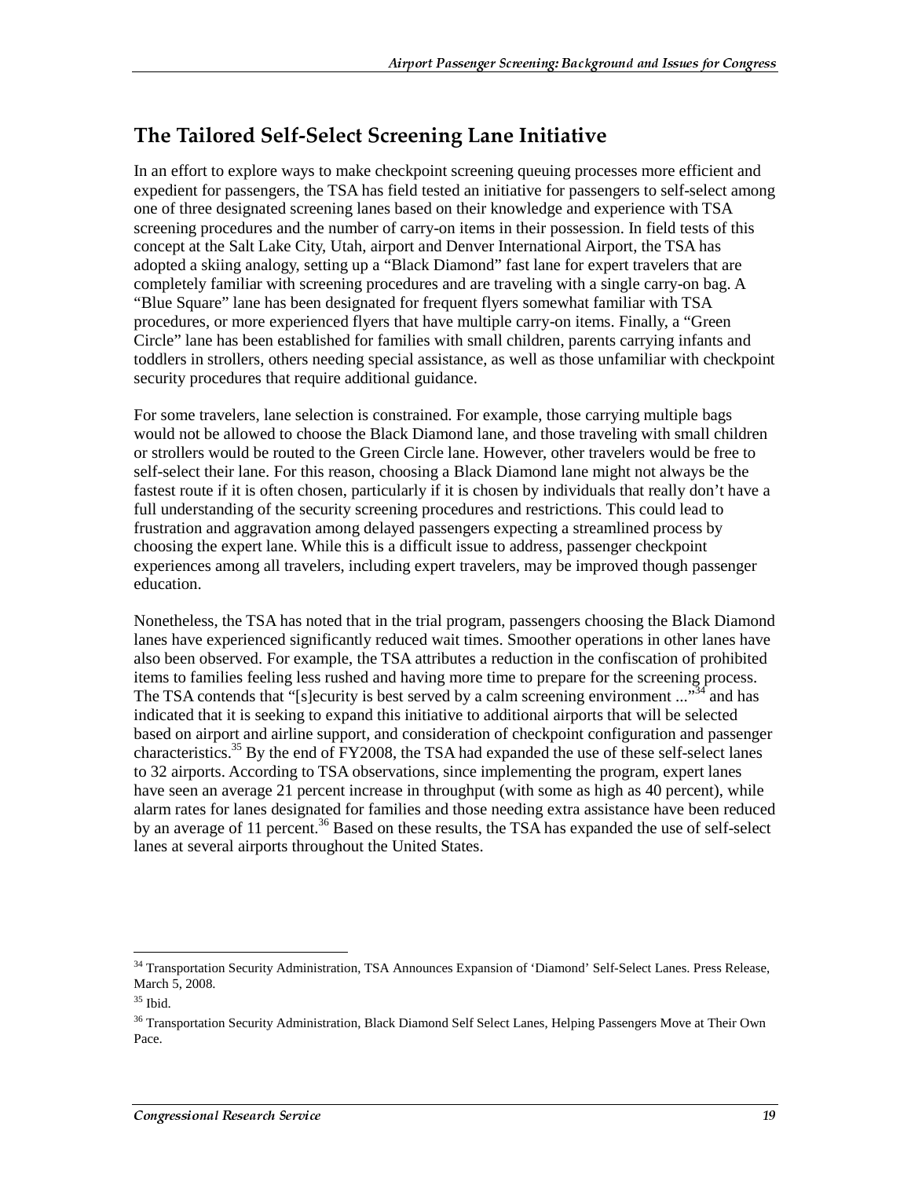## The Tailored Self-Select Screening Lane Initiative

In an effort to explore ways to make checkpoint screening queuing processes more efficient and expedient for passengers, the TSA has field tested an initiative for passengers to self-select among one of three designated screening lanes based on their knowledge and experience with TSA screening procedures and the number of carry-on items in their possession. In field tests of this concept at the Salt Lake City, Utah, airport and Denver International Airport, the TSA has adopted a skiing analogy, setting up a "Black Diamond" fast lane for expert travelers that are completely familiar with screening procedures and are traveling with a single carry-on bag. A "Blue Square" lane has been designated for frequent flyers somewhat familiar with TSA procedures, or more experienced flyers that have multiple carry-on items. Finally, a "Green Circle" lane has been established for families with small children, parents carrying infants and toddlers in strollers, others needing special assistance, as well as those unfamiliar with checkpoint security procedures that require additional guidance.

For some travelers, lane selection is constrained. For example, those carrying multiple bags would not be allowed to choose the Black Diamond lane, and those traveling with small children or strollers would be routed to the Green Circle lane. However, other travelers would be free to self-select their lane. For this reason, choosing a Black Diamond lane might not always be the fastest route if it is often chosen, particularly if it is chosen by individuals that really don't have a full understanding of the security screening procedures and restrictions. This could lead to frustration and aggravation among delayed passengers expecting a streamlined process by choosing the expert lane. While this is a difficult issue to address, passenger checkpoint experiences among all travelers, including expert travelers, may be improved though passenger education.

Nonetheless, the TSA has noted that in the trial program, passengers choosing the Black Diamond lanes have experienced significantly reduced wait times. Smoother operations in other lanes have also been observed. For example, the TSA attributes a reduction in the confiscation of prohibited items to families feeling less rushed and having more time to prepare for the screening process. The TSA contends that "[s]ecurity is best served by a calm screening environment ..."[34] and has indicated that it is seeking to expand this initiative to additional airports that will be selected based on airport and airline support, and consideration of checkpoint configuration and passenger characteristics.[35] By the end of FY2008, the TSA had expanded the use of these self-select lanes to 32 airports. According to TSA observations, since implementing the program, expert lanes have seen an average 21 percent increase in throughput (with some as high as 40 percent), while alarm rates for lanes designated for families and those needing extra assistance have been reduced by an average of 11 percent.[36] Based on these results, the TSA has expanded the use of self-select lanes at several airports throughout the United States.

---

[34] Transportation Security Administration, TSA Announces Expansion of 'Diamond' Self-Select Lanes. Press Release, March 5, 2008.

[35] Ibid.

[36] Transportation Security Administration, Black Diamond Self Select Lanes, Helping Passengers Move at Their Own Pace.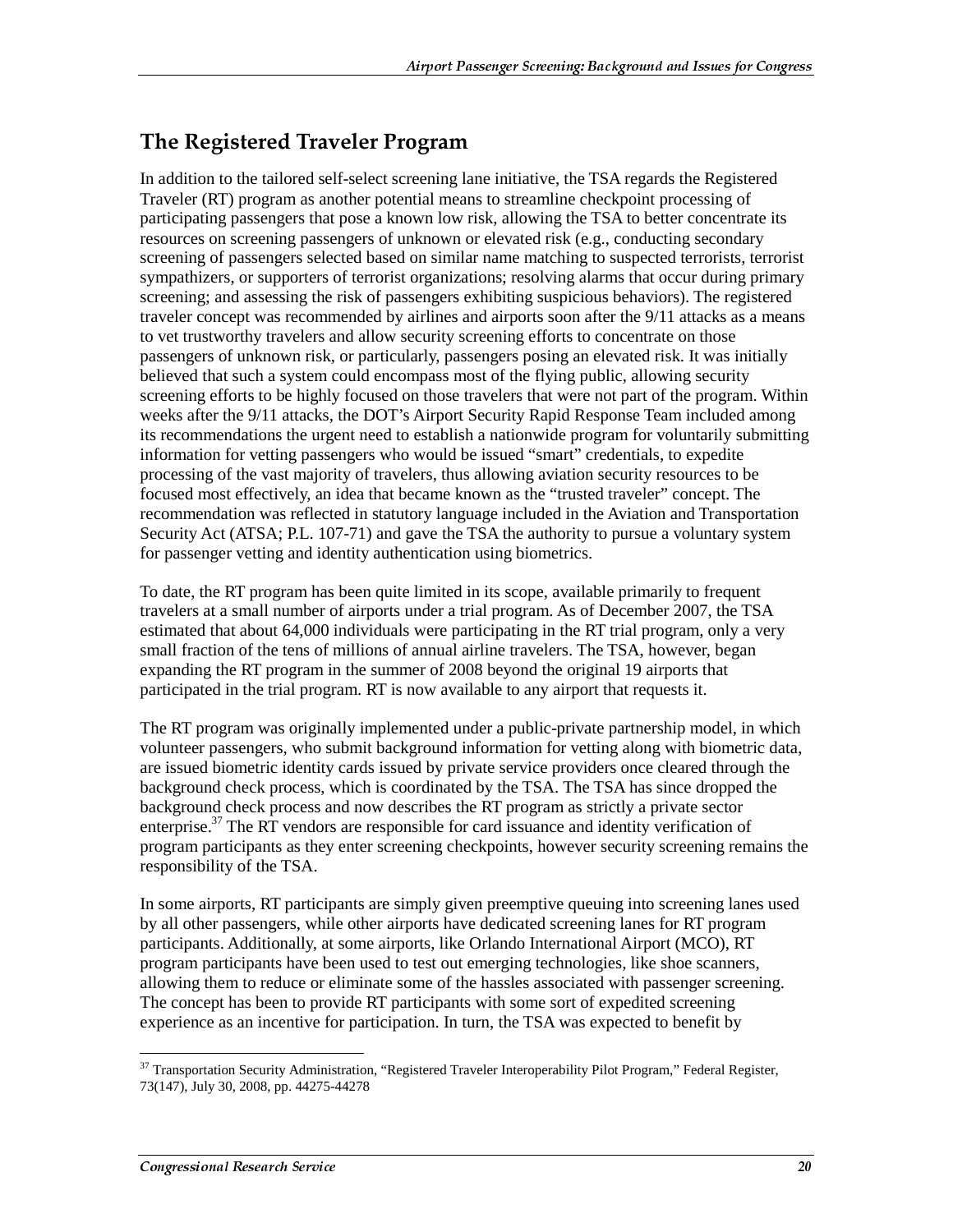## The Registered Traveler Program

In addition to the tailored self-select screening lane initiative, the TSA regards the Registered Traveler (RT) program as another potential means to streamline checkpoint processing of participating passengers that pose a known low risk, allowing the TSA to better concentrate its resources on screening passengers of unknown or elevated risk (e.g., conducting secondary screening of passengers selected based on similar name matching to suspected terrorists, terrorist sympathizers, or supporters of terrorist organizations; resolving alarms that occur during primary screening; and assessing the risk of passengers exhibiting suspicious behaviors). The registered traveler concept was recommended by airlines and airports soon after the 9/11 attacks as a means to vet trustworthy travelers and allow security screening efforts to concentrate on those passengers of unknown risk, or particularly, passengers posing an elevated risk. It was initially believed that such a system could encompass most of the flying public, allowing security screening efforts to be highly focused on those travelers that were not part of the program. Within weeks after the 9/11 attacks, the DOT's Airport Security Rapid Response Team included among its recommendations the urgent need to establish a nationwide program for voluntarily submitting information for vetting passengers who would be issued "smart" credentials, to expedite processing of the vast majority of travelers, thus allowing aviation security resources to be focused most effectively, an idea that became known as the "trusted traveler" concept. The recommendation was reflected in statutory language included in the Aviation and Transportation Security Act (ATSA; P.L. 107-71) and gave the TSA the authority to pursue a voluntary system for passenger vetting and identity authentication using biometrics.

To date, the RT program has been quite limited in its scope, available primarily to frequent travelers at a small number of airports under a trial program. As of December 2007, the TSA estimated that about 64,000 individuals were participating in the RT trial program, only a very small fraction of the tens of millions of annual airline travelers. The TSA, however, began expanding the RT program in the summer of 2008 beyond the original 19 airports that participated in the trial program. RT is now available to any airport that requests it.

The RT program was originally implemented under a public-private partnership model, in which volunteer passengers, who submit background information for vetting along with biometric data, are issued biometric identity cards issued by private service providers once cleared through the background check process, which is coordinated by the TSA. The TSA has since dropped the background check process and now describes the RT program as strictly a private sector enterprise.[37] The RT vendors are responsible for card issuance and identity verification of program participants as they enter screening checkpoints, however security screening remains the responsibility of the TSA.

In some airports, RT participants are simply given preemptive queuing into screening lanes used by all other passengers, while other airports have dedicated screening lanes for RT program participants. Additionally, at some airports, like Orlando International Airport (MCO), RT program participants have been used to test out emerging technologies, like shoe scanners, allowing them to reduce or eliminate some of the hassles associated with passenger screening. The concept has been to provide RT participants with some sort of expedited screening experience as an incentive for participation. In turn, the TSA was expected to benefit by

[37] Transportation Security Administration, "Registered Traveler Interoperability Pilot Program," Federal Register, 73(147), July 30, 2008, pp. 44275-44278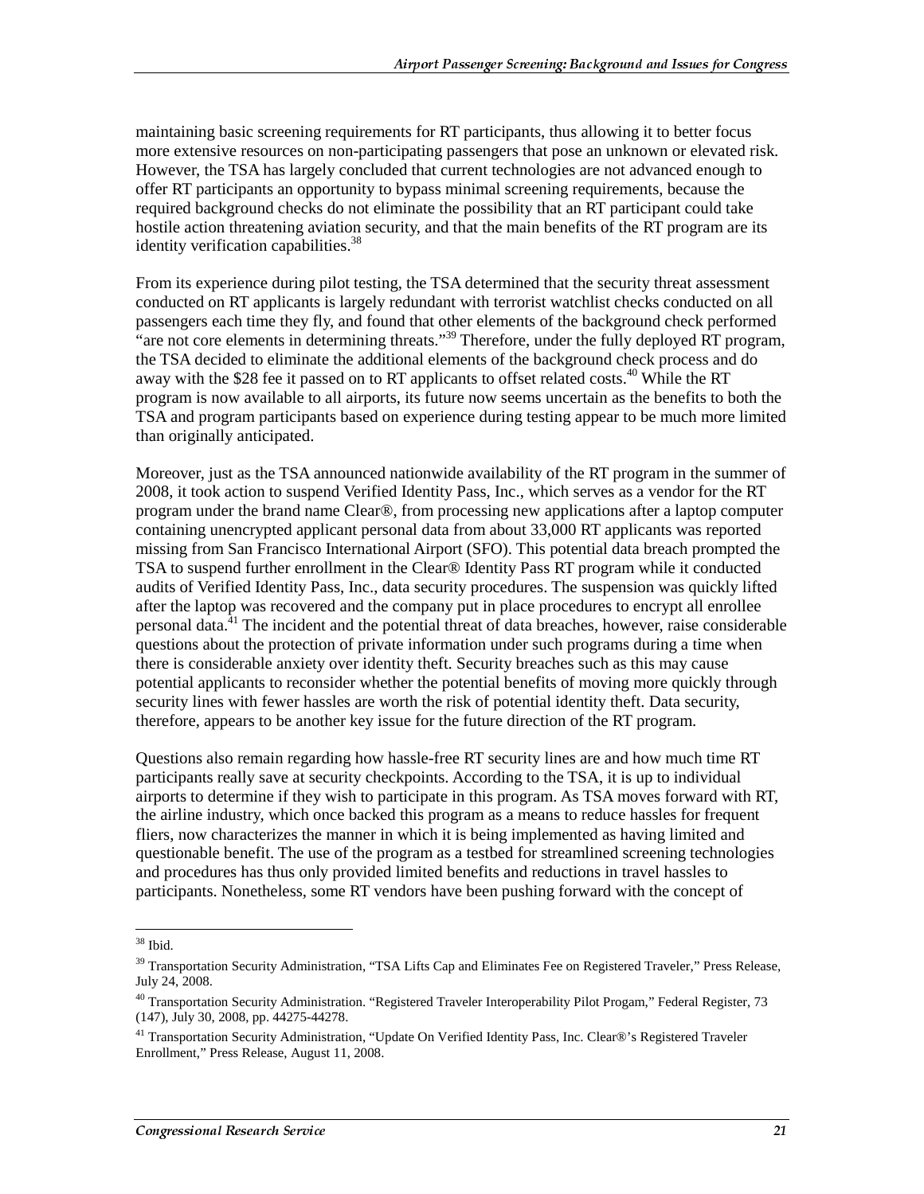maintaining basic screening requirements for RT participants, thus allowing it to better focus more extensive resources on non-participating passengers that pose an unknown or elevated risk. However, the TSA has largely concluded that current technologies are not advanced enough to offer RT participants an opportunity to bypass minimal screening requirements, because the required background checks do not eliminate the possibility that an RT participant could take hostile action threatening aviation security, and that the main benefits of the RT program are its identity verification capabilities.[38]

From its experience during pilot testing, the TSA determined that the security threat assessment conducted on RT applicants is largely redundant with terrorist watchlist checks conducted on all passengers each time they fly, and found that other elements of the background check performed "are not core elements in determining threats."[39] Therefore, under the fully deployed RT program, the TSA decided to eliminate the additional elements of the background check process and do away with the $28 fee it passed on to RT applicants to offset related costs.[40] While the RT program is now available to all airports, its future now seems uncertain as the benefits to both the TSA and program participants based on experience during testing appear to be much more limited than originally anticipated.

Moreover, just as the TSA announced nationwide availability of the RT program in the summer of 2008, it took action to suspend Verified Identity Pass, Inc., which serves as a vendor for the RT program under the brand name Clear®, from processing new applications after a laptop computer containing unencrypted applicant personal data from about 33,000 RT applicants was reported missing from San Francisco International Airport (SFO). This potential data breach prompted the TSA to suspend further enrollment in the Clear® Identity Pass RT program while it conducted audits of Verified Identity Pass, Inc., data security procedures. The suspension was quickly lifted after the laptop was recovered and the company put in place procedures to encrypt all enrollee personal data.[41] The incident and the potential threat of data breaches, however, raise considerable questions about the protection of private information under such programs during a time when there is considerable anxiety over identity theft. Security breaches such as this may cause potential applicants to reconsider whether the potential benefits of moving more quickly through security lines with fewer hassles are worth the risk of potential identity theft. Data security, therefore, appears to be another key issue for the future direction of the RT program.

Questions also remain regarding how hassle-free RT security lines are and how much time RT participants really save at security checkpoints. According to the TSA, it is up to individual airports to determine if they wish to participate in this program. As TSA moves forward with RT, the airline industry, which once backed this program as a means to reduce hassles for frequent fliers, now characterizes the manner in which it is being implemented as having limited and questionable benefit. The use of the program as a testbed for streamlined screening technologies and procedures has thus only provided limited benefits and reductions in travel hassles to participants. Nonetheless, some RT vendors have been pushing forward with the concept of

---

[38] Ibid.

[39] Transportation Security Administration, "TSA Lifts Cap and Eliminates Fee on Registered Traveler," Press Release, July 24, 2008.

[40] Transportation Security Administration. "Registered Traveler Interoperability Pilot Progam," Federal Register, 73 (147), July 30, 2008, pp. 44275-44278.

[41] Transportation Security Administration, "Update On Verified Identity Pass, Inc. Clear®'s Registered Traveler Enrollment," Press Release, August 11, 2008.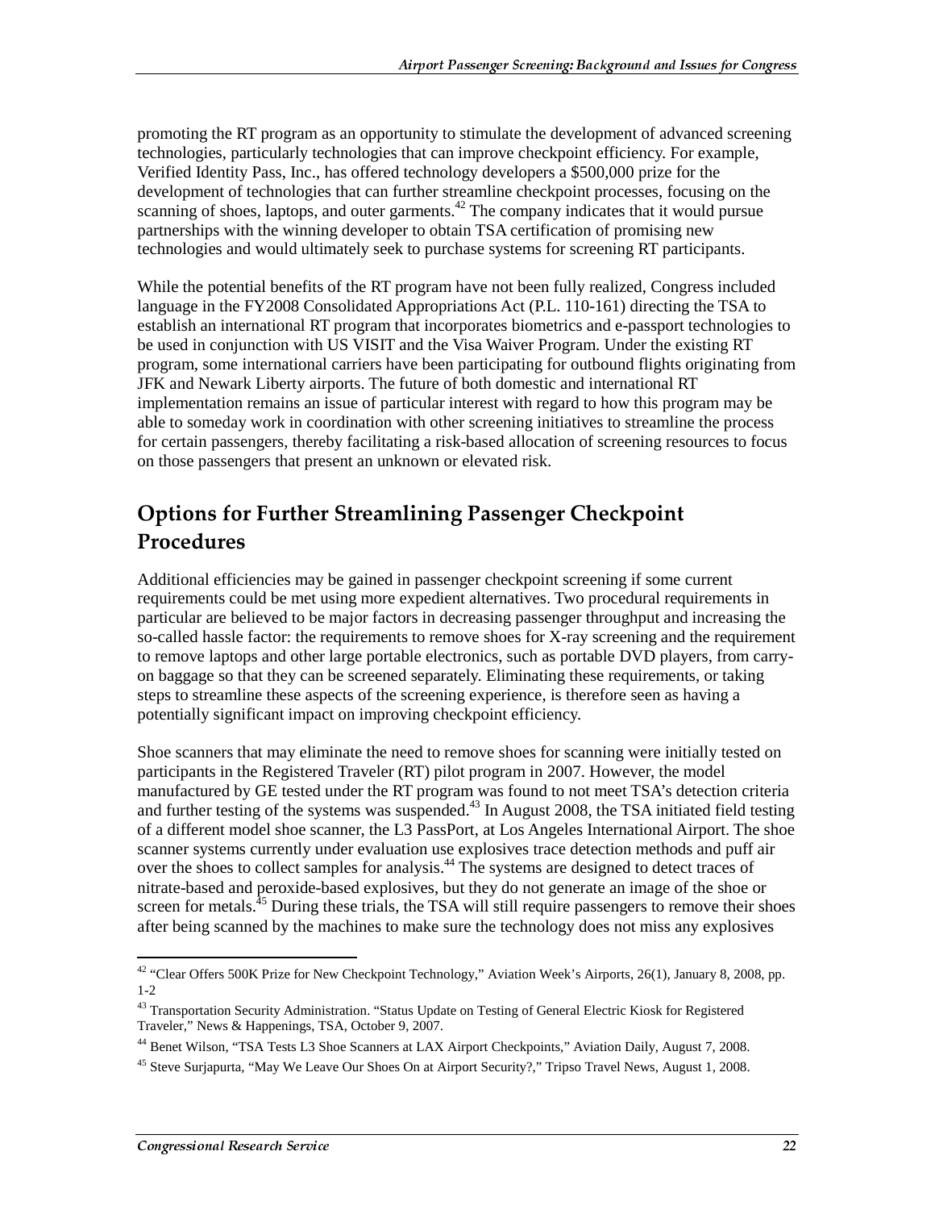promoting the RT program as an opportunity to stimulate the development of advanced screening technologies, particularly technologies that can improve checkpoint efficiency. For example, Verified Identity Pass, Inc., has offered technology developers a $500,000 prize for the development of technologies that can further streamline checkpoint processes, focusing on the scanning of shoes, laptops, and outer garments.[42] The company indicates that it would pursue partnerships with the winning developer to obtain TSA certification of promising new technologies and would ultimately seek to purchase systems for screening RT participants.

While the potential benefits of the RT program have not been fully realized, Congress included language in the FY2008 Consolidated Appropriations Act (P.L. 110-161) directing the TSA to establish an international RT program that incorporates biometrics and e-passport technologies to be used in conjunction with US VISIT and the Visa Waiver Program. Under the existing RT program, some international carriers have been participating for outbound flights originating from JFK and Newark Liberty airports. The future of both domestic and international RT implementation remains an issue of particular interest with regard to how this program may be able to someday work in coordination with other screening initiatives to streamline the process for certain passengers, thereby facilitating a risk-based allocation of screening resources to focus on those passengers that present an unknown or elevated risk.

## Options for Further Streamlining Passenger Checkpoint Procedures

Additional efficiencies may be gained in passenger checkpoint screening if some current requirements could be met using more expedient alternatives. Two procedural requirements in particular are believed to be major factors in decreasing passenger throughput and increasing the so-called hassle factor: the requirements to remove shoes for X-ray screening and the requirement to remove laptops and other large portable electronics, such as portable DVD players, from carry-on baggage so that they can be screened separately. Eliminating these requirements, or taking steps to streamline these aspects of the screening experience, is therefore seen as having a potentially significant impact on improving checkpoint efficiency.

Shoe scanners that may eliminate the need to remove shoes for scanning were initially tested on participants in the Registered Traveler (RT) pilot program in 2007. However, the model manufactured by GE tested under the RT program was found to not meet TSA's detection criteria and further testing of the systems was suspended.[43] In August 2008, the TSA initiated field testing of a different model shoe scanner, the L3 PassPort, at Los Angeles International Airport. The shoe scanner systems currently under evaluation use explosives trace detection methods and puff air over the shoes to collect samples for analysis.[44] The systems are designed to detect traces of nitrate-based and peroxide-based explosives, but they do not generate an image of the shoe or screen for metals.[45] During these trials, the TSA will still require passengers to remove their shoes after being scanned by the machines to make sure the technology does not miss any explosives

---

[42] "Clear Offers 500K Prize for New Checkpoint Technology," Aviation Week's Airports, 26(1), January 8, 2008, pp. 1-2

[43] Transportation Security Administration. "Status Update on Testing of General Electric Kiosk for Registered Traveler," News & Happenings, TSA, October 9, 2007.

[44] Benet Wilson, "TSA Tests L3 Shoe Scanners at LAX Airport Checkpoints," Aviation Daily, August 7, 2008.

[45] Steve Surjapurta, "May We Leave Our Shoes On at Airport Security?," Tripso Travel News, August 1, 2008.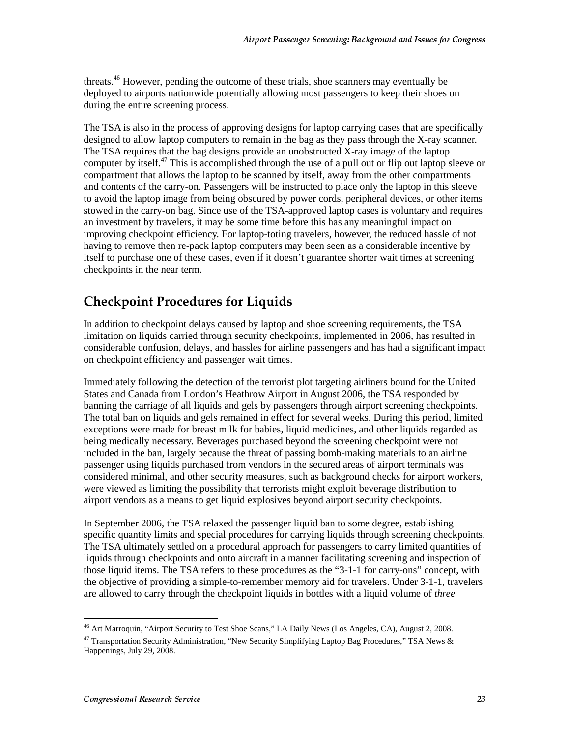threats.[46] However, pending the outcome of these trials, shoe scanners may eventually be deployed to airports nationwide potentially allowing most passengers to keep their shoes on during the entire screening process.

The TSA is also in the process of approving designs for laptop carrying cases that are specifically designed to allow laptop computers to remain in the bag as they pass through the X-ray scanner. The TSA requires that the bag designs provide an unobstructed X-ray image of the laptop computer by itself.[47] This is accomplished through the use of a pull out or flip out laptop sleeve or compartment that allows the laptop to be scanned by itself, away from the other compartments and contents of the carry-on. Passengers will be instructed to place only the laptop in this sleeve to avoid the laptop image from being obscured by power cords, peripheral devices, or other items stowed in the carry-on bag. Since use of the TSA-approved laptop cases is voluntary and requires an investment by travelers, it may be some time before this has any meaningful impact on improving checkpoint efficiency. For laptop-toting travelers, however, the reduced hassle of not having to remove then re-pack laptop computers may been seen as a considerable incentive by itself to purchase one of these cases, even if it doesn't guarantee shorter wait times at screening checkpoints in the near term.

## Checkpoint Procedures for Liquids

In addition to checkpoint delays caused by laptop and shoe screening requirements, the TSA limitation on liquids carried through security checkpoints, implemented in 2006, has resulted in considerable confusion, delays, and hassles for airline passengers and has had a significant impact on checkpoint efficiency and passenger wait times.

Immediately following the detection of the terrorist plot targeting airliners bound for the United States and Canada from London's Heathrow Airport in August 2006, the TSA responded by banning the carriage of all liquids and gels by passengers through airport screening checkpoints. The total ban on liquids and gels remained in effect for several weeks. During this period, limited exceptions were made for breast milk for babies, liquid medicines, and other liquids regarded as being medically necessary. Beverages purchased beyond the screening checkpoint were not included in the ban, largely because the threat of passing bomb-making materials to an airline passenger using liquids purchased from vendors in the secured areas of airport terminals was considered minimal, and other security measures, such as background checks for airport workers, were viewed as limiting the possibility that terrorists might exploit beverage distribution to airport vendors as a means to get liquid explosives beyond airport security checkpoints.

In September 2006, the TSA relaxed the passenger liquid ban to some degree, establishing specific quantity limits and special procedures for carrying liquids through screening checkpoints. The TSA ultimately settled on a procedural approach for passengers to carry limited quantities of liquids through checkpoints and onto aircraft in a manner facilitating screening and inspection of those liquid items. The TSA refers to these procedures as the "3-1-1 for carry-ons" concept, with the objective of providing a simple-to-remember memory aid for travelers. Under 3-1-1, travelers are allowed to carry through the checkpoint liquids in bottles with a liquid volume of *three*

[46] Art Marroquin, "Airport Security to Test Shoe Scans," LA Daily News (Los Angeles, CA), August 2, 2008.

[47] Transportation Security Administration, "New Security Simplifying Laptop Bag Procedures," TSA News & Happenings, July 29, 2008.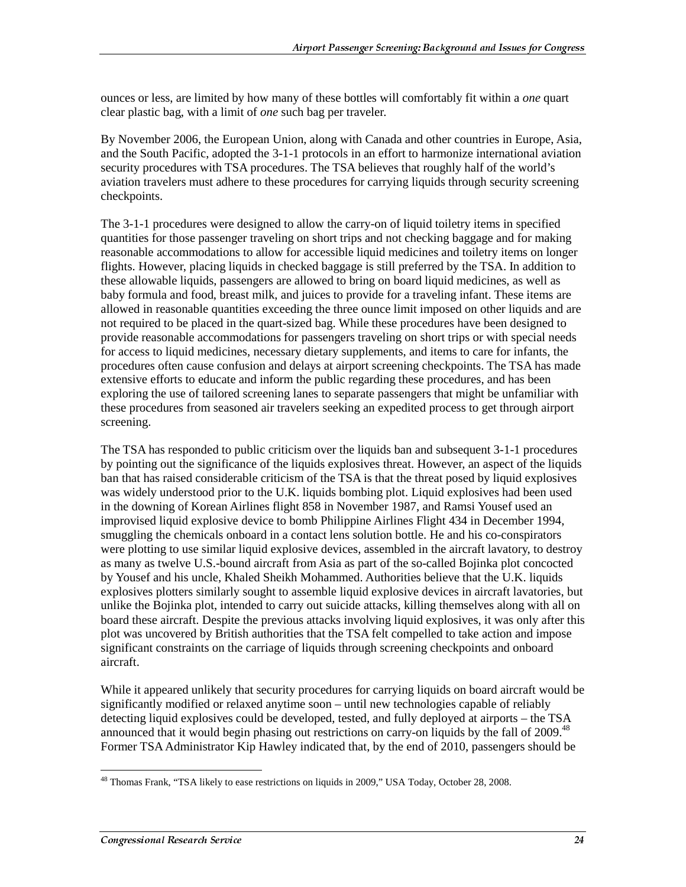ounces or less, are limited by how many of these bottles will comfortably fit within a *one* quart clear plastic bag, with a limit of *one* such bag per traveler.

By November 2006, the European Union, along with Canada and other countries in Europe, Asia, and the South Pacific, adopted the 3-1-1 protocols in an effort to harmonize international aviation security procedures with TSA procedures. The TSA believes that roughly half of the world's aviation travelers must adhere to these procedures for carrying liquids through security screening checkpoints.

The 3-1-1 procedures were designed to allow the carry-on of liquid toiletry items in specified quantities for those passenger traveling on short trips and not checking baggage and for making reasonable accommodations to allow for accessible liquid medicines and toiletry items on longer flights. However, placing liquids in checked baggage is still preferred by the TSA. In addition to these allowable liquids, passengers are allowed to bring on board liquid medicines, as well as baby formula and food, breast milk, and juices to provide for a traveling infant. These items are allowed in reasonable quantities exceeding the three ounce limit imposed on other liquids and are not required to be placed in the quart-sized bag. While these procedures have been designed to provide reasonable accommodations for passengers traveling on short trips or with special needs for access to liquid medicines, necessary dietary supplements, and items to care for infants, the procedures often cause confusion and delays at airport screening checkpoints. The TSA has made extensive efforts to educate and inform the public regarding these procedures, and has been exploring the use of tailored screening lanes to separate passengers that might be unfamiliar with these procedures from seasoned air travelers seeking an expedited process to get through airport screening.

The TSA has responded to public criticism over the liquids ban and subsequent 3-1-1 procedures by pointing out the significance of the liquids explosives threat. However, an aspect of the liquids ban that has raised considerable criticism of the TSA is that the threat posed by liquid explosives was widely understood prior to the U.K. liquids bombing plot. Liquid explosives had been used in the downing of Korean Airlines flight 858 in November 1987, and Ramsi Yousef used an improvised liquid explosive device to bomb Philippine Airlines Flight 434 in December 1994, smuggling the chemicals onboard in a contact lens solution bottle. He and his co-conspirators were plotting to use similar liquid explosive devices, assembled in the aircraft lavatory, to destroy as many as twelve U.S.-bound aircraft from Asia as part of the so-called Bojinka plot concocted by Yousef and his uncle, Khaled Sheikh Mohammed. Authorities believe that the U.K. liquids explosives plotters similarly sought to assemble liquid explosive devices in aircraft lavatories, but unlike the Bojinka plot, intended to carry out suicide attacks, killing themselves along with all on board these aircraft. Despite the previous attacks involving liquid explosives, it was only after this plot was uncovered by British authorities that the TSA felt compelled to take action and impose significant constraints on the carriage of liquids through screening checkpoints and onboard aircraft.

While it appeared unlikely that security procedures for carrying liquids on board aircraft would be significantly modified or relaxed anytime soon – until new technologies capable of reliably detecting liquid explosives could be developed, tested, and fully deployed at airports – the TSA announced that it would begin phasing out restrictions on carry-on liquids by the fall of 2009.[48] Former TSA Administrator Kip Hawley indicated that, by the end of 2010, passengers should be

[48] Thomas Frank, "TSA likely to ease restrictions on liquids in 2009," USA Today, October 28, 2008.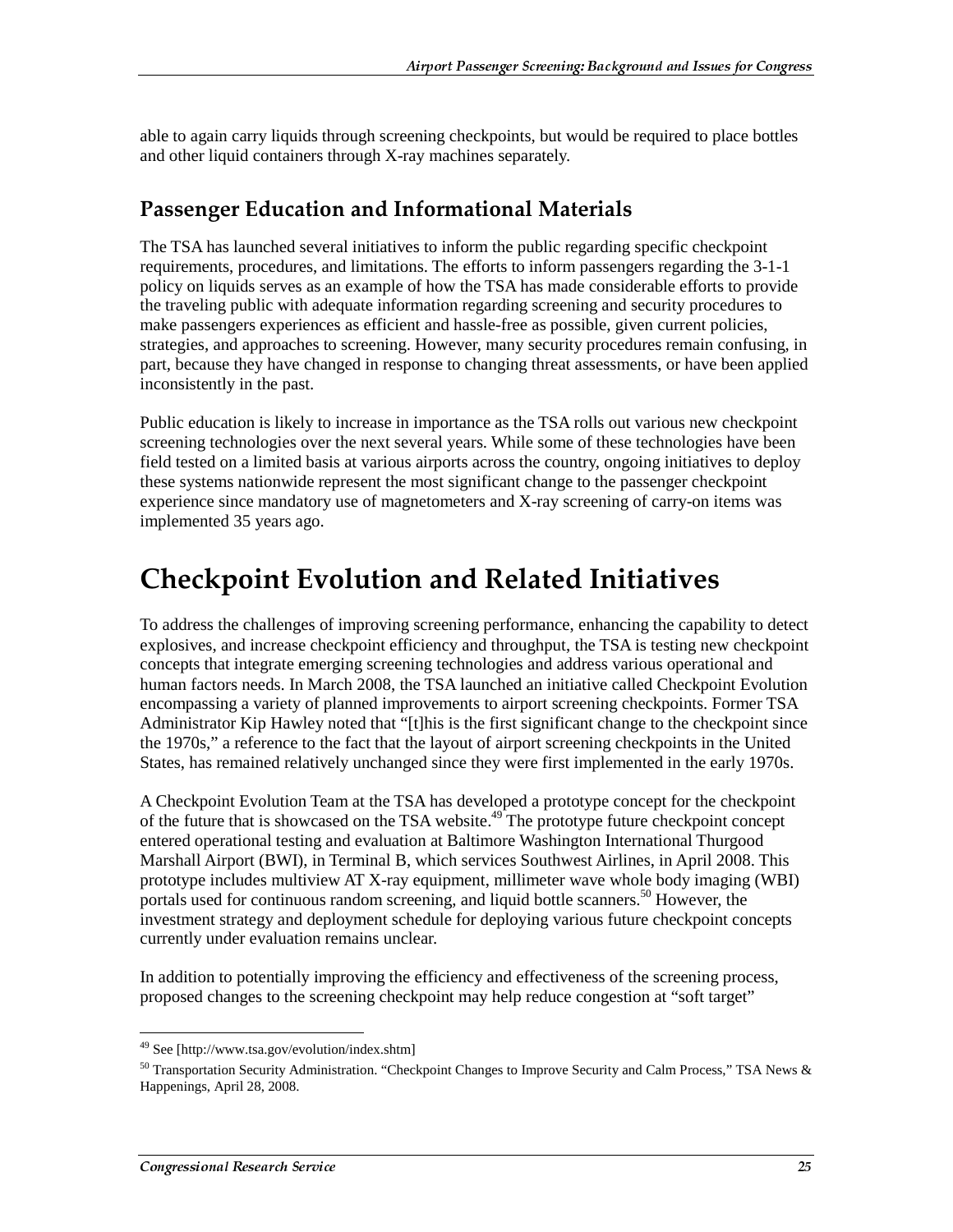able to again carry liquids through screening checkpoints, but would be required to place bottles and other liquid containers through X-ray machines separately.

## Passenger Education and Informational Materials

The TSA has launched several initiatives to inform the public regarding specific checkpoint requirements, procedures, and limitations. The efforts to inform passengers regarding the 3-1-1 policy on liquids serves as an example of how the TSA has made considerable efforts to provide the traveling public with adequate information regarding screening and security procedures to make passengers experiences as efficient and hassle-free as possible, given current policies, strategies, and approaches to screening. However, many security procedures remain confusing, in part, because they have changed in response to changing threat assessments, or have been applied inconsistently in the past.

Public education is likely to increase in importance as the TSA rolls out various new checkpoint screening technologies over the next several years. While some of these technologies have been field tested on a limited basis at various airports across the country, ongoing initiatives to deploy these systems nationwide represent the most significant change to the passenger checkpoint experience since mandatory use of magnetometers and X-ray screening of carry-on items was implemented 35 years ago.

# Checkpoint Evolution and Related Initiatives

To address the challenges of improving screening performance, enhancing the capability to detect explosives, and increase checkpoint efficiency and throughput, the TSA is testing new checkpoint concepts that integrate emerging screening technologies and address various operational and human factors needs. In March 2008, the TSA launched an initiative called Checkpoint Evolution encompassing a variety of planned improvements to airport screening checkpoints. Former TSA Administrator Kip Hawley noted that "[t]his is the first significant change to the checkpoint since the 1970s," a reference to the fact that the layout of airport screening checkpoints in the United States, has remained relatively unchanged since they were first implemented in the early 1970s.

A Checkpoint Evolution Team at the TSA has developed a prototype concept for the checkpoint of the future that is showcased on the TSA website.[49] The prototype future checkpoint concept entered operational testing and evaluation at Baltimore Washington International Thurgood Marshall Airport (BWI), in Terminal B, which services Southwest Airlines, in April 2008. This prototype includes multiview AT X-ray equipment, millimeter wave whole body imaging (WBI) portals used for continuous random screening, and liquid bottle scanners.[50] However, the investment strategy and deployment schedule for deploying various future checkpoint concepts currently under evaluation remains unclear.

In addition to potentially improving the efficiency and effectiveness of the screening process, proposed changes to the screening checkpoint may help reduce congestion at "soft target"

---

[49] See [http://www.tsa.gov/evolution/index.shtm]

[50] Transportation Security Administration. "Checkpoint Changes to Improve Security and Calm Process," TSA News & Happenings, April 28, 2008.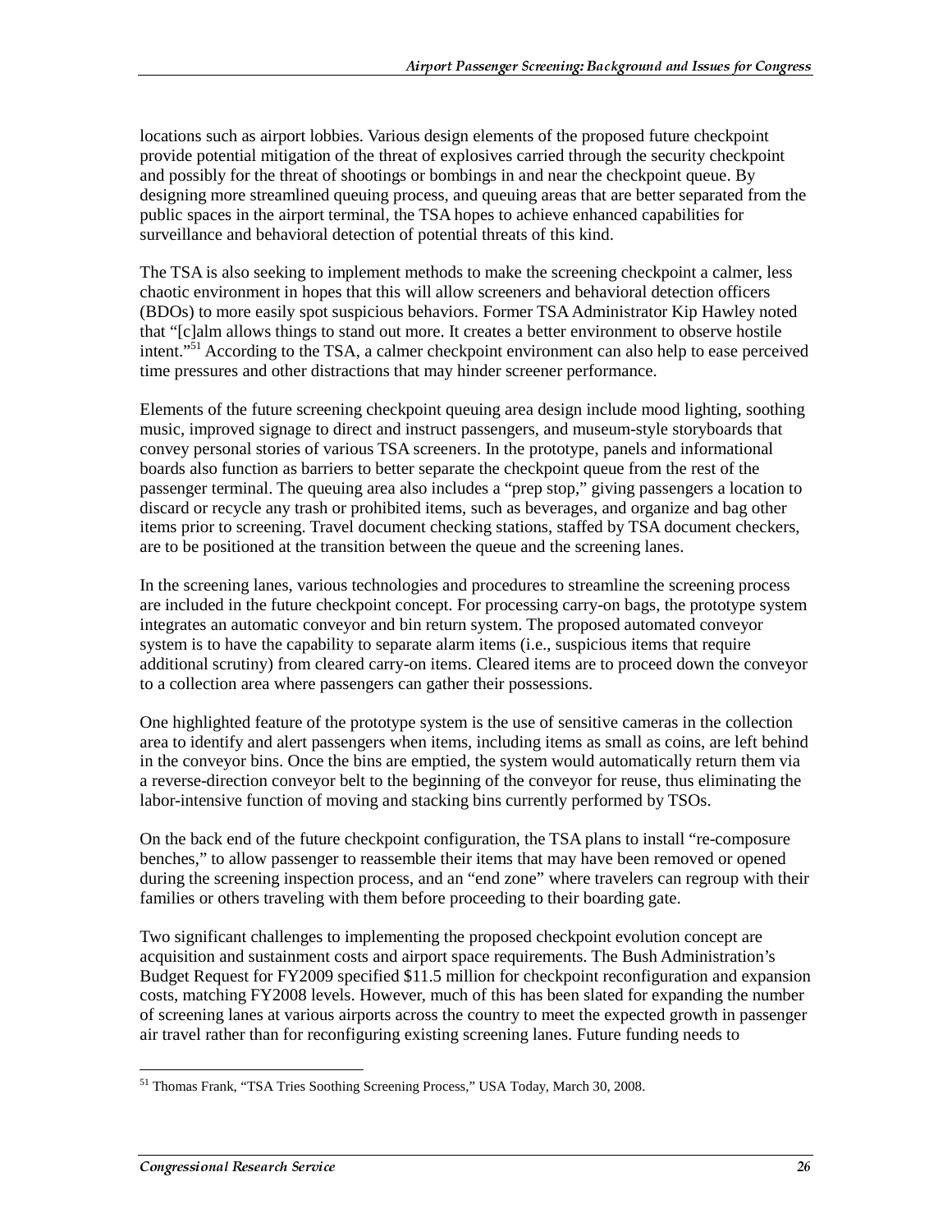locations such as airport lobbies. Various design elements of the proposed future checkpoint provide potential mitigation of the threat of explosives carried through the security checkpoint and possibly for the threat of shootings or bombings in and near the checkpoint queue. By designing more streamlined queuing process, and queuing areas that are better separated from the public spaces in the airport terminal, the TSA hopes to achieve enhanced capabilities for surveillance and behavioral detection of potential threats of this kind.

The TSA is also seeking to implement methods to make the screening checkpoint a calmer, less chaotic environment in hopes that this will allow screeners and behavioral detection officers (BDOs) to more easily spot suspicious behaviors. Former TSA Administrator Kip Hawley noted that "[c]alm allows things to stand out more. It creates a better environment to observe hostile intent."[51] According to the TSA, a calmer checkpoint environment can also help to ease perceived time pressures and other distractions that may hinder screener performance.

Elements of the future screening checkpoint queuing area design include mood lighting, soothing music, improved signage to direct and instruct passengers, and museum-style storyboards that convey personal stories of various TSA screeners. In the prototype, panels and informational boards also function as barriers to better separate the checkpoint queue from the rest of the passenger terminal. The queuing area also includes a "prep stop," giving passengers a location to discard or recycle any trash or prohibited items, such as beverages, and organize and bag other items prior to screening. Travel document checking stations, staffed by TSA document checkers, are to be positioned at the transition between the queue and the screening lanes.

In the screening lanes, various technologies and procedures to streamline the screening process are included in the future checkpoint concept. For processing carry-on bags, the prototype system integrates an automatic conveyor and bin return system. The proposed automated conveyor system is to have the capability to separate alarm items (i.e., suspicious items that require additional scrutiny) from cleared carry-on items. Cleared items are to proceed down the conveyor to a collection area where passengers can gather their possessions.

One highlighted feature of the prototype system is the use of sensitive cameras in the collection area to identify and alert passengers when items, including items as small as coins, are left behind in the conveyor bins. Once the bins are emptied, the system would automatically return them via a reverse-direction conveyor belt to the beginning of the conveyor for reuse, thus eliminating the labor-intensive function of moving and stacking bins currently performed by TSOs.

On the back end of the future checkpoint configuration, the TSA plans to install "re-composure benches," to allow passenger to reassemble their items that may have been removed or opened during the screening inspection process, and an "end zone" where travelers can regroup with their families or others traveling with them before proceeding to their boarding gate.

Two significant challenges to implementing the proposed checkpoint evolution concept are acquisition and sustainment costs and airport space requirements. The Bush Administration's Budget Request for FY2009 specified $11.5 million for checkpoint reconfiguration and expansion costs, matching FY2008 levels. However, much of this has been slated for expanding the number of screening lanes at various airports across the country to meet the expected growth in passenger air travel rather than for reconfiguring existing screening lanes. Future funding needs to

[51] Thomas Frank, "TSA Tries Soothing Screening Process," USA Today, March 30, 2008.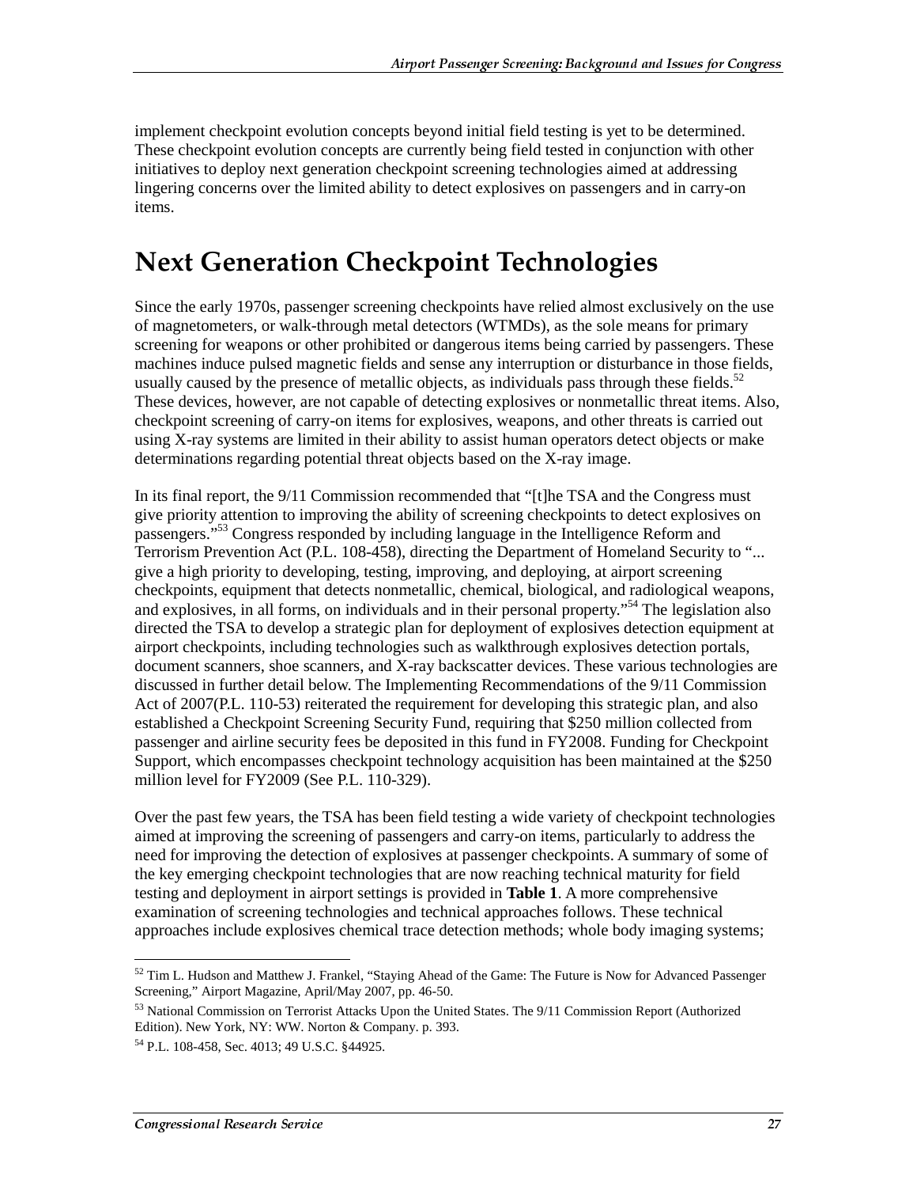implement checkpoint evolution concepts beyond initial field testing is yet to be determined. These checkpoint evolution concepts are currently being field tested in conjunction with other initiatives to deploy next generation checkpoint screening technologies aimed at addressing lingering concerns over the limited ability to detect explosives on passengers and in carry-on items.

# Next Generation Checkpoint Technologies

Since the early 1970s, passenger screening checkpoints have relied almost exclusively on the use of magnetometers, or walk-through metal detectors (WTMDs), as the sole means for primary screening for weapons or other prohibited or dangerous items being carried by passengers. These machines induce pulsed magnetic fields and sense any interruption or disturbance in those fields, usually caused by the presence of metallic objects, as individuals pass through these fields.[52] These devices, however, are not capable of detecting explosives or nonmetallic threat items. Also, checkpoint screening of carry-on items for explosives, weapons, and other threats is carried out using X-ray systems are limited in their ability to assist human operators detect objects or make determinations regarding potential threat objects based on the X-ray image.

In its final report, the 9/11 Commission recommended that "[t]he TSA and the Congress must give priority attention to improving the ability of screening checkpoints to detect explosives on passengers."[53] Congress responded by including language in the Intelligence Reform and Terrorism Prevention Act (P.L. 108-458), directing the Department of Homeland Security to "... give a high priority to developing, testing, improving, and deploying, at airport screening checkpoints, equipment that detects nonmetallic, chemical, biological, and radiological weapons, and explosives, in all forms, on individuals and in their personal property."[54] The legislation also directed the TSA to develop a strategic plan for deployment of explosives detection equipment at airport checkpoints, including technologies such as walkthrough explosives detection portals, document scanners, shoe scanners, and X-ray backscatter devices. These various technologies are discussed in further detail below. The Implementing Recommendations of the 9/11 Commission Act of 2007(P.L. 110-53) reiterated the requirement for developing this strategic plan, and also established a Checkpoint Screening Security Fund, requiring that $250 million collected from passenger and airline security fees be deposited in this fund in FY2008. Funding for Checkpoint Support, which encompasses checkpoint technology acquisition has been maintained at the $250 million level for FY2009 (See P.L. 110-329).

Over the past few years, the TSA has been field testing a wide variety of checkpoint technologies aimed at improving the screening of passengers and carry-on items, particularly to address the need for improving the detection of explosives at passenger checkpoints. A summary of some of the key emerging checkpoint technologies that are now reaching technical maturity for field testing and deployment in airport settings is provided in **Table 1**. A more comprehensive examination of screening technologies and technical approaches follows. These technical approaches include explosives chemical trace detection methods; whole body imaging systems;

---

[52] Tim L. Hudson and Matthew J. Frankel, "Staying Ahead of the Game: The Future is Now for Advanced Passenger Screening," Airport Magazine, April/May 2007, pp. 46-50.

[53] National Commission on Terrorist Attacks Upon the United States. The 9/11 Commission Report (Authorized Edition). New York, NY: WW. Norton & Company. p. 393.

[54] P.L. 108-458, Sec. 4013; 49 U.S.C. §44925.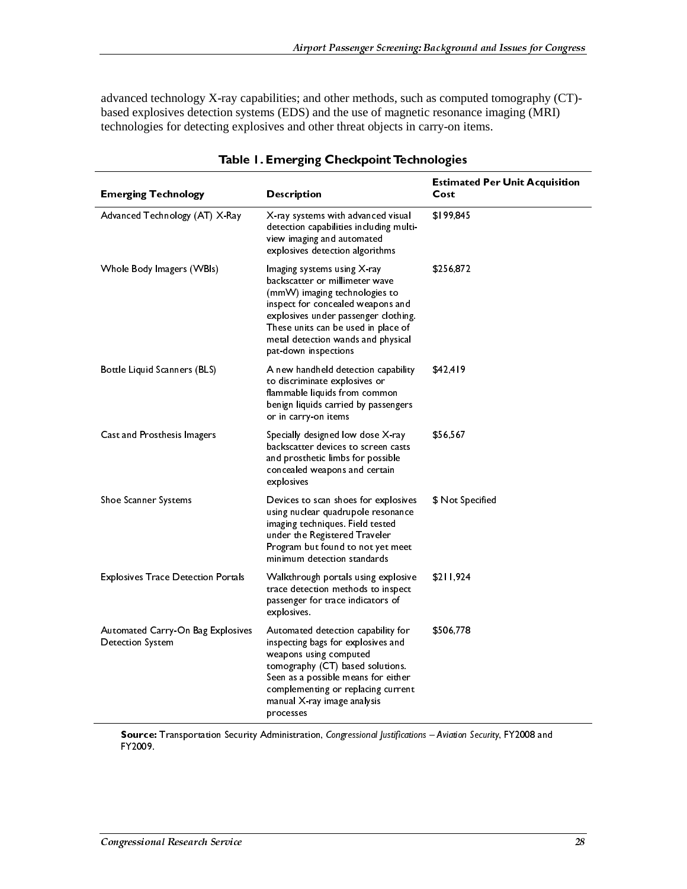advanced technology X-ray capabilities; and other methods, such as computed tomography (CT)-based explosives detection systems (EDS) and the use of magnetic resonance imaging (MRI) technologies for detecting explosives and other threat objects in carry-on items.

**Table 1. Emerging Checkpoint Technologies**

| Emerging Technology | Description | Estimated Per Unit Acquisition Cost |
|---|---|---|
| Advanced Technology (AT) X-Ray | X-ray systems with advanced visual detection capabilities including multi-view imaging and automated explosives detection algorithms | $199,845 |
| Whole Body Imagers (WBIs) | Imaging systems using X-ray backscatter or millimeter wave (mmW) imaging technologies to inspect for concealed weapons and explosives under passenger clothing. These units can be used in place of metal detection wands and physical pat-down inspections | $256,872 |
| Bottle Liquid Scanners (BLS) | A new handheld detection capability to discriminate explosives or flammable liquids from common benign liquids carried by passengers or in carry-on items | $42,419 |
| Cast and Prosthesis Imagers | Specially designed low dose X-ray backscatter devices to screen casts and prosthetic limbs for possible concealed weapons and certain explosives | $56,567 |
| Shoe Scanner Systems | Devices to scan shoes for explosives using nuclear quadrupole resonance imaging techniques. Field tested under the Registered Traveler Program but found to not yet meet minimum detection standards | $ Not Specified |
| Explosives Trace Detection Portals | Walkthrough portals using explosive trace detection methods to inspect passenger for trace indicators of explosives. | $211,924 |
| Automated Carry-On Bag Explosives Detection System | Automated detection capability for inspecting bags for explosives and weapons using computed tomography (CT) based solutions. Seen as a possible means for either complementing or replacing current manual X-ray image analysis processes | $506,778 |

**Source:** Transportation Security Administration, *Congressional Justifications – Aviation Security*, FY2008 and FY2009.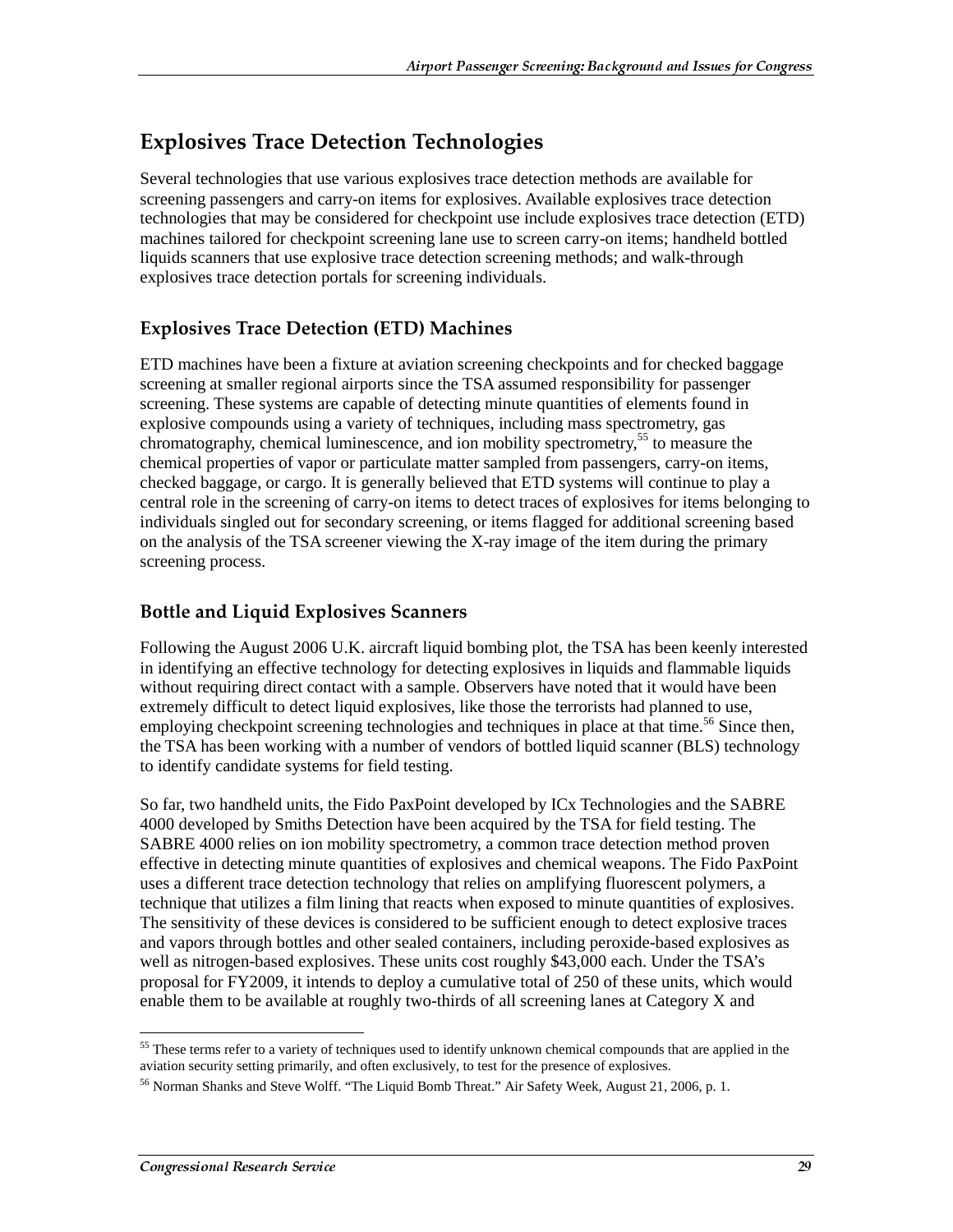## Explosives Trace Detection Technologies

Several technologies that use various explosives trace detection methods are available for screening passengers and carry-on items for explosives. Available explosives trace detection technologies that may be considered for checkpoint use include explosives trace detection (ETD) machines tailored for checkpoint screening lane use to screen carry-on items; handheld bottled liquids scanners that use explosive trace detection screening methods; and walk-through explosives trace detection portals for screening individuals.

### Explosives Trace Detection (ETD) Machines

ETD machines have been a fixture at aviation screening checkpoints and for checked baggage screening at smaller regional airports since the TSA assumed responsibility for passenger screening. These systems are capable of detecting minute quantities of elements found in explosive compounds using a variety of techniques, including mass spectrometry, gas chromatography, chemical luminescence, and ion mobility spectrometry,[55] to measure the chemical properties of vapor or particulate matter sampled from passengers, carry-on items, checked baggage, or cargo. It is generally believed that ETD systems will continue to play a central role in the screening of carry-on items to detect traces of explosives for items belonging to individuals singled out for secondary screening, or items flagged for additional screening based on the analysis of the TSA screener viewing the X-ray image of the item during the primary screening process.

### Bottle and Liquid Explosives Scanners

Following the August 2006 U.K. aircraft liquid bombing plot, the TSA has been keenly interested in identifying an effective technology for detecting explosives in liquids and flammable liquids without requiring direct contact with a sample. Observers have noted that it would have been extremely difficult to detect liquid explosives, like those the terrorists had planned to use, employing checkpoint screening technologies and techniques in place at that time.[56] Since then, the TSA has been working with a number of vendors of bottled liquid scanner (BLS) technology to identify candidate systems for field testing.

So far, two handheld units, the Fido PaxPoint developed by ICx Technologies and the SABRE 4000 developed by Smiths Detection have been acquired by the TSA for field testing. The SABRE 4000 relies on ion mobility spectrometry, a common trace detection method proven effective in detecting minute quantities of explosives and chemical weapons. The Fido PaxPoint uses a different trace detection technology that relies on amplifying fluorescent polymers, a technique that utilizes a film lining that reacts when exposed to minute quantities of explosives. The sensitivity of these devices is considered to be sufficient enough to detect explosive traces and vapors through bottles and other sealed containers, including peroxide-based explosives as well as nitrogen-based explosives. These units cost roughly $43,000 each. Under the TSA's proposal for FY2009, it intends to deploy a cumulative total of 250 of these units, which would enable them to be available at roughly two-thirds of all screening lanes at Category X and

---

[55] These terms refer to a variety of techniques used to identify unknown chemical compounds that are applied in the aviation security setting primarily, and often exclusively, to test for the presence of explosives.

[56] Norman Shanks and Steve Wolff. "The Liquid Bomb Threat." Air Safety Week, August 21, 2006, p. 1.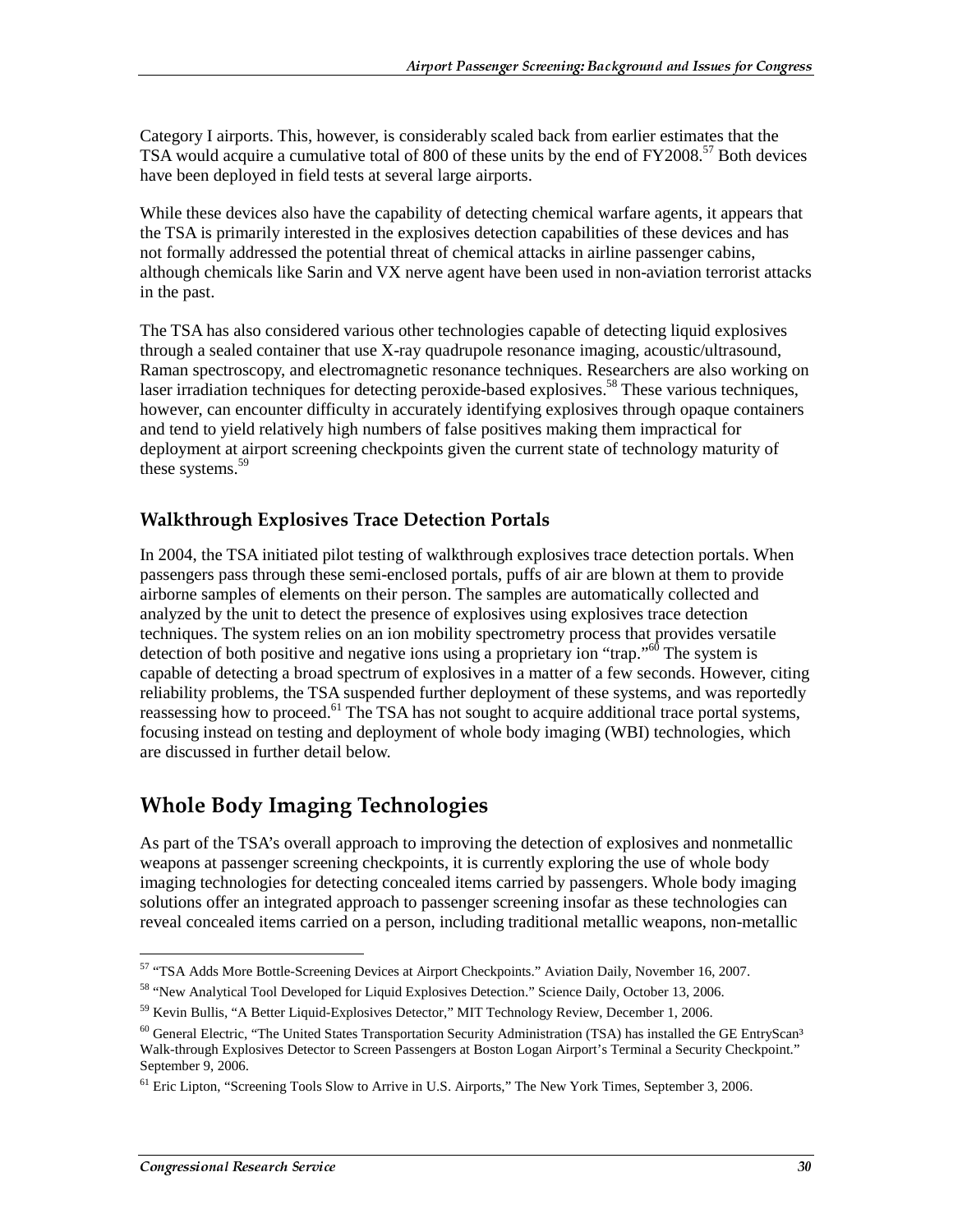Category I airports. This, however, is considerably scaled back from earlier estimates that the TSA would acquire a cumulative total of 800 of these units by the end of FY2008.[57] Both devices have been deployed in field tests at several large airports.

While these devices also have the capability of detecting chemical warfare agents, it appears that the TSA is primarily interested in the explosives detection capabilities of these devices and has not formally addressed the potential threat of chemical attacks in airline passenger cabins, although chemicals like Sarin and VX nerve agent have been used in non-aviation terrorist attacks in the past.

The TSA has also considered various other technologies capable of detecting liquid explosives through a sealed container that use X-ray quadrupole resonance imaging, acoustic/ultrasound, Raman spectroscopy, and electromagnetic resonance techniques. Researchers are also working on laser irradiation techniques for detecting peroxide-based explosives.[58] These various techniques, however, can encounter difficulty in accurately identifying explosives through opaque containers and tend to yield relatively high numbers of false positives making them impractical for deployment at airport screening checkpoints given the current state of technology maturity of these systems.[59]

### Walkthrough Explosives Trace Detection Portals

In 2004, the TSA initiated pilot testing of walkthrough explosives trace detection portals. When passengers pass through these semi-enclosed portals, puffs of air are blown at them to provide airborne samples of elements on their person. The samples are automatically collected and analyzed by the unit to detect the presence of explosives using explosives trace detection techniques. The system relies on an ion mobility spectrometry process that provides versatile detection of both positive and negative ions using a proprietary ion "trap."[60] The system is capable of detecting a broad spectrum of explosives in a matter of a few seconds. However, citing reliability problems, the TSA suspended further deployment of these systems, and was reportedly reassessing how to proceed.[61] The TSA has not sought to acquire additional trace portal systems, focusing instead on testing and deployment of whole body imaging (WBI) technologies, which are discussed in further detail below.

## Whole Body Imaging Technologies

As part of the TSA's overall approach to improving the detection of explosives and nonmetallic weapons at passenger screening checkpoints, it is currently exploring the use of whole body imaging technologies for detecting concealed items carried by passengers. Whole body imaging solutions offer an integrated approach to passenger screening insofar as these technologies can reveal concealed items carried on a person, including traditional metallic weapons, non-metallic

---

[57] "TSA Adds More Bottle-Screening Devices at Airport Checkpoints." Aviation Daily, November 16, 2007.

[58] "New Analytical Tool Developed for Liquid Explosives Detection." Science Daily, October 13, 2006.

[59] Kevin Bullis, "A Better Liquid-Explosives Detector," MIT Technology Review, December 1, 2006.

[60] General Electric, "The United States Transportation Security Administration (TSA) has installed the GE EntryScan³ Walk-through Explosives Detector to Screen Passengers at Boston Logan Airport's Terminal a Security Checkpoint." September 9, 2006.

[61] Eric Lipton, "Screening Tools Slow to Arrive in U.S. Airports," The New York Times, September 3, 2006.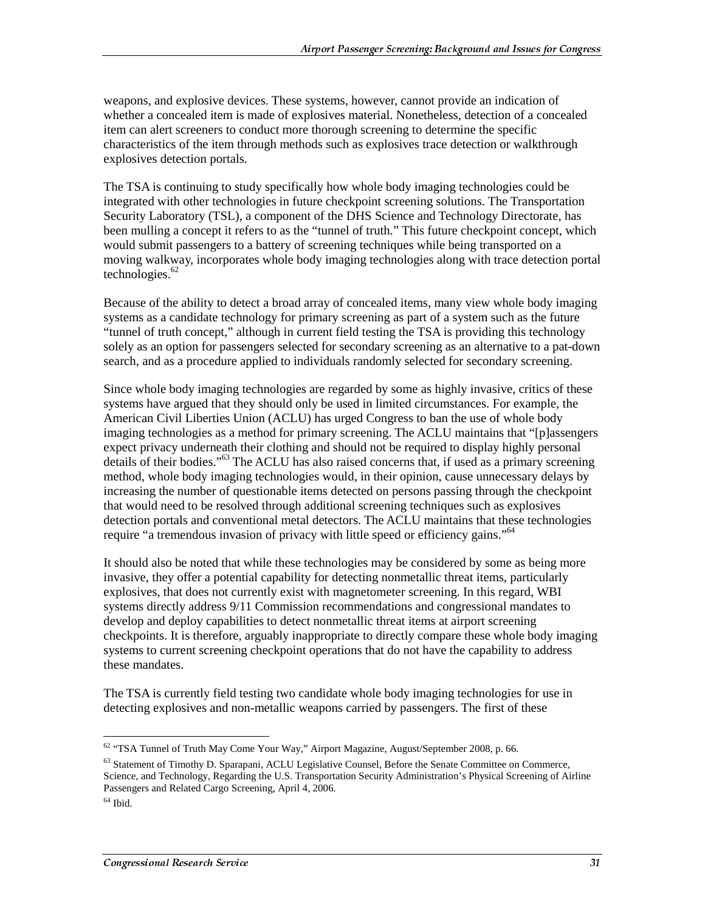weapons, and explosive devices. These systems, however, cannot provide an indication of whether a concealed item is made of explosives material. Nonetheless, detection of a concealed item can alert screeners to conduct more thorough screening to determine the specific characteristics of the item through methods such as explosives trace detection or walkthrough explosives detection portals.

The TSA is continuing to study specifically how whole body imaging technologies could be integrated with other technologies in future checkpoint screening solutions. The Transportation Security Laboratory (TSL), a component of the DHS Science and Technology Directorate, has been mulling a concept it refers to as the "tunnel of truth." This future checkpoint concept, which would submit passengers to a battery of screening techniques while being transported on a moving walkway, incorporates whole body imaging technologies along with trace detection portal technologies.[62]

Because of the ability to detect a broad array of concealed items, many view whole body imaging systems as a candidate technology for primary screening as part of a system such as the future "tunnel of truth concept," although in current field testing the TSA is providing this technology solely as an option for passengers selected for secondary screening as an alternative to a pat-down search, and as a procedure applied to individuals randomly selected for secondary screening.

Since whole body imaging technologies are regarded by some as highly invasive, critics of these systems have argued that they should only be used in limited circumstances. For example, the American Civil Liberties Union (ACLU) has urged Congress to ban the use of whole body imaging technologies as a method for primary screening. The ACLU maintains that "[p]assengers expect privacy underneath their clothing and should not be required to display highly personal details of their bodies."[63] The ACLU has also raised concerns that, if used as a primary screening method, whole body imaging technologies would, in their opinion, cause unnecessary delays by increasing the number of questionable items detected on persons passing through the checkpoint that would need to be resolved through additional screening techniques such as explosives detection portals and conventional metal detectors. The ACLU maintains that these technologies require "a tremendous invasion of privacy with little speed or efficiency gains."[64]

It should also be noted that while these technologies may be considered by some as being more invasive, they offer a potential capability for detecting nonmetallic threat items, particularly explosives, that does not currently exist with magnetometer screening. In this regard, WBI systems directly address 9/11 Commission recommendations and congressional mandates to develop and deploy capabilities to detect nonmetallic threat items at airport screening checkpoints. It is therefore, arguably inappropriate to directly compare these whole body imaging systems to current screening checkpoint operations that do not have the capability to address these mandates.

The TSA is currently field testing two candidate whole body imaging technologies for use in detecting explosives and non-metallic weapons carried by passengers. The first of these

---

[62] "TSA Tunnel of Truth May Come Your Way," Airport Magazine, August/September 2008, p. 66.

[63] Statement of Timothy D. Sparapani, ACLU Legislative Counsel, Before the Senate Committee on Commerce, Science, and Technology, Regarding the U.S. Transportation Security Administration's Physical Screening of Airline Passengers and Related Cargo Screening, April 4, 2006.

[64] Ibid.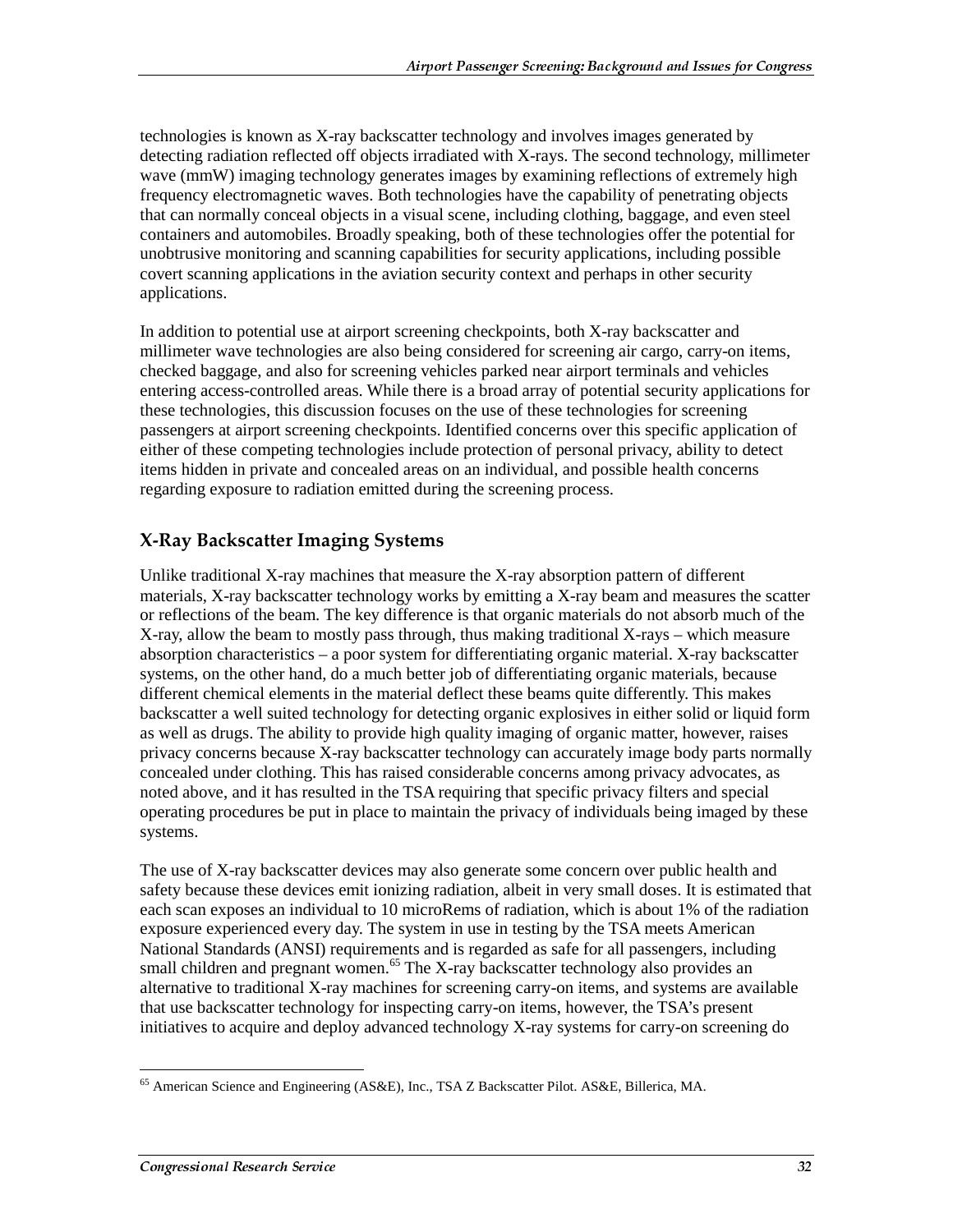technologies is known as X-ray backscatter technology and involves images generated by detecting radiation reflected off objects irradiated with X-rays. The second technology, millimeter wave (mmW) imaging technology generates images by examining reflections of extremely high frequency electromagnetic waves. Both technologies have the capability of penetrating objects that can normally conceal objects in a visual scene, including clothing, baggage, and even steel containers and automobiles. Broadly speaking, both of these technologies offer the potential for unobtrusive monitoring and scanning capabilities for security applications, including possible covert scanning applications in the aviation security context and perhaps in other security applications.

In addition to potential use at airport screening checkpoints, both X-ray backscatter and millimeter wave technologies are also being considered for screening air cargo, carry-on items, checked baggage, and also for screening vehicles parked near airport terminals and vehicles entering access-controlled areas. While there is a broad array of potential security applications for these technologies, this discussion focuses on the use of these technologies for screening passengers at airport screening checkpoints. Identified concerns over this specific application of either of these competing technologies include protection of personal privacy, ability to detect items hidden in private and concealed areas on an individual, and possible health concerns regarding exposure to radiation emitted during the screening process.

### X-Ray Backscatter Imaging Systems

Unlike traditional X-ray machines that measure the X-ray absorption pattern of different materials, X-ray backscatter technology works by emitting a X-ray beam and measures the scatter or reflections of the beam. The key difference is that organic materials do not absorb much of the X-ray, allow the beam to mostly pass through, thus making traditional X-rays – which measure absorption characteristics – a poor system for differentiating organic material. X-ray backscatter systems, on the other hand, do a much better job of differentiating organic materials, because different chemical elements in the material deflect these beams quite differently. This makes backscatter a well suited technology for detecting organic explosives in either solid or liquid form as well as drugs. The ability to provide high quality imaging of organic matter, however, raises privacy concerns because X-ray backscatter technology can accurately image body parts normally concealed under clothing. This has raised considerable concerns among privacy advocates, as noted above, and it has resulted in the TSA requiring that specific privacy filters and special operating procedures be put in place to maintain the privacy of individuals being imaged by these systems.

The use of X-ray backscatter devices may also generate some concern over public health and safety because these devices emit ionizing radiation, albeit in very small doses. It is estimated that each scan exposes an individual to 10 microRems of radiation, which is about 1% of the radiation exposure experienced every day. The system in use in testing by the TSA meets American National Standards (ANSI) requirements and is regarded as safe for all passengers, including small children and pregnant women.[65] The X-ray backscatter technology also provides an alternative to traditional X-ray machines for screening carry-on items, and systems are available that use backscatter technology for inspecting carry-on items, however, the TSA's present initiatives to acquire and deploy advanced technology X-ray systems for carry-on screening do

[65] American Science and Engineering (AS&E), Inc., TSA Z Backscatter Pilot. AS&E, Billerica, MA.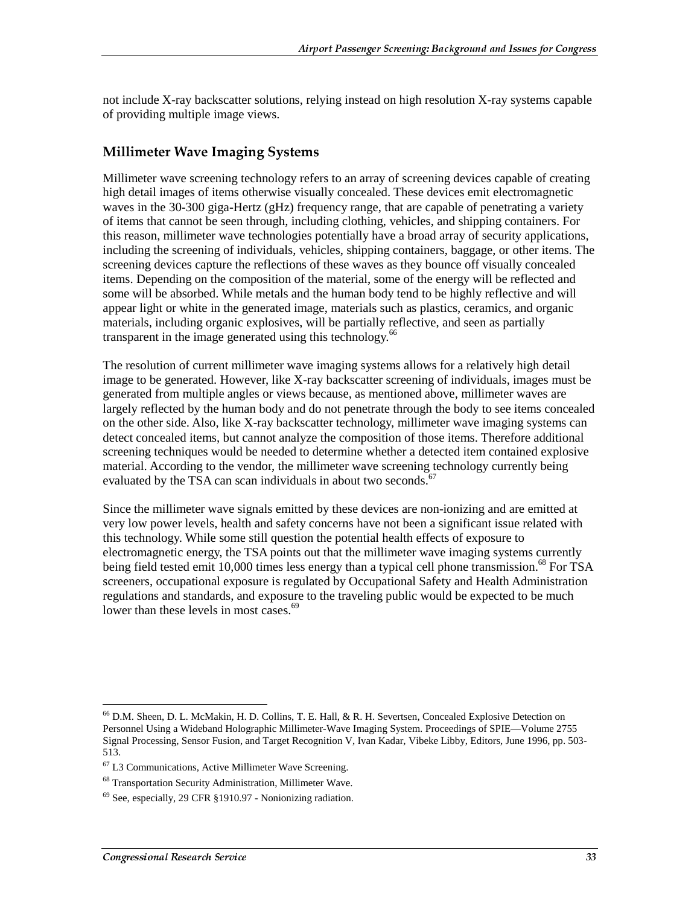not include X-ray backscatter solutions, relying instead on high resolution X-ray systems capable of providing multiple image views.

## Millimeter Wave Imaging Systems

Millimeter wave screening technology refers to an array of screening devices capable of creating high detail images of items otherwise visually concealed. These devices emit electromagnetic waves in the 30-300 giga-Hertz (gHz) frequency range, that are capable of penetrating a variety of items that cannot be seen through, including clothing, vehicles, and shipping containers. For this reason, millimeter wave technologies potentially have a broad array of security applications, including the screening of individuals, vehicles, shipping containers, baggage, or other items. The screening devices capture the reflections of these waves as they bounce off visually concealed items. Depending on the composition of the material, some of the energy will be reflected and some will be absorbed. While metals and the human body tend to be highly reflective and will appear light or white in the generated image, materials such as plastics, ceramics, and organic materials, including organic explosives, will be partially reflective, and seen as partially transparent in the image generated using this technology.[66]

The resolution of current millimeter wave imaging systems allows for a relatively high detail image to be generated. However, like X-ray backscatter screening of individuals, images must be generated from multiple angles or views because, as mentioned above, millimeter waves are largely reflected by the human body and do not penetrate through the body to see items concealed on the other side. Also, like X-ray backscatter technology, millimeter wave imaging systems can detect concealed items, but cannot analyze the composition of those items. Therefore additional screening techniques would be needed to determine whether a detected item contained explosive material. According to the vendor, the millimeter wave screening technology currently being evaluated by the TSA can scan individuals in about two seconds.[67]

Since the millimeter wave signals emitted by these devices are non-ionizing and are emitted at very low power levels, health and safety concerns have not been a significant issue related with this technology. While some still question the potential health effects of exposure to electromagnetic energy, the TSA points out that the millimeter wave imaging systems currently being field tested emit 10,000 times less energy than a typical cell phone transmission.[68] For TSA screeners, occupational exposure is regulated by Occupational Safety and Health Administration regulations and standards, and exposure to the traveling public would be expected to be much lower than these levels in most cases.[69]

---

[66] D.M. Sheen, D. L. McMakin, H. D. Collins, T. E. Hall, & R. H. Severtsen, Concealed Explosive Detection on Personnel Using a Wideband Holographic Millimeter-Wave Imaging System. Proceedings of SPIE—Volume 2755 Signal Processing, Sensor Fusion, and Target Recognition V, Ivan Kadar, Vibeke Libby, Editors, June 1996, pp. 503-513.

[67] L3 Communications, Active Millimeter Wave Screening.

[68] Transportation Security Administration, Millimeter Wave.

[69] See, especially, 29 CFR §1910.97 - Nonionizing radiation.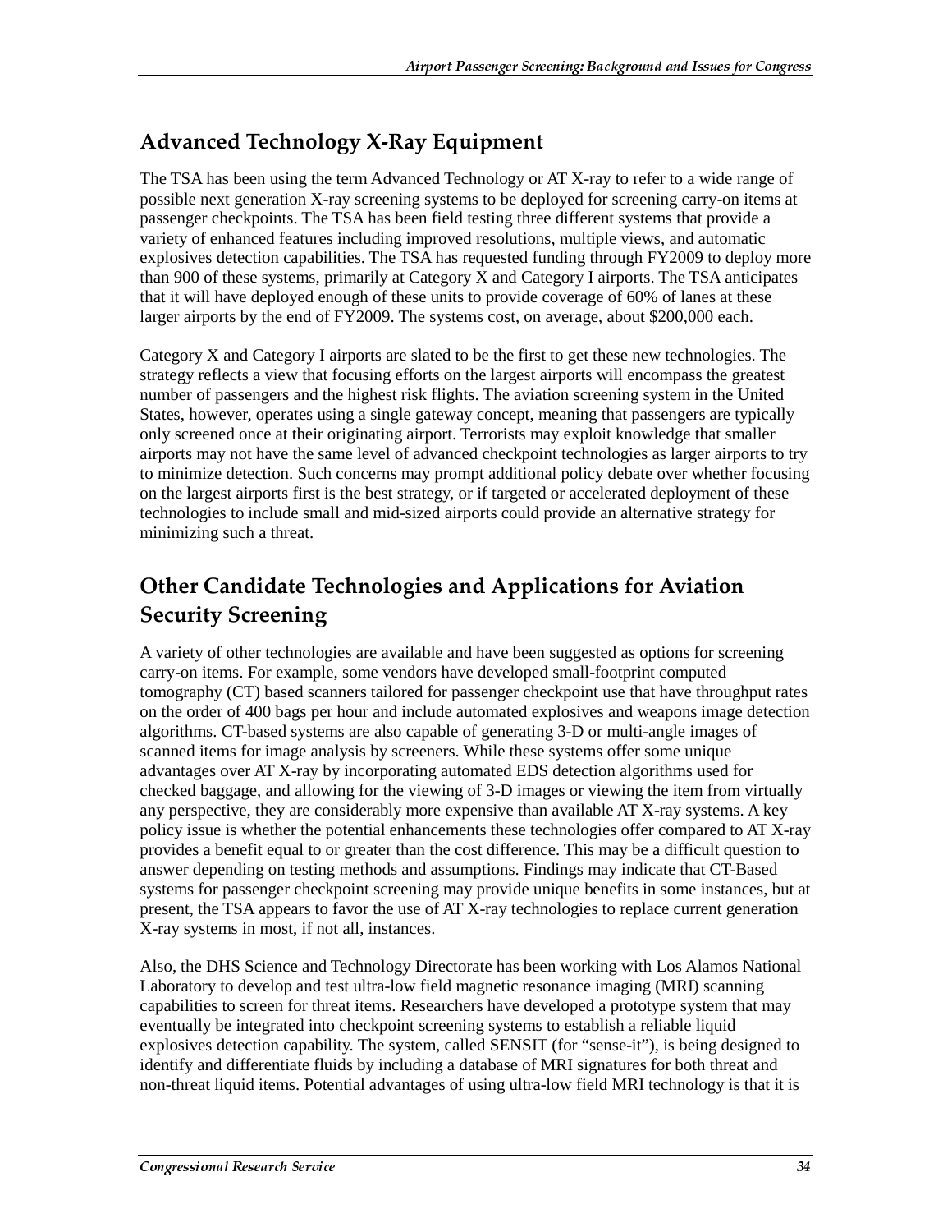## Advanced Technology X-Ray Equipment

The TSA has been using the term Advanced Technology or AT X-ray to refer to a wide range of possible next generation X-ray screening systems to be deployed for screening carry-on items at passenger checkpoints. The TSA has been field testing three different systems that provide a variety of enhanced features including improved resolutions, multiple views, and automatic explosives detection capabilities. The TSA has requested funding through FY2009 to deploy more than 900 of these systems, primarily at Category X and Category I airports. The TSA anticipates that it will have deployed enough of these units to provide coverage of 60% of lanes at these larger airports by the end of FY2009. The systems cost, on average, about $200,000 each.

Category X and Category I airports are slated to be the first to get these new technologies. The strategy reflects a view that focusing efforts on the largest airports will encompass the greatest number of passengers and the highest risk flights. The aviation screening system in the United States, however, operates using a single gateway concept, meaning that passengers are typically only screened once at their originating airport. Terrorists may exploit knowledge that smaller airports may not have the same level of advanced checkpoint technologies as larger airports to try to minimize detection. Such concerns may prompt additional policy debate over whether focusing on the largest airports first is the best strategy, or if targeted or accelerated deployment of these technologies to include small and mid-sized airports could provide an alternative strategy for minimizing such a threat.

## Other Candidate Technologies and Applications for Aviation Security Screening

A variety of other technologies are available and have been suggested as options for screening carry-on items. For example, some vendors have developed small-footprint computed tomography (CT) based scanners tailored for passenger checkpoint use that have throughput rates on the order of 400 bags per hour and include automated explosives and weapons image detection algorithms. CT-based systems are also capable of generating 3-D or multi-angle images of scanned items for image analysis by screeners. While these systems offer some unique advantages over AT X-ray by incorporating automated EDS detection algorithms used for checked baggage, and allowing for the viewing of 3-D images or viewing the item from virtually any perspective, they are considerably more expensive than available AT X-ray systems. A key policy issue is whether the potential enhancements these technologies offer compared to AT X-ray provides a benefit equal to or greater than the cost difference. This may be a difficult question to answer depending on testing methods and assumptions. Findings may indicate that CT-Based systems for passenger checkpoint screening may provide unique benefits in some instances, but at present, the TSA appears to favor the use of AT X-ray technologies to replace current generation X-ray systems in most, if not all, instances.

Also, the DHS Science and Technology Directorate has been working with Los Alamos National Laboratory to develop and test ultra-low field magnetic resonance imaging (MRI) scanning capabilities to screen for threat items. Researchers have developed a prototype system that may eventually be integrated into checkpoint screening systems to establish a reliable liquid explosives detection capability. The system, called SENSIT (for "sense-it"), is being designed to identify and differentiate fluids by including a database of MRI signatures for both threat and non-threat liquid items. Potential advantages of using ultra-low field MRI technology is that it is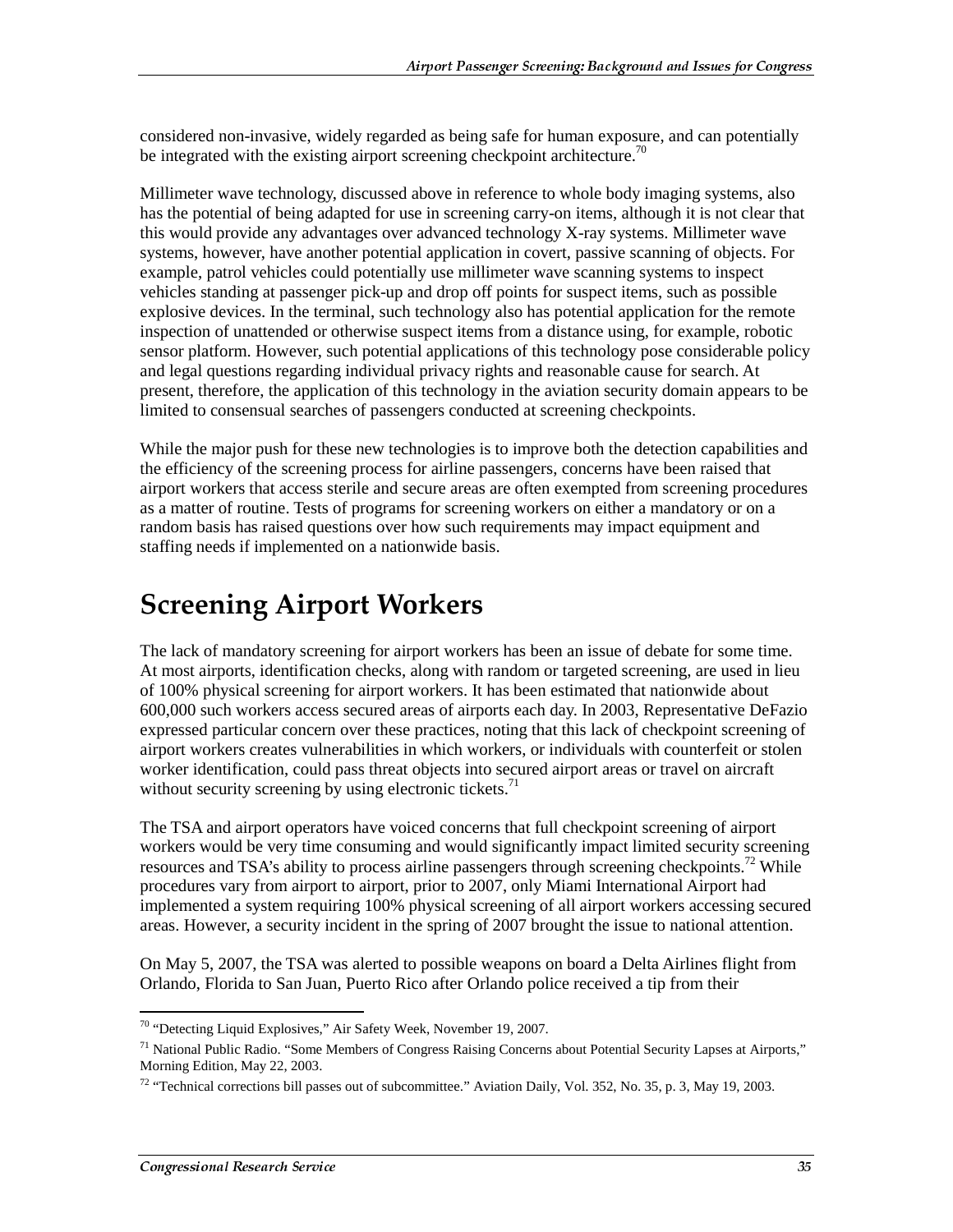considered non-invasive, widely regarded as being safe for human exposure, and can potentially be integrated with the existing airport screening checkpoint architecture.[70]

Millimeter wave technology, discussed above in reference to whole body imaging systems, also has the potential of being adapted for use in screening carry-on items, although it is not clear that this would provide any advantages over advanced technology X-ray systems. Millimeter wave systems, however, have another potential application in covert, passive scanning of objects. For example, patrol vehicles could potentially use millimeter wave scanning systems to inspect vehicles standing at passenger pick-up and drop off points for suspect items, such as possible explosive devices. In the terminal, such technology also has potential application for the remote inspection of unattended or otherwise suspect items from a distance using, for example, robotic sensor platform. However, such potential applications of this technology pose considerable policy and legal questions regarding individual privacy rights and reasonable cause for search. At present, therefore, the application of this technology in the aviation security domain appears to be limited to consensual searches of passengers conducted at screening checkpoints.

While the major push for these new technologies is to improve both the detection capabilities and the efficiency of the screening process for airline passengers, concerns have been raised that airport workers that access sterile and secure areas are often exempted from screening procedures as a matter of routine. Tests of programs for screening workers on either a mandatory or on a random basis has raised questions over how such requirements may impact equipment and staffing needs if implemented on a nationwide basis.

# Screening Airport Workers

The lack of mandatory screening for airport workers has been an issue of debate for some time. At most airports, identification checks, along with random or targeted screening, are used in lieu of 100% physical screening for airport workers. It has been estimated that nationwide about 600,000 such workers access secured areas of airports each day. In 2003, Representative DeFazio expressed particular concern over these practices, noting that this lack of checkpoint screening of airport workers creates vulnerabilities in which workers, or individuals with counterfeit or stolen worker identification, could pass threat objects into secured airport areas or travel on aircraft without security screening by using electronic tickets.[71]

The TSA and airport operators have voiced concerns that full checkpoint screening of airport workers would be very time consuming and would significantly impact limited security screening resources and TSA's ability to process airline passengers through screening checkpoints.[72] While procedures vary from airport to airport, prior to 2007, only Miami International Airport had implemented a system requiring 100% physical screening of all airport workers accessing secured areas. However, a security incident in the spring of 2007 brought the issue to national attention.

On May 5, 2007, the TSA was alerted to possible weapons on board a Delta Airlines flight from Orlando, Florida to San Juan, Puerto Rico after Orlando police received a tip from their

---

[70] "Detecting Liquid Explosives," Air Safety Week, November 19, 2007.

[71] National Public Radio. "Some Members of Congress Raising Concerns about Potential Security Lapses at Airports," Morning Edition, May 22, 2003.

[72] "Technical corrections bill passes out of subcommittee." Aviation Daily, Vol. 352, No. 35, p. 3, May 19, 2003.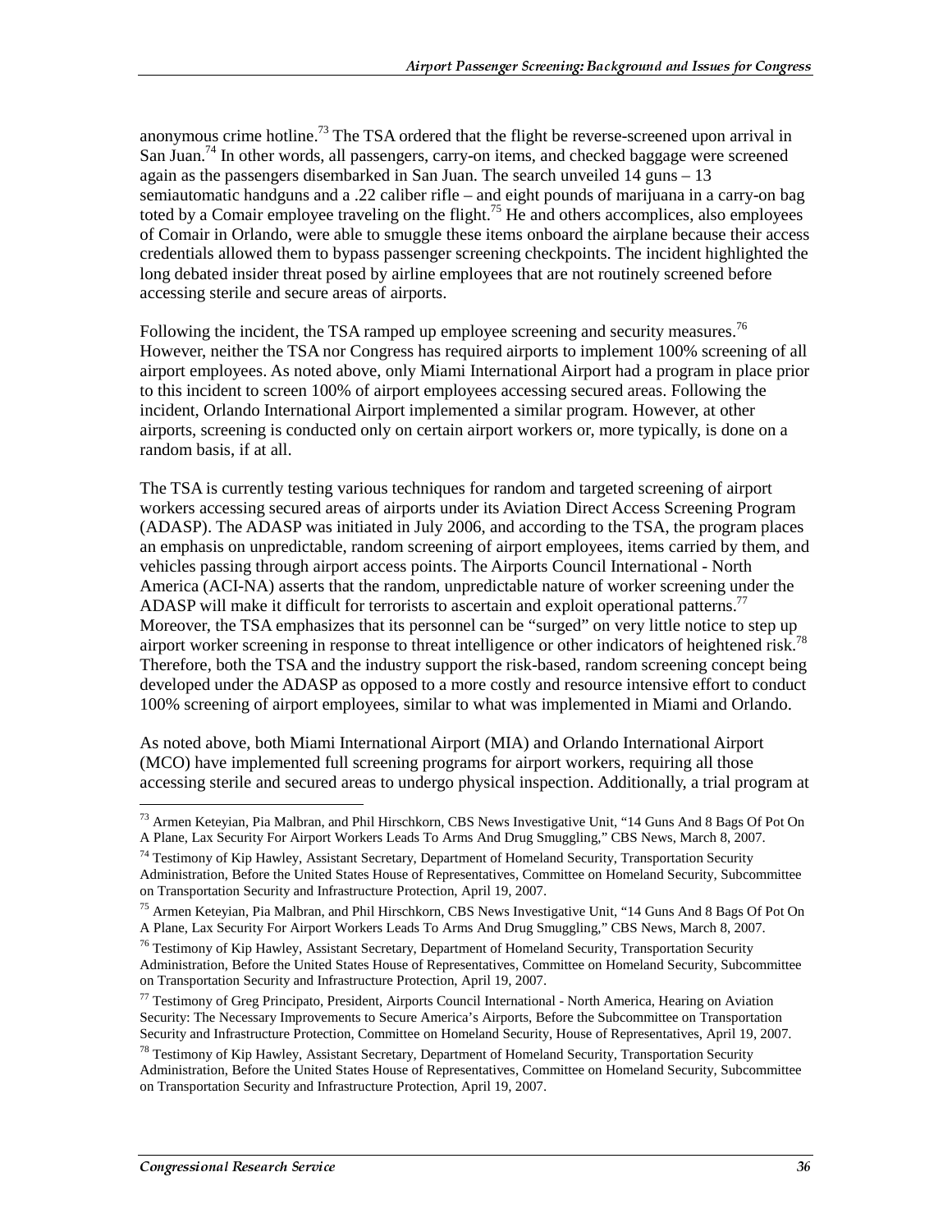anonymous crime hotline.[73] The TSA ordered that the flight be reverse-screened upon arrival in San Juan.[74] In other words, all passengers, carry-on items, and checked baggage were screened again as the passengers disembarked in San Juan. The search unveiled 14 guns – 13 semiautomatic handguns and a .22 caliber rifle – and eight pounds of marijuana in a carry-on bag toted by a Comair employee traveling on the flight.[75] He and others accomplices, also employees of Comair in Orlando, were able to smuggle these items onboard the airplane because their access credentials allowed them to bypass passenger screening checkpoints. The incident highlighted the long debated insider threat posed by airline employees that are not routinely screened before accessing sterile and secure areas of airports.

Following the incident, the TSA ramped up employee screening and security measures.[76] However, neither the TSA nor Congress has required airports to implement 100% screening of all airport employees. As noted above, only Miami International Airport had a program in place prior to this incident to screen 100% of airport employees accessing secured areas. Following the incident, Orlando International Airport implemented a similar program. However, at other airports, screening is conducted only on certain airport workers or, more typically, is done on a random basis, if at all.

The TSA is currently testing various techniques for random and targeted screening of airport workers accessing secured areas of airports under its Aviation Direct Access Screening Program (ADASP). The ADASP was initiated in July 2006, and according to the TSA, the program places an emphasis on unpredictable, random screening of airport employees, items carried by them, and vehicles passing through airport access points. The Airports Council International - North America (ACI-NA) asserts that the random, unpredictable nature of worker screening under the ADASP will make it difficult for terrorists to ascertain and exploit operational patterns.[77] Moreover, the TSA emphasizes that its personnel can be "surged" on very little notice to step up airport worker screening in response to threat intelligence or other indicators of heightened risk.[78] Therefore, both the TSA and the industry support the risk-based, random screening concept being developed under the ADASP as opposed to a more costly and resource intensive effort to conduct 100% screening of airport employees, similar to what was implemented in Miami and Orlando.

As noted above, both Miami International Airport (MIA) and Orlando International Airport (MCO) have implemented full screening programs for airport workers, requiring all those accessing sterile and secured areas to undergo physical inspection. Additionally, a trial program at

---

[73] Armen Keteyian, Pia Malbran, and Phil Hirschkorn, CBS News Investigative Unit, "14 Guns And 8 Bags Of Pot On A Plane, Lax Security For Airport Workers Leads To Arms And Drug Smuggling," CBS News, March 8, 2007.

[74] Testimony of Kip Hawley, Assistant Secretary, Department of Homeland Security, Transportation Security Administration, Before the United States House of Representatives, Committee on Homeland Security, Subcommittee on Transportation Security and Infrastructure Protection, April 19, 2007.

[75] Armen Keteyian, Pia Malbran, and Phil Hirschkorn, CBS News Investigative Unit, "14 Guns And 8 Bags Of Pot On A Plane, Lax Security For Airport Workers Leads To Arms And Drug Smuggling," CBS News, March 8, 2007.

[76] Testimony of Kip Hawley, Assistant Secretary, Department of Homeland Security, Transportation Security Administration, Before the United States House of Representatives, Committee on Homeland Security, Subcommittee on Transportation Security and Infrastructure Protection, April 19, 2007.

[77] Testimony of Greg Principato, President, Airports Council International - North America, Hearing on Aviation Security: The Necessary Improvements to Secure America's Airports, Before the Subcommittee on Transportation Security and Infrastructure Protection, Committee on Homeland Security, House of Representatives, April 19, 2007.

[78] Testimony of Kip Hawley, Assistant Secretary, Department of Homeland Security, Transportation Security Administration, Before the United States House of Representatives, Committee on Homeland Security, Subcommittee on Transportation Security and Infrastructure Protection, April 19, 2007.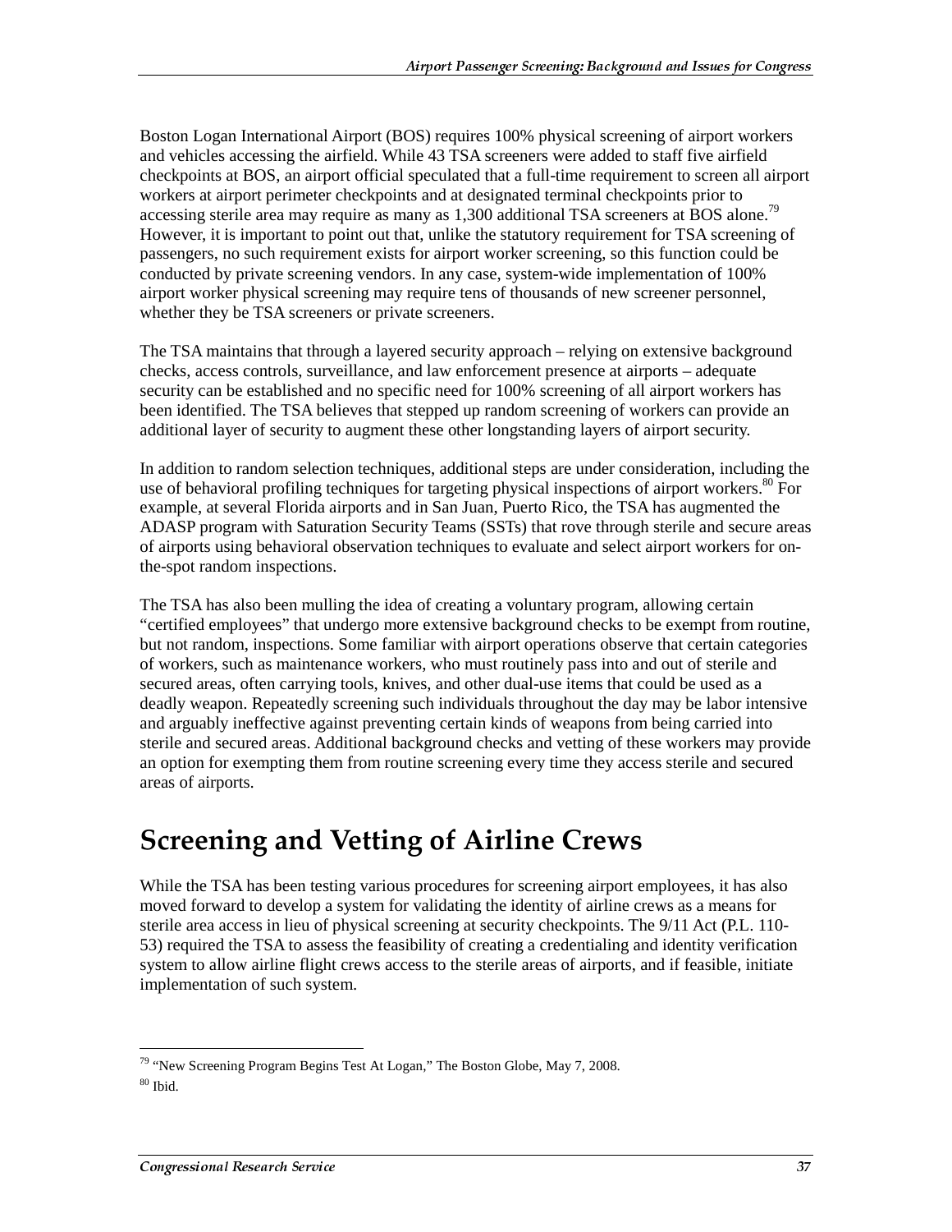Boston Logan International Airport (BOS) requires 100% physical screening of airport workers and vehicles accessing the airfield. While 43 TSA screeners were added to staff five airfield checkpoints at BOS, an airport official speculated that a full-time requirement to screen all airport workers at airport perimeter checkpoints and at designated terminal checkpoints prior to accessing sterile area may require as many as 1,300 additional TSA screeners at BOS alone.[79] However, it is important to point out that, unlike the statutory requirement for TSA screening of passengers, no such requirement exists for airport worker screening, so this function could be conducted by private screening vendors. In any case, system-wide implementation of 100% airport worker physical screening may require tens of thousands of new screener personnel, whether they be TSA screeners or private screeners.

The TSA maintains that through a layered security approach – relying on extensive background checks, access controls, surveillance, and law enforcement presence at airports – adequate security can be established and no specific need for 100% screening of all airport workers has been identified. The TSA believes that stepped up random screening of workers can provide an additional layer of security to augment these other longstanding layers of airport security.

In addition to random selection techniques, additional steps are under consideration, including the use of behavioral profiling techniques for targeting physical inspections of airport workers.[80] For example, at several Florida airports and in San Juan, Puerto Rico, the TSA has augmented the ADASP program with Saturation Security Teams (SSTs) that rove through sterile and secure areas of airports using behavioral observation techniques to evaluate and select airport workers for on-the-spot random inspections.

The TSA has also been mulling the idea of creating a voluntary program, allowing certain "certified employees" that undergo more extensive background checks to be exempt from routine, but not random, inspections. Some familiar with airport operations observe that certain categories of workers, such as maintenance workers, who must routinely pass into and out of sterile and secured areas, often carrying tools, knives, and other dual-use items that could be used as a deadly weapon. Repeatedly screening such individuals throughout the day may be labor intensive and arguably ineffective against preventing certain kinds of weapons from being carried into sterile and secured areas. Additional background checks and vetting of these workers may provide an option for exempting them from routine screening every time they access sterile and secured areas of airports.

# Screening and Vetting of Airline Crews

While the TSA has been testing various procedures for screening airport employees, it has also moved forward to develop a system for validating the identity of airline crews as a means for sterile area access in lieu of physical screening at security checkpoints. The 9/11 Act (P.L. 110-53) required the TSA to assess the feasibility of creating a credentialing and identity verification system to allow airline flight crews access to the sterile areas of airports, and if feasible, initiate implementation of such system.

---

[79] "New Screening Program Begins Test At Logan," The Boston Globe, May 7, 2008.

[80] Ibid.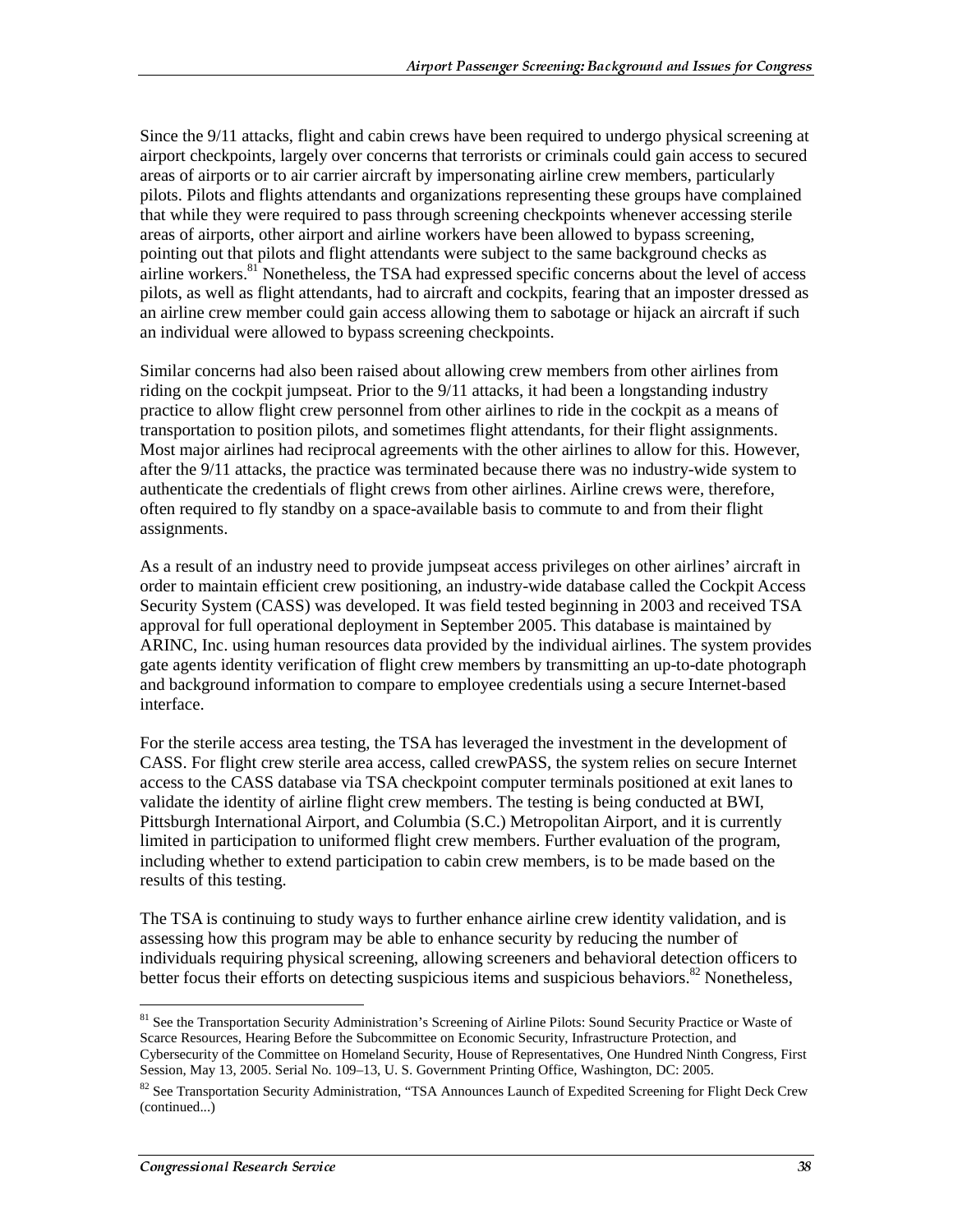Since the 9/11 attacks, flight and cabin crews have been required to undergo physical screening at airport checkpoints, largely over concerns that terrorists or criminals could gain access to secured areas of airports or to air carrier aircraft by impersonating airline crew members, particularly pilots. Pilots and flights attendants and organizations representing these groups have complained that while they were required to pass through screening checkpoints whenever accessing sterile areas of airports, other airport and airline workers have been allowed to bypass screening, pointing out that pilots and flight attendants were subject to the same background checks as airline workers.[81] Nonetheless, the TSA had expressed specific concerns about the level of access pilots, as well as flight attendants, had to aircraft and cockpits, fearing that an imposter dressed as an airline crew member could gain access allowing them to sabotage or hijack an aircraft if such an individual were allowed to bypass screening checkpoints.

Similar concerns had also been raised about allowing crew members from other airlines from riding on the cockpit jumpseat. Prior to the 9/11 attacks, it had been a longstanding industry practice to allow flight crew personnel from other airlines to ride in the cockpit as a means of transportation to position pilots, and sometimes flight attendants, for their flight assignments. Most major airlines had reciprocal agreements with the other airlines to allow for this. However, after the 9/11 attacks, the practice was terminated because there was no industry-wide system to authenticate the credentials of flight crews from other airlines. Airline crews were, therefore, often required to fly standby on a space-available basis to commute to and from their flight assignments.

As a result of an industry need to provide jumpseat access privileges on other airlines' aircraft in order to maintain efficient crew positioning, an industry-wide database called the Cockpit Access Security System (CASS) was developed. It was field tested beginning in 2003 and received TSA approval for full operational deployment in September 2005. This database is maintained by ARINC, Inc. using human resources data provided by the individual airlines. The system provides gate agents identity verification of flight crew members by transmitting an up-to-date photograph and background information to compare to employee credentials using a secure Internet-based interface.

For the sterile access area testing, the TSA has leveraged the investment in the development of CASS. For flight crew sterile area access, called crewPASS, the system relies on secure Internet access to the CASS database via TSA checkpoint computer terminals positioned at exit lanes to validate the identity of airline flight crew members. The testing is being conducted at BWI, Pittsburgh International Airport, and Columbia (S.C.) Metropolitan Airport, and it is currently limited in participation to uniformed flight crew members. Further evaluation of the program, including whether to extend participation to cabin crew members, is to be made based on the results of this testing.

The TSA is continuing to study ways to further enhance airline crew identity validation, and is assessing how this program may be able to enhance security by reducing the number of individuals requiring physical screening, allowing screeners and behavioral detection officers to better focus their efforts on detecting suspicious items and suspicious behaviors.[82] Nonetheless,

---

[81] See the Transportation Security Administration's Screening of Airline Pilots: Sound Security Practice or Waste of Scarce Resources, Hearing Before the Subcommittee on Economic Security, Infrastructure Protection, and Cybersecurity of the Committee on Homeland Security, House of Representatives, One Hundred Ninth Congress, First Session, May 13, 2005. Serial No. 109–13, U. S. Government Printing Office, Washington, DC: 2005.

[82] See Transportation Security Administration, "TSA Announces Launch of Expedited Screening for Flight Deck Crew (continued...)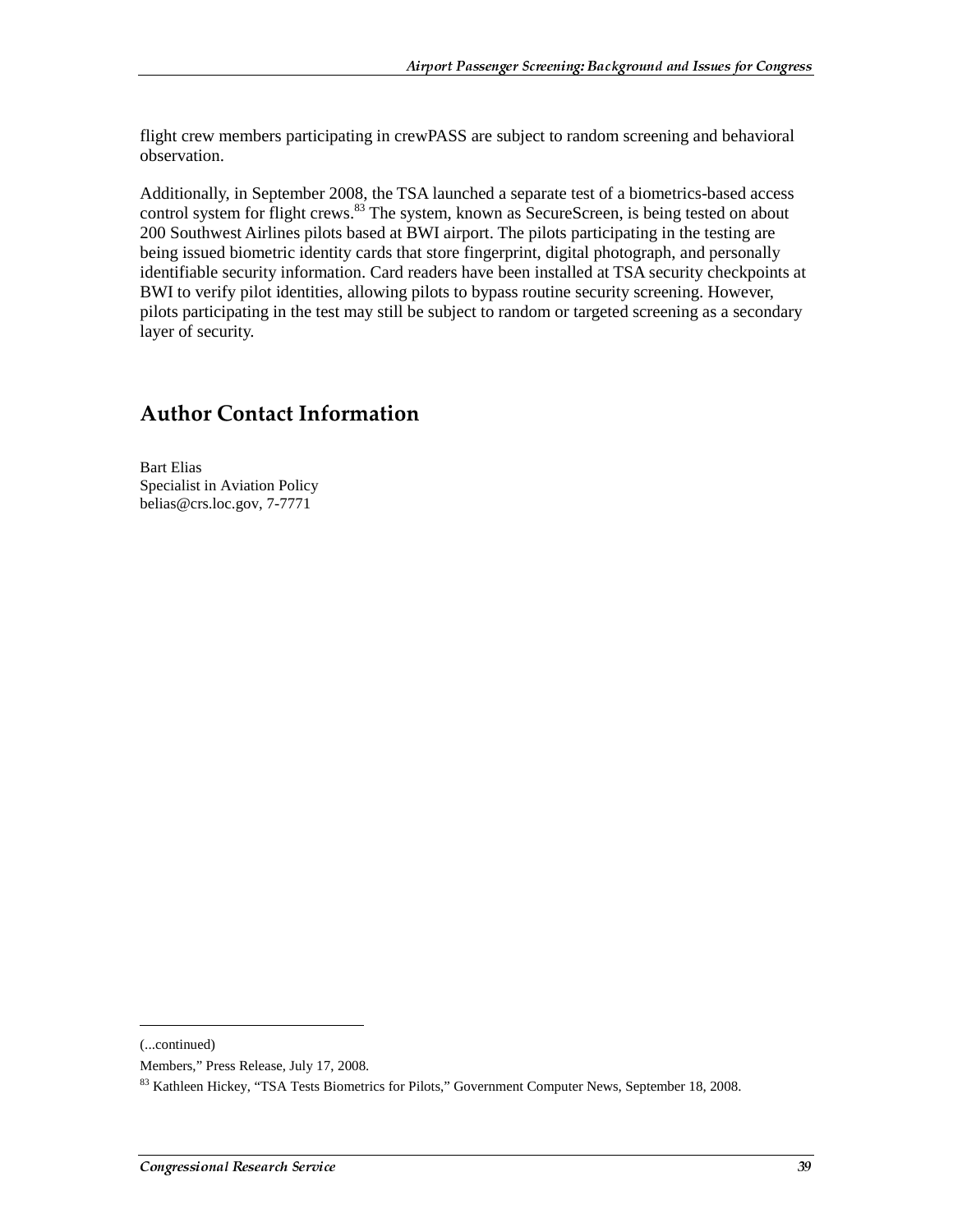flight crew members participating in crewPASS are subject to random screening and behavioral observation.

Additionally, in September 2008, the TSA launched a separate test of a biometrics-based access control system for flight crews.[83] The system, known as SecureScreen, is being tested on about 200 Southwest Airlines pilots based at BWI airport. The pilots participating in the testing are being issued biometric identity cards that store fingerprint, digital photograph, and personally identifiable security information. Card readers have been installed at TSA security checkpoints at BWI to verify pilot identities, allowing pilots to bypass routine security screening. However, pilots participating in the test may still be subject to random or targeted screening as a secondary layer of security.

## Author Contact Information

Bart Elias
Specialist in Aviation Policy
belias@crs.loc.gov, 7-7771

---

(...continued)

Members," Press Release, July 17, 2008.

[83] Kathleen Hickey, "TSA Tests Biometrics for Pilots," Government Computer News, September 18, 2008.